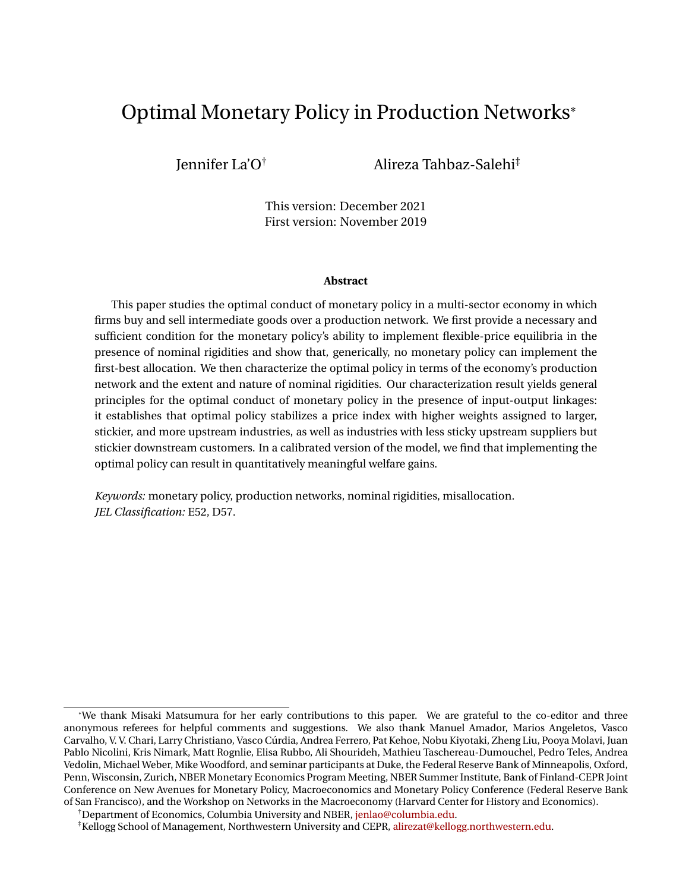# Optimal Monetary Policy in Production Networks[*]

Jennifer La'O[†] Alireza Tahbaz-Salehi[‡]

This version: December 2021
First version: November 2019

### Abstract

This paper studies the optimal conduct of monetary policy in a multi-sector economy in which firms buy and sell intermediate goods over a production network. We first provide a necessary and sufficient condition for the monetary policy's ability to implement flexible-price equilibria in the presence of nominal rigidities and show that, generically, no monetary policy can implement the first-best allocation. We then characterize the optimal policy in terms of the economy's production network and the extent and nature of nominal rigidities. Our characterization result yields general principles for the optimal conduct of monetary policy in the presence of input-output linkages: it establishes that optimal policy stabilizes a price index with higher weights assigned to larger, stickier, and more upstream industries, as well as industries with less sticky upstream suppliers but stickier downstream customers. In a calibrated version of the model, we find that implementing the optimal policy can result in quantitatively meaningful welfare gains.

*Keywords:* monetary policy, production networks, nominal rigidities, misallocation.
*JEL Classification:* E52, D57.

---

[*]We thank Misaki Matsumura for her early contributions to this paper. We are grateful to the co-editor and three anonymous referees for helpful comments and suggestions. We also thank Manuel Amador, Marios Angeletos, Vasco Carvalho, V. V. Chari, Larry Christiano, Vasco Cúrdia, Andrea Ferrero, Pat Kehoe, Nobu Kiyotaki, Zheng Liu, Pooya Molavi, Juan Pablo Nicolini, Kris Nimark, Matt Rognlie, Elisa Rubbo, Ali Shourideh, Mathieu Taschereau-Dumouchel, Pedro Teles, Andrea Vedolin, Michael Weber, Mike Woodford, and seminar participants at Duke, the Federal Reserve Bank of Minneapolis, Oxford, Penn, Wisconsin, Zurich, NBER Monetary Economics Program Meeting, NBER Summer Institute, Bank of Finland-CEPR Joint Conference on New Avenues for Monetary Policy, Macroeconomics and Monetary Policy Conference (Federal Reserve Bank of San Francisco), and the Workshop on Networks in the Macroeconomy (Harvard Center for History and Economics).

[†]Department of Economics, Columbia University and NBER, jenlao@columbia.edu.

[‡]Kellogg School of Management, Northwestern University and CEPR, alirezat@kellogg.northwestern.edu.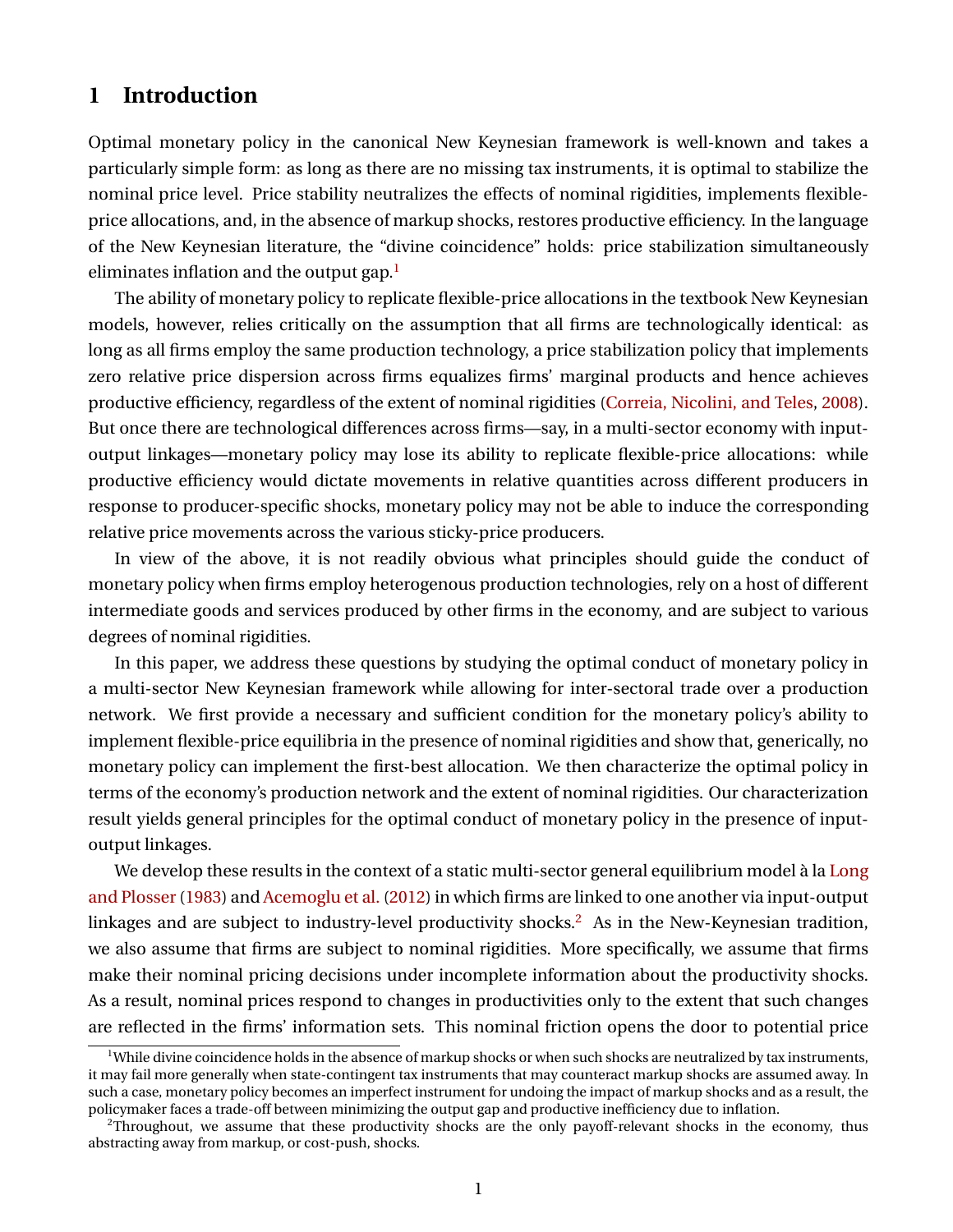# 1 Introduction

Optimal monetary policy in the canonical New Keynesian framework is well-known and takes a particularly simple form: as long as there are no missing tax instruments, it is optimal to stabilize the nominal price level. Price stability neutralizes the effects of nominal rigidities, implements flexible-price allocations, and, in the absence of markup shocks, restores productive efficiency. In the language of the New Keynesian literature, the "divine coincidence" holds: price stabilization simultaneously eliminates inflation and the output gap.[1]

The ability of monetary policy to replicate flexible-price allocations in the textbook New Keynesian models, however, relies critically on the assumption that all firms are technologically identical: as long as all firms employ the same production technology, a price stabilization policy that implements zero relative price dispersion across firms equalizes firms' marginal products and hence achieves productive efficiency, regardless of the extent of nominal rigidities (Correia, Nicolini, and Teles, 2008). But once there are technological differences across firms—say, in a multi-sector economy with input-output linkages—monetary policy may lose its ability to replicate flexible-price allocations: while productive efficiency would dictate movements in relative quantities across different producers in response to producer-specific shocks, monetary policy may not be able to induce the corresponding relative price movements across the various sticky-price producers.

In view of the above, it is not readily obvious what principles should guide the conduct of monetary policy when firms employ heterogenous production technologies, rely on a host of different intermediate goods and services produced by other firms in the economy, and are subject to various degrees of nominal rigidities.

In this paper, we address these questions by studying the optimal conduct of monetary policy in a multi-sector New Keynesian framework while allowing for inter-sectoral trade over a production network. We first provide a necessary and sufficient condition for the monetary policy's ability to implement flexible-price equilibria in the presence of nominal rigidities and show that, generically, no monetary policy can implement the first-best allocation. We then characterize the optimal policy in terms of the economy's production network and the extent of nominal rigidities. Our characterization result yields general principles for the optimal conduct of monetary policy in the presence of input-output linkages.

We develop these results in the context of a static multi-sector general equilibrium model à la Long and Plosser (1983) and Acemoglu et al. (2012) in which firms are linked to one another via input-output linkages and are subject to industry-level productivity shocks.[2] As in the New-Keynesian tradition, we also assume that firms are subject to nominal rigidities. More specifically, we assume that firms make their nominal pricing decisions under incomplete information about the productivity shocks. As a result, nominal prices respond to changes in productivities only to the extent that such changes are reflected in the firms' information sets. This nominal friction opens the door to potential price

[1] While divine coincidence holds in the absence of markup shocks or when such shocks are neutralized by tax instruments, it may fail more generally when state-contingent tax instruments that may counteract markup shocks are assumed away. In such a case, monetary policy becomes an imperfect instrument for undoing the impact of markup shocks and as a result, the policymaker faces a trade-off between minimizing the output gap and productive inefficiency due to inflation.

[2] Throughout, we assume that these productivity shocks are the only payoff-relevant shocks in the economy, thus abstracting away from markup, or cost-push, shocks.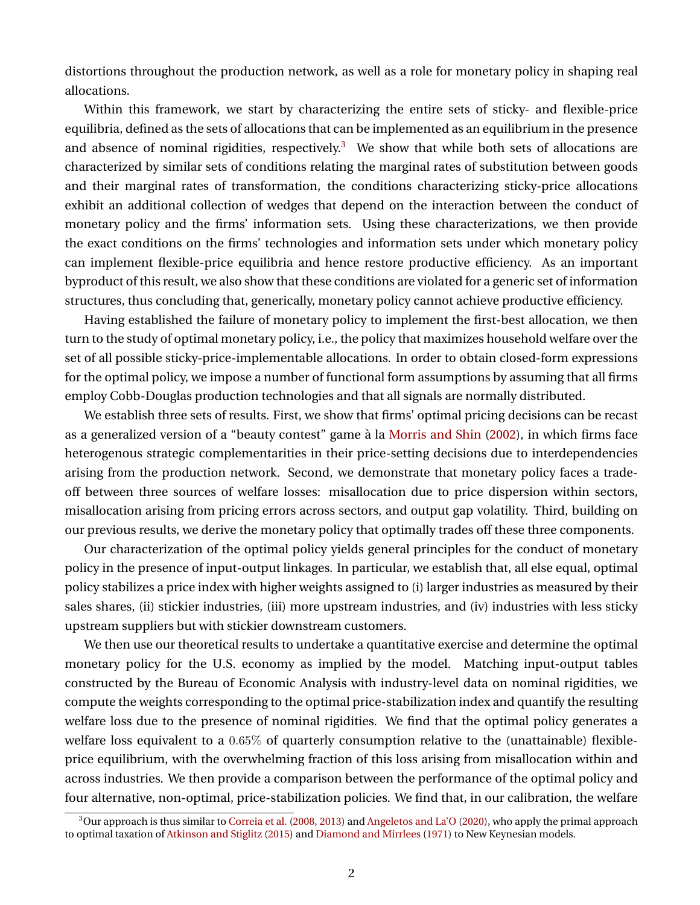distortions throughout the production network, as well as a role for monetary policy in shaping real allocations.

Within this framework, we start by characterizing the entire sets of sticky- and flexible-price equilibria, defined as the sets of allocations that can be implemented as an equilibrium in the presence and absence of nominal rigidities, respectively.[3] We show that while both sets of allocations are characterized by similar sets of conditions relating the marginal rates of substitution between goods and their marginal rates of transformation, the conditions characterizing sticky-price allocations exhibit an additional collection of wedges that depend on the interaction between the conduct of monetary policy and the firms' information sets. Using these characterizations, we then provide the exact conditions on the firms' technologies and information sets under which monetary policy can implement flexible-price equilibria and hence restore productive efficiency. As an important byproduct of this result, we also show that these conditions are violated for a generic set of information structures, thus concluding that, generically, monetary policy cannot achieve productive efficiency.

Having established the failure of monetary policy to implement the first-best allocation, we then turn to the study of optimal monetary policy, i.e., the policy that maximizes household welfare over the set of all possible sticky-price-implementable allocations. In order to obtain closed-form expressions for the optimal policy, we impose a number of functional form assumptions by assuming that all firms employ Cobb-Douglas production technologies and that all signals are normally distributed.

We establish three sets of results. First, we show that firms' optimal pricing decisions can be recast as a generalized version of a "beauty contest" game à la Morris and Shin (2002), in which firms face heterogenous strategic complementarities in their price-setting decisions due to interdependencies arising from the production network. Second, we demonstrate that monetary policy faces a trade-off between three sources of welfare losses: misallocation due to price dispersion within sectors, misallocation arising from pricing errors across sectors, and output gap volatility. Third, building on our previous results, we derive the monetary policy that optimally trades off these three components.

Our characterization of the optimal policy yields general principles for the conduct of monetary policy in the presence of input-output linkages. In particular, we establish that, all else equal, optimal policy stabilizes a price index with higher weights assigned to (i) larger industries as measured by their sales shares, (ii) stickier industries, (iii) more upstream industries, and (iv) industries with less sticky upstream suppliers but with stickier downstream customers.

We then use our theoretical results to undertake a quantitative exercise and determine the optimal monetary policy for the U.S. economy as implied by the model. Matching input-output tables constructed by the Bureau of Economic Analysis with industry-level data on nominal rigidities, we compute the weights corresponding to the optimal price-stabilization index and quantify the resulting welfare loss due to the presence of nominal rigidities. We find that the optimal policy generates a welfare loss equivalent to a $0.65\%$ of quarterly consumption relative to the (unattainable) flexible-price equilibrium, with the overwhelming fraction of this loss arising from misallocation within and across industries. We then provide a comparison between the performance of the optimal policy and four alternative, non-optimal, price-stabilization policies. We find that, in our calibration, the welfare

[3] Our approach is thus similar to Correia et al. (2008, 2013) and Angeletos and La'O (2020), who apply the primal approach to optimal taxation of Atkinson and Stiglitz (2015) and Diamond and Mirrlees (1971) to New Keynesian models.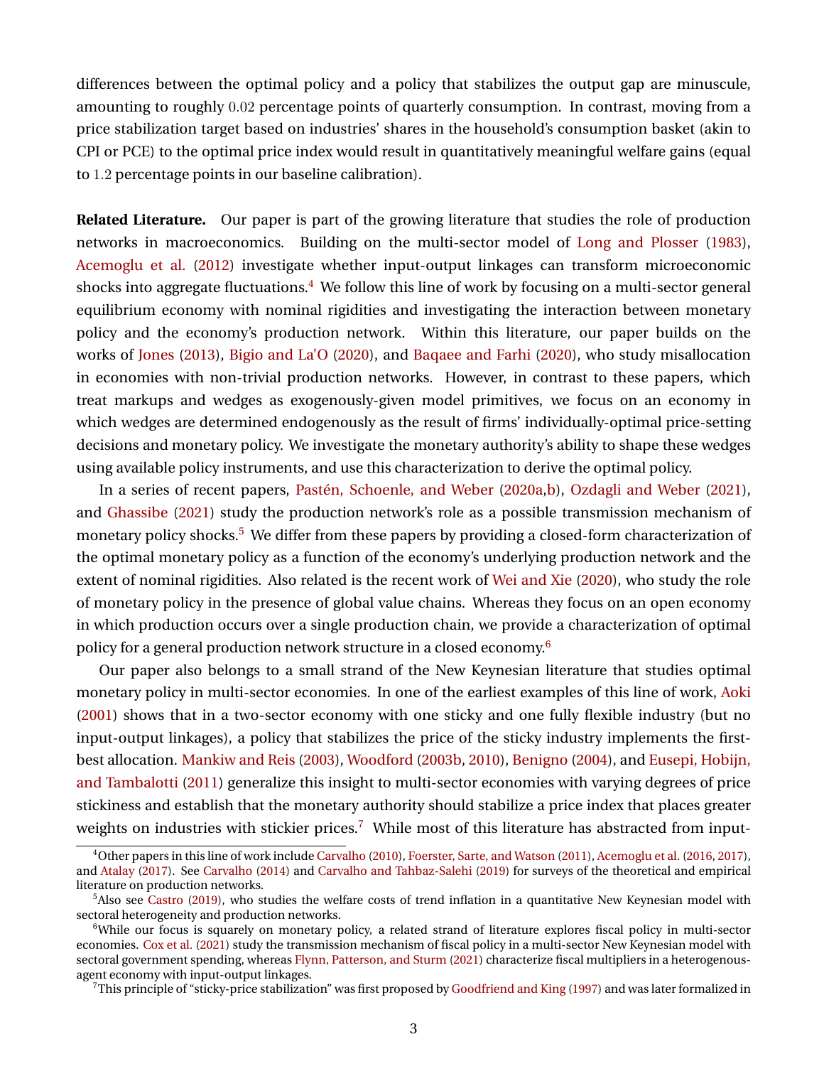differences between the optimal policy and a policy that stabilizes the output gap are minuscule, amounting to roughly 0.02 percentage points of quarterly consumption. In contrast, moving from a price stabilization target based on industries' shares in the household's consumption basket (akin to CPI or PCE) to the optimal price index would result in quantitatively meaningful welfare gains (equal to 1.2 percentage points in our baseline calibration).

**Related Literature.** Our paper is part of the growing literature that studies the role of production networks in macroeconomics. Building on the multi-sector model of Long and Plosser (1983), Acemoglu et al. (2012) investigate whether input-output linkages can transform microeconomic shocks into aggregate fluctuations.[4] We follow this line of work by focusing on a multi-sector general equilibrium economy with nominal rigidities and investigating the interaction between monetary policy and the economy's production network. Within this literature, our paper builds on the works of Jones (2013), Bigio and La'O (2020), and Baqaee and Farhi (2020), who study misallocation in economies with non-trivial production networks. However, in contrast to these papers, which treat markups and wedges as exogenously-given model primitives, we focus on an economy in which wedges are determined endogenously as the result of firms' individually-optimal price-setting decisions and monetary policy. We investigate the monetary authority's ability to shape these wedges using available policy instruments, and use this characterization to derive the optimal policy.

In a series of recent papers, Pastén, Schoenle, and Weber (2020a,b), Ozdagli and Weber (2021), and Ghassibe (2021) study the production network's role as a possible transmission mechanism of monetary policy shocks.[5] We differ from these papers by providing a closed-form characterization of the optimal monetary policy as a function of the economy's underlying production network and the extent of nominal rigidities. Also related is the recent work of Wei and Xie (2020), who study the role of monetary policy in the presence of global value chains. Whereas they focus on an open economy in which production occurs over a single production chain, we provide a characterization of optimal policy for a general production network structure in a closed economy.[6]

Our paper also belongs to a small strand of the New Keynesian literature that studies optimal monetary policy in multi-sector economies. In one of the earliest examples of this line of work, Aoki (2001) shows that in a two-sector economy with one sticky and one fully flexible industry (but no input-output linkages), a policy that stabilizes the price of the sticky industry implements the first-best allocation. Mankiw and Reis (2003), Woodford (2003b, 2010), Benigno (2004), and Eusepi, Hobijn, and Tambalotti (2011) generalize this insight to multi-sector economies with varying degrees of price stickiness and establish that the monetary authority should stabilize a price index that places greater weights on industries with stickier prices.[7] While most of this literature has abstracted from input-

[4] Other papers in this line of work include Carvalho (2010), Foerster, Sarte, and Watson (2011), Acemoglu et al. (2016, 2017), and Atalay (2017). See Carvalho (2014) and Carvalho and Tahbaz-Salehi (2019) for surveys of the theoretical and empirical literature on production networks.

[5] Also see Castro (2019), who studies the welfare costs of trend inflation in a quantitative New Keynesian model with sectoral heterogeneity and production networks.

[6] While our focus is squarely on monetary policy, a related strand of literature explores fiscal policy in multi-sector economies. Cox et al. (2021) study the transmission mechanism of fiscal policy in a multi-sector New Keynesian model with sectoral government spending, whereas Flynn, Patterson, and Sturm (2021) characterize fiscal multipliers in a heterogenous-agent economy with input-output linkages.

[7] This principle of "sticky-price stabilization" was first proposed by Goodfriend and King (1997) and was later formalized in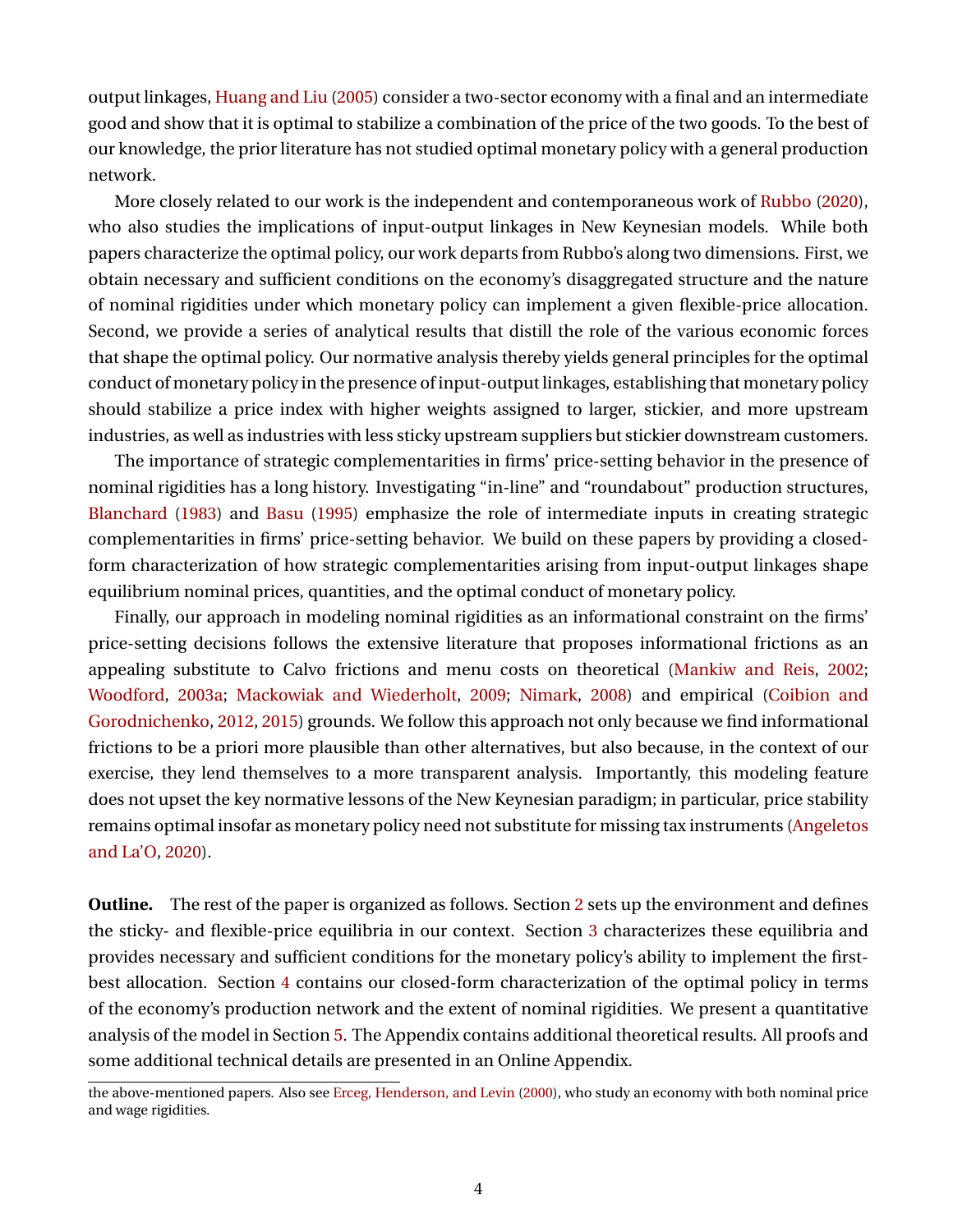output linkages, Huang and Liu (2005) consider a two-sector economy with a final and an intermediate good and show that it is optimal to stabilize a combination of the price of the two goods. To the best of our knowledge, the prior literature has not studied optimal monetary policy with a general production network.

More closely related to our work is the independent and contemporaneous work of Rubbo (2020), who also studies the implications of input-output linkages in New Keynesian models. While both papers characterize the optimal policy, our work departs from Rubbo's along two dimensions. First, we obtain necessary and sufficient conditions on the economy's disaggregated structure and the nature of nominal rigidities under which monetary policy can implement a given flexible-price allocation. Second, we provide a series of analytical results that distill the role of the various economic forces that shape the optimal policy. Our normative analysis thereby yields general principles for the optimal conduct of monetary policy in the presence of input-output linkages, establishing that monetary policy should stabilize a price index with higher weights assigned to larger, stickier, and more upstream industries, as well as industries with less sticky upstream suppliers but stickier downstream customers.

The importance of strategic complementarities in firms' price-setting behavior in the presence of nominal rigidities has a long history. Investigating "in-line" and "roundabout" production structures, Blanchard (1983) and Basu (1995) emphasize the role of intermediate inputs in creating strategic complementarities in firms' price-setting behavior. We build on these papers by providing a closed-form characterization of how strategic complementarities arising from input-output linkages shape equilibrium nominal prices, quantities, and the optimal conduct of monetary policy.

Finally, our approach in modeling nominal rigidities as an informational constraint on the firms' price-setting decisions follows the extensive literature that proposes informational frictions as an appealing substitute to Calvo frictions and menu costs on theoretical (Mankiw and Reis, 2002; Woodford, 2003a; Mackowiak and Wiederholt, 2009; Nimark, 2008) and empirical (Coibion and Gorodnichenko, 2012, 2015) grounds. We follow this approach not only because we find informational frictions to be a priori more plausible than other alternatives, but also because, in the context of our exercise, they lend themselves to a more transparent analysis. Importantly, this modeling feature does not upset the key normative lessons of the New Keynesian paradigm; in particular, price stability remains optimal insofar as monetary policy need not substitute for missing tax instruments (Angeletos and La'O, 2020).

**Outline.** The rest of the paper is organized as follows. Section 2 sets up the environment and defines the sticky- and flexible-price equilibria in our context. Section 3 characterizes these equilibria and provides necessary and sufficient conditions for the monetary policy's ability to implement the first-best allocation. Section 4 contains our closed-form characterization of the optimal policy in terms of the economy's production network and the extent of nominal rigidities. We present a quantitative analysis of the model in Section 5. The Appendix contains additional theoretical results. All proofs and some additional technical details are presented in an Online Appendix.

---

the above-mentioned papers. Also see Erceg, Henderson, and Levin (2000), who study an economy with both nominal price and wage rigidities.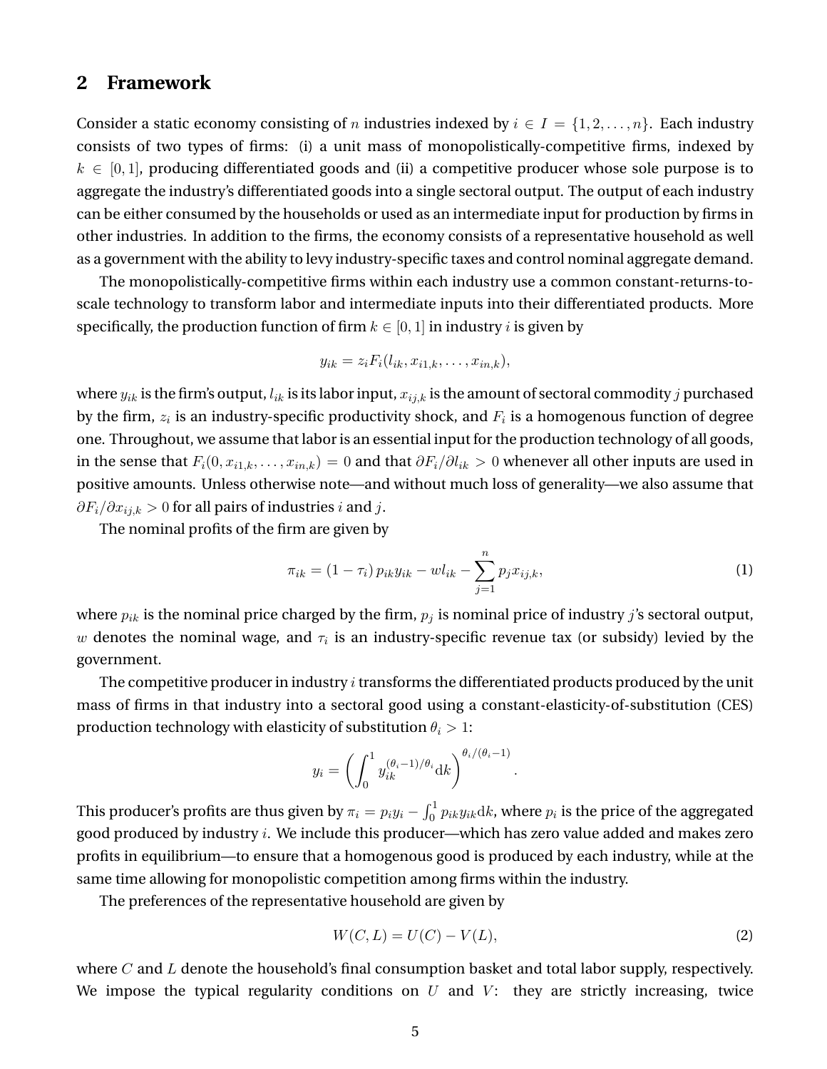## 2 Framework

Consider a static economy consisting of $n$ industries indexed by $i \in I = \{1, 2, \ldots, n\}$. Each industry consists of two types of firms: (i) a unit mass of monopolistically-competitive firms, indexed by $k \in [0, 1]$, producing differentiated goods and (ii) a competitive producer whose sole purpose is to aggregate the industry's differentiated goods into a single sectoral output. The output of each industry can be either consumed by the households or used as an intermediate input for production by firms in other industries. In addition to the firms, the economy consists of a representative household as well as a government with the ability to levy industry-specific taxes and control nominal aggregate demand.

The monopolistically-competitive firms within each industry use a common constant-returns-to-scale technology to transform labor and intermediate inputs into their differentiated products. More specifically, the production function of firm $k \in [0, 1]$ in industry $i$ is given by

$$y_{ik} = z_i F_i(l_{ik}, x_{i1,k}, \ldots, x_{in,k}),$$

where $y_{ik}$ is the firm's output, $l_{ik}$ is its labor input, $x_{ij,k}$ is the amount of sectoral commodity $j$ purchased by the firm, $z_i$ is an industry-specific productivity shock, and $F_i$ is a homogenous function of degree one. Throughout, we assume that labor is an essential input for the production technology of all goods, in the sense that $F_i(0, x_{i1,k}, \ldots, x_{in,k}) = 0$ and that $\partial F_i / \partial l_{ik} > 0$ whenever all other inputs are used in positive amounts. Unless otherwise note—and without much loss of generality—we also assume that $\partial F_i / \partial x_{ij,k} > 0$ for all pairs of industries $i$ and $j$.

The nominal profits of the firm are given by

$$\pi_{ik} = (1 - \tau_i)\, p_{ik} y_{ik} - w l_{ik} - \sum_{j=1}^{n} p_j x_{ij,k}, \tag{1}$$

where $p_{ik}$ is the nominal price charged by the firm, $p_j$ is nominal price of industry $j$'s sectoral output, $w$ denotes the nominal wage, and $\tau_i$ is an industry-specific revenue tax (or subsidy) levied by the government.

The competitive producer in industry $i$ transforms the differentiated products produced by the unit mass of firms in that industry into a sectoral good using a constant-elasticity-of-substitution (CES) production technology with elasticity of substitution $\theta_i > 1$:

$$y_i = \left( \int_0^1 y_{ik}^{(\theta_i - 1)/\theta_i} \mathrm{d}k \right)^{\theta_i/(\theta_i - 1)}.$$

This producer's profits are thus given by $\pi_i = p_i y_i - \int_0^1 p_{ik} y_{ik} \mathrm{d}k$, where $p_i$ is the price of the aggregated good produced by industry $i$. We include this producer—which has zero value added and makes zero profits in equilibrium—to ensure that a homogenous good is produced by each industry, while at the same time allowing for monopolistic competition among firms within the industry.

The preferences of the representative household are given by

$$W(C, L) = U(C) - V(L), \tag{2}$$

where $C$ and $L$ denote the household's final consumption basket and total labor supply, respectively. We impose the typical regularity conditions on $U$ and $V$: they are strictly increasing, twice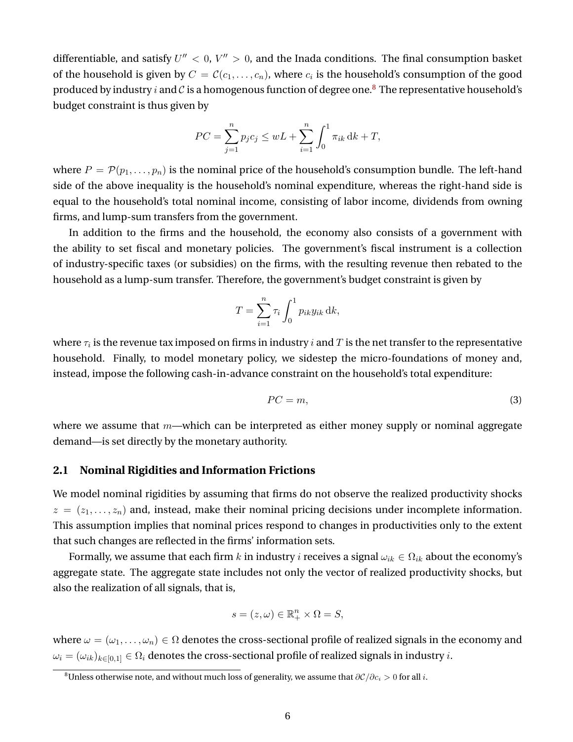differentiable, and satisfy $U'' < 0$, $V'' > 0$, and the Inada conditions. The final consumption basket of the household is given by $C = \mathcal{C}(c_1, \dots, c_n)$, where $c_i$ is the household's consumption of the good produced by industry $i$ and $\mathcal{C}$ is a homogenous function of degree one.[8] The representative household's budget constraint is thus given by

$$PC = \sum_{j=1}^{n} p_j c_j \leq wL + \sum_{i=1}^{n} \int_0^1 \pi_{ik} \, \mathrm{d}k + T,$$

where $P = \mathcal{P}(p_1, \dots, p_n)$ is the nominal price of the household's consumption bundle. The left-hand side of the above inequality is the household's nominal expenditure, whereas the right-hand side is equal to the household's total nominal income, consisting of labor income, dividends from owning firms, and lump-sum transfers from the government.

In addition to the firms and the household, the economy also consists of a government with the ability to set fiscal and monetary policies. The government's fiscal instrument is a collection of industry-specific taxes (or subsidies) on the firms, with the resulting revenue then rebated to the household as a lump-sum transfer. Therefore, the government's budget constraint is given by

$$T = \sum_{i=1}^{n} \tau_i \int_0^1 p_{ik} y_{ik} \, \mathrm{d}k,$$

where $\tau_i$ is the revenue tax imposed on firms in industry $i$ and $T$ is the net transfer to the representative household. Finally, to model monetary policy, we sidestep the micro-foundations of money and, instead, impose the following cash-in-advance constraint on the household's total expenditure:

$$PC = m, \tag{3}$$

where we assume that $m$—which can be interpreted as either money supply or nominal aggregate demand—is set directly by the monetary authority.

## 2.1 Nominal Rigidities and Information Frictions

We model nominal rigidities by assuming that firms do not observe the realized productivity shocks $z = (z_1, \dots, z_n)$ and, instead, make their nominal pricing decisions under incomplete information. This assumption implies that nominal prices respond to changes in productivities only to the extent that such changes are reflected in the firms' information sets.

Formally, we assume that each firm $k$ in industry $i$ receives a signal $\omega_{ik} \in \Omega_{ik}$ about the economy's aggregate state. The aggregate state includes not only the vector of realized productivity shocks, but also the realization of all signals, that is,

$$s = (z, \omega) \in \mathbb{R}^n_+ \times \Omega = S,$$

where $\omega = (\omega_1, \dots, \omega_n) \in \Omega$ denotes the cross-sectional profile of realized signals in the economy and $\omega_i = (\omega_{ik})_{k \in [0,1]} \in \Omega_i$ denotes the cross-sectional profile of realized signals in industry $i$.

[8] Unless otherwise note, and without much loss of generality, we assume that $\partial \mathcal{C} / \partial c_i > 0$ for all $i$.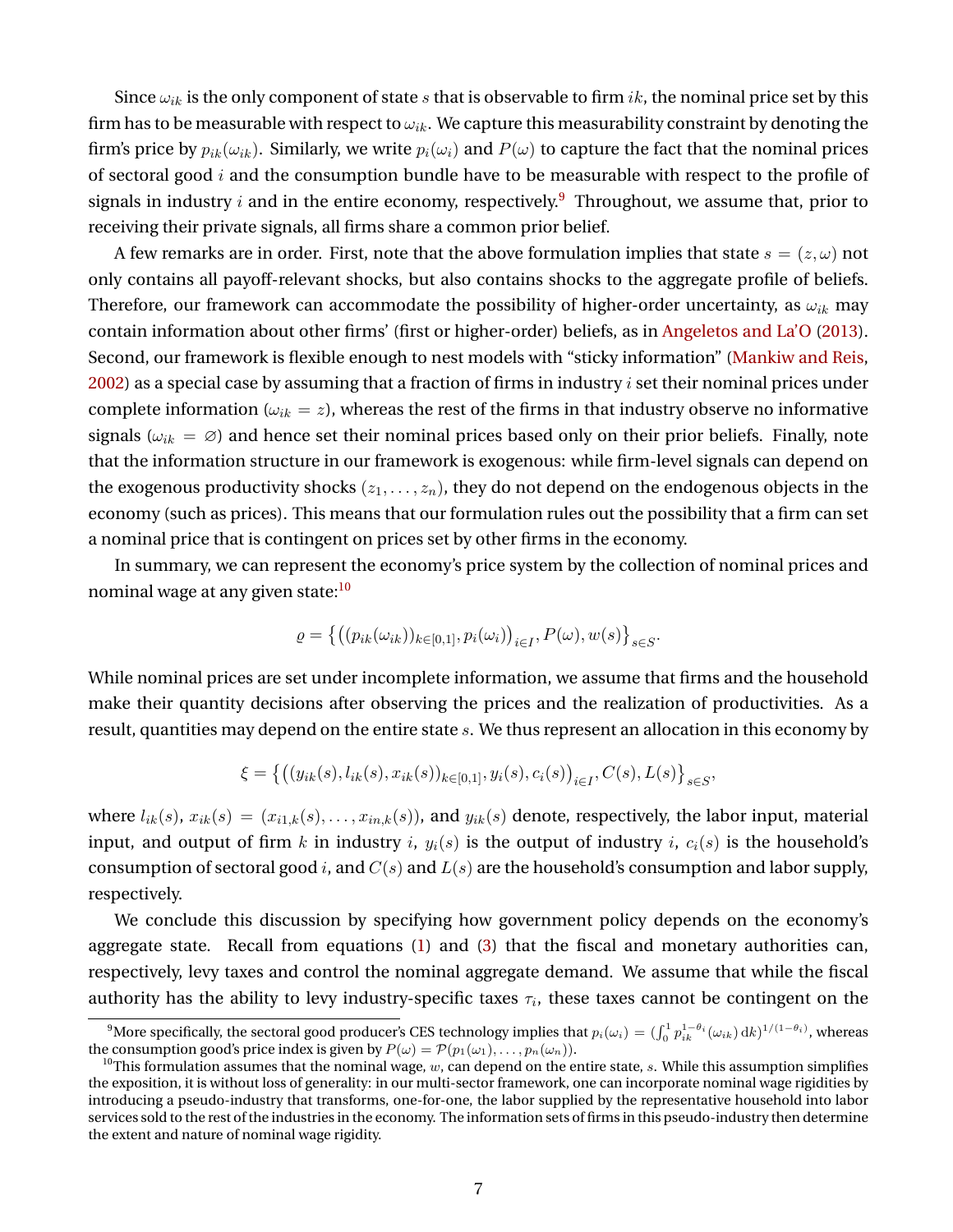Since $\omega_{ik}$ is the only component of state $s$ that is observable to firm $ik$, the nominal price set by this firm has to be measurable with respect to $\omega_{ik}$. We capture this measurability constraint by denoting the firm's price by $p_{ik}(\omega_{ik})$. Similarly, we write $p_i(\omega_i)$ and $P(\omega)$ to capture the fact that the nominal prices of sectoral good $i$ and the consumption bundle have to be measurable with respect to the profile of signals in industry $i$ and in the entire economy, respectively.[9] Throughout, we assume that, prior to receiving their private signals, all firms share a common prior belief.

A few remarks are in order. First, note that the above formulation implies that state $s = (z, \omega)$ not only contains all payoff-relevant shocks, but also contains shocks to the aggregate profile of beliefs. Therefore, our framework can accommodate the possibility of higher-order uncertainty, as $\omega_{ik}$ may contain information about other firms' (first or higher-order) beliefs, as in Angeletos and La'O (2013). Second, our framework is flexible enough to nest models with "sticky information" (Mankiw and Reis, 2002) as a special case by assuming that a fraction of firms in industry $i$ set their nominal prices under complete information ($\omega_{ik} = z$), whereas the rest of the firms in that industry observe no informative signals ($\omega_{ik} = \varnothing$) and hence set their nominal prices based only on their prior beliefs. Finally, note that the information structure in our framework is exogenous: while firm-level signals can depend on the exogenous productivity shocks $(z_1, \dots, z_n)$, they do not depend on the endogenous objects in the economy (such as prices). This means that our formulation rules out the possibility that a firm can set a nominal price that is contingent on prices set by other firms in the economy.

In summary, we can represent the economy's price system by the collection of nominal prices and nominal wage at any given state:[10]

$$\varrho = \left\{ \left( (p_{ik}(\omega_{ik}))_{k \in [0,1]}, p_i(\omega_i) \right)_{i \in I}, P(\omega), w(s) \right\}_{s \in S}.$$

While nominal prices are set under incomplete information, we assume that firms and the household make their quantity decisions after observing the prices and the realization of productivities. As a result, quantities may depend on the entire state $s$. We thus represent an allocation in this economy by

$$\xi = \left\{ \left( (y_{ik}(s), l_{ik}(s), x_{ik}(s))_{k \in [0,1]}, y_i(s), c_i(s) \right)_{i \in I}, C(s), L(s) \right\}_{s \in S},$$

where $l_{ik}(s)$, $x_{ik}(s) = (x_{i1,k}(s), \dots, x_{in,k}(s))$, and $y_{ik}(s)$ denote, respectively, the labor input, material input, and output of firm $k$ in industry $i$, $y_i(s)$ is the output of industry $i$, $c_i(s)$ is the household's consumption of sectoral good $i$, and $C(s)$ and $L(s)$ are the household's consumption and labor supply, respectively.

We conclude this discussion by specifying how government policy depends on the economy's aggregate state. Recall from equations (1) and (3) that the fiscal and monetary authorities can, respectively, levy taxes and control the nominal aggregate demand. We assume that while the fiscal authority has the ability to levy industry-specific taxes $\tau_i$, these taxes cannot be contingent on the

[9] More specifically, the sectoral good producer's CES technology implies that $p_i(\omega_i) = (\int_0^1 p_{ik}^{1-\theta_i}(\omega_{ik})\,\mathrm{d}k)^{1/(1-\theta_i)}$, whereas the consumption good's price index is given by $P(\omega) = \mathcal{P}(p_1(\omega_1), \dots, p_n(\omega_n))$.

[10] This formulation assumes that the nominal wage, $w$, can depend on the entire state, $s$. While this assumption simplifies the exposition, it is without loss of generality: in our multi-sector framework, one can incorporate nominal wage rigidities by introducing a pseudo-industry that transforms, one-for-one, the labor supplied by the representative household into labor services sold to the rest of the industries in the economy. The information sets of firms in this pseudo-industry then determine the extent and nature of nominal wage rigidity.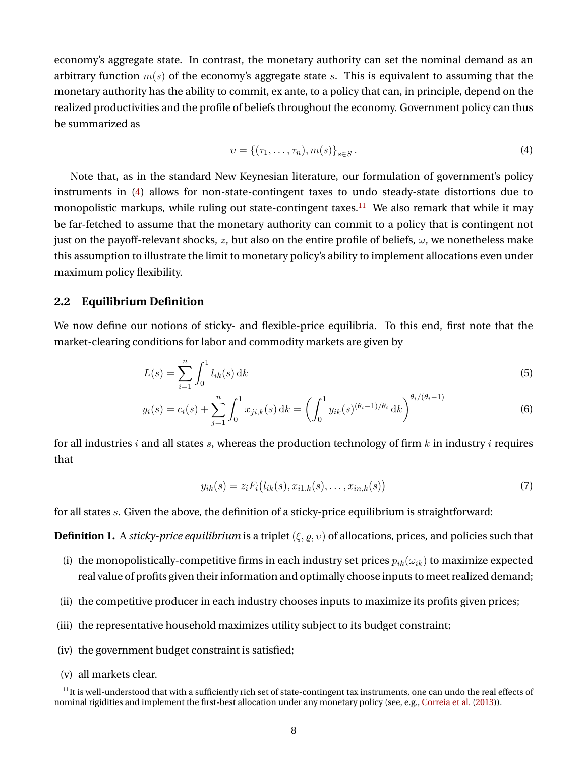economy's aggregate state. In contrast, the monetary authority can set the nominal demand as an arbitrary function $m(s)$ of the economy's aggregate state $s$. This is equivalent to assuming that the monetary authority has the ability to commit, ex ante, to a policy that can, in principle, depend on the realized productivities and the profile of beliefs throughout the economy. Government policy can thus be summarized as

$$\upsilon = \{(\tau_1, \ldots, \tau_n), m(s)\}_{s \in S}. \tag{4}$$

Note that, as in the standard New Keynesian literature, our formulation of government's policy instruments in (4) allows for non-state-contingent taxes to undo steady-state distortions due to monopolistic markups, while ruling out state-contingent taxes.[11] We also remark that while it may be far-fetched to assume that the monetary authority can commit to a policy that is contingent not just on the payoff-relevant shocks, $z$, but also on the entire profile of beliefs, $\omega$, we nonetheless make this assumption to illustrate the limit to monetary policy's ability to implement allocations even under maximum policy flexibility.

## 2.2 Equilibrium Definition

We now define our notions of sticky- and flexible-price equilibria. To this end, first note that the market-clearing conditions for labor and commodity markets are given by

$$L(s) = \sum_{i=1}^{n} \int_0^1 l_{ik}(s)\, \mathrm{d}k \tag{5}$$

$$y_i(s) = c_i(s) + \sum_{j=1}^{n} \int_0^1 x_{ji,k}(s)\, \mathrm{d}k = \left( \int_0^1 y_{ik}(s)^{(\theta_i - 1)/\theta_i}\, \mathrm{d}k \right)^{\theta_i/(\theta_i - 1)} \tag{6}$$

for all industries $i$ and all states $s$, whereas the production technology of firm $k$ in industry $i$ requires that

$$y_{ik}(s) = z_i F_i\big(l_{ik}(s), x_{i1,k}(s), \ldots, x_{in,k}(s)\big) \tag{7}$$

for all states $s$. Given the above, the definition of a sticky-price equilibrium is straightforward:

**Definition 1.** A *sticky-price equilibrium* is a triplet $(\xi, \varrho, \upsilon)$ of allocations, prices, and policies such that

(i) the monopolistically-competitive firms in each industry set prices $p_{ik}(\omega_{ik})$ to maximize expected real value of profits given their information and optimally choose inputs to meet realized demand;

(ii) the competitive producer in each industry chooses inputs to maximize its profits given prices;

(iii) the representative household maximizes utility subject to its budget constraint;

(iv) the government budget constraint is satisfied;

(v) all markets clear.

[11] It is well-understood that with a sufficiently rich set of state-contingent tax instruments, one can undo the real effects of nominal rigidities and implement the first-best allocation under any monetary policy (see, e.g., Correia et al. (2013)).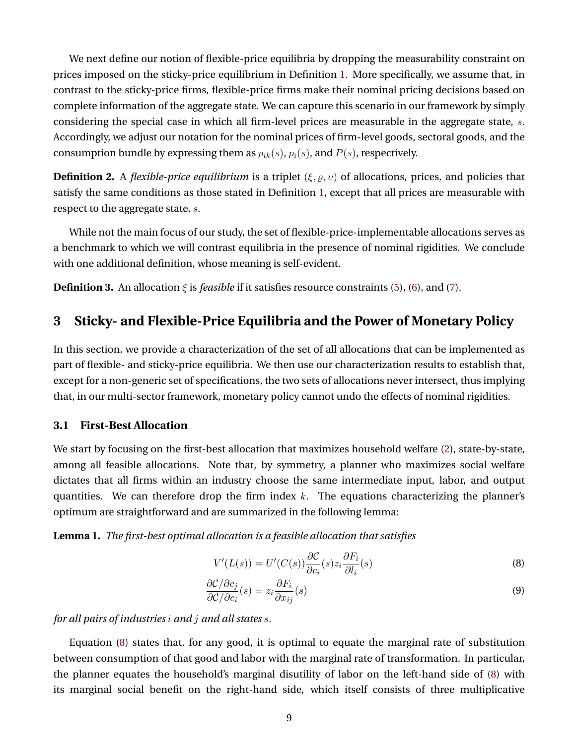We next define our notion of flexible-price equilibria by dropping the measurability constraint on prices imposed on the sticky-price equilibrium in Definition 1. More specifically, we assume that, in contrast to the sticky-price firms, flexible-price firms make their nominal pricing decisions based on complete information of the aggregate state. We can capture this scenario in our framework by simply considering the special case in which all firm-level prices are measurable in the aggregate state, $s$. Accordingly, we adjust our notation for the nominal prices of firm-level goods, sectoral goods, and the consumption bundle by expressing them as $p_{ik}(s)$, $p_i(s)$, and $P(s)$, respectively.

**Definition 2.** A *flexible-price equilibrium* is a triplet $(\xi, \varrho, \upsilon)$ of allocations, prices, and policies that satisfy the same conditions as those stated in Definition 1, except that all prices are measurable with respect to the aggregate state, $s$.

While not the main focus of our study, the set of flexible-price-implementable allocations serves as a benchmark to which we will contrast equilibria in the presence of nominal rigidities. We conclude with one additional definition, whose meaning is self-evident.

**Definition 3.** An allocation $\xi$ is *feasible* if it satisfies resource constraints (5), (6), and (7).

## 3 Sticky- and Flexible-Price Equilibria and the Power of Monetary Policy

In this section, we provide a characterization of the set of all allocations that can be implemented as part of flexible- and sticky-price equilibria. We then use our characterization results to establish that, except for a non-generic set of specifications, the two sets of allocations never intersect, thus implying that, in our multi-sector framework, monetary policy cannot undo the effects of nominal rigidities.

### 3.1 First-Best Allocation

We start by focusing on the first-best allocation that maximizes household welfare (2), state-by-state, among all feasible allocations. Note that, by symmetry, a planner who maximizes social welfare dictates that all firms within an industry choose the same intermediate input, labor, and output quantities. We can therefore drop the firm index $k$. The equations characterizing the planner's optimum are straightforward and are summarized in the following lemma:

**Lemma 1.** *The first-best optimal allocation is a feasible allocation that satisfies*

$$V'(L(s)) = U'(C(s))\frac{\partial \mathcal{C}}{\partial c_i}(s) z_i \frac{\partial F_i}{\partial l_i}(s) \tag{8}$$

$$\frac{\partial \mathcal{C}/\partial c_j}{\partial \mathcal{C}/\partial c_i}(s) = z_i \frac{\partial F_i}{\partial x_{ij}}(s) \tag{9}$$

*for all pairs of industries $i$ and $j$ and all states $s$.*

Equation (8) states that, for any good, it is optimal to equate the marginal rate of substitution between consumption of that good and labor with the marginal rate of transformation. In particular, the planner equates the household's marginal disutility of labor on the left-hand side of (8) with its marginal social benefit on the right-hand side, which itself consists of three multiplicative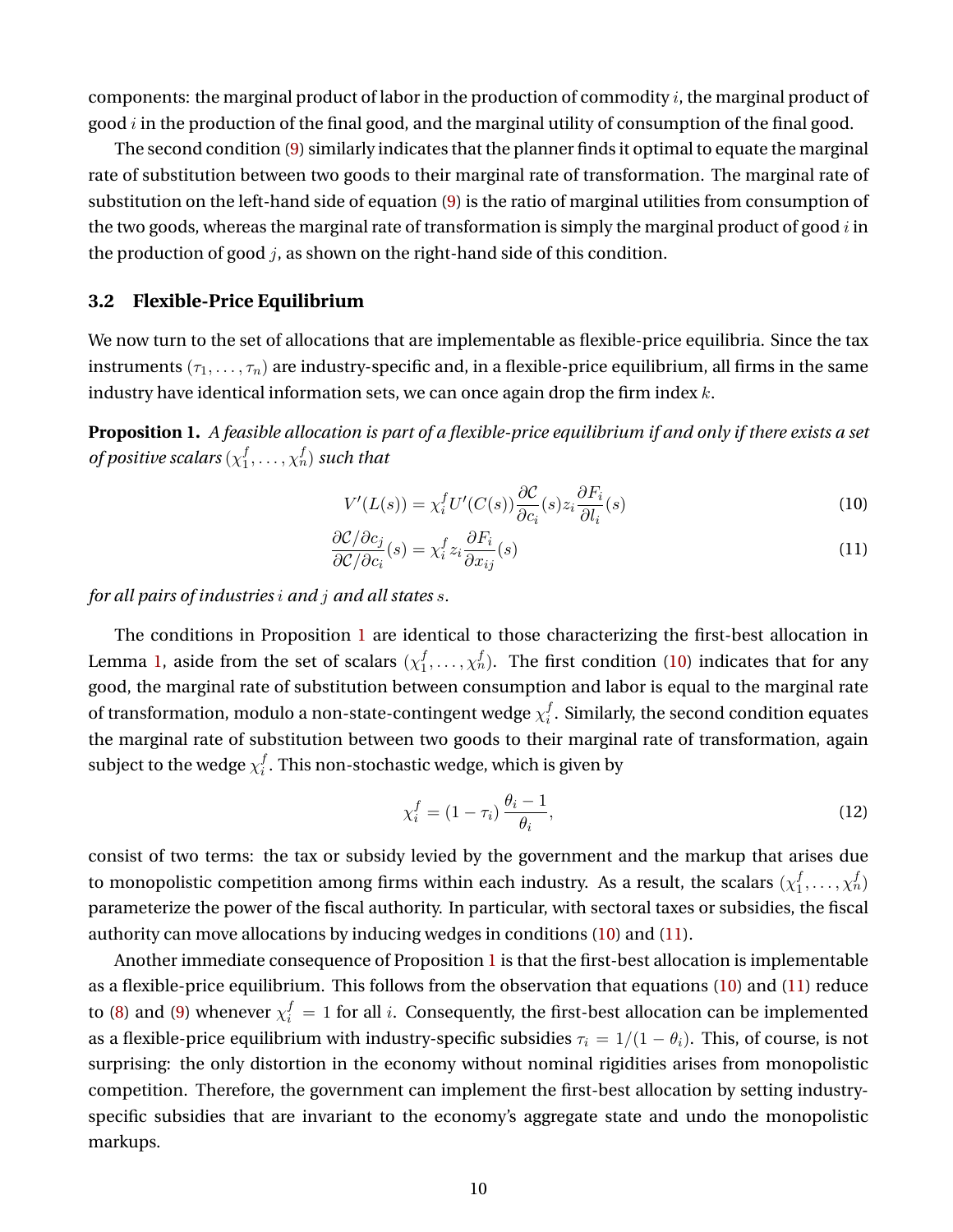components: the marginal product of labor in the production of commodity $i$, the marginal product of good $i$ in the production of the final good, and the marginal utility of consumption of the final good.

The second condition (9) similarly indicates that the planner finds it optimal to equate the marginal rate of substitution between two goods to their marginal rate of transformation. The marginal rate of substitution on the left-hand side of equation (9) is the ratio of marginal utilities from consumption of the two goods, whereas the marginal rate of transformation is simply the marginal product of good $i$ in the production of good $j$, as shown on the right-hand side of this condition.

### 3.2 Flexible-Price Equilibrium

We now turn to the set of allocations that are implementable as flexible-price equilibria. Since the tax instruments $(\tau_1, \ldots, \tau_n)$ are industry-specific and, in a flexible-price equilibrium, all firms in the same industry have identical information sets, we can once again drop the firm index $k$.

**Proposition 1.** *A feasible allocation is part of a flexible-price equilibrium if and only if there exists a set of positive scalars $(\chi_1^f, \ldots, \chi_n^f)$ such that*

$$V'(L(s)) = \chi_i^f U'(C(s)) \frac{\partial \mathcal{C}}{\partial c_i}(s) z_i \frac{\partial F_i}{\partial l_i}(s) \tag{10}$$

$$\frac{\partial \mathcal{C}/\partial c_j}{\partial \mathcal{C}/\partial c_i}(s) = \chi_i^f z_i \frac{\partial F_i}{\partial x_{ij}}(s) \tag{11}$$

*for all pairs of industries $i$ and $j$ and all states $s$.*

The conditions in Proposition 1 are identical to those characterizing the first-best allocation in Lemma 1, aside from the set of scalars $(\chi_1^f, \ldots, \chi_n^f)$. The first condition (10) indicates that for any good, the marginal rate of substitution between consumption and labor is equal to the marginal rate of transformation, modulo a non-state-contingent wedge $\chi_i^f$. Similarly, the second condition equates the marginal rate of substitution between two goods to their marginal rate of transformation, again subject to the wedge $\chi_i^f$. This non-stochastic wedge, which is given by

$$\chi_i^f = (1 - \tau_i) \frac{\theta_i - 1}{\theta_i}, \tag{12}$$

consist of two terms: the tax or subsidy levied by the government and the markup that arises due to monopolistic competition among firms within each industry. As a result, the scalars $(\chi_1^f, \ldots, \chi_n^f)$ parameterize the power of the fiscal authority. In particular, with sectoral taxes or subsidies, the fiscal authority can move allocations by inducing wedges in conditions (10) and (11).

Another immediate consequence of Proposition 1 is that the first-best allocation is implementable as a flexible-price equilibrium. This follows from the observation that equations (10) and (11) reduce to (8) and (9) whenever $\chi_i^f = 1$ for all $i$. Consequently, the first-best allocation can be implemented as a flexible-price equilibrium with industry-specific subsidies $\tau_i = 1/(1 - \theta_i)$. This, of course, is not surprising: the only distortion in the economy without nominal rigidities arises from monopolistic competition. Therefore, the government can implement the first-best allocation by setting industry-specific subsidies that are invariant to the economy's aggregate state and undo the monopolistic markups.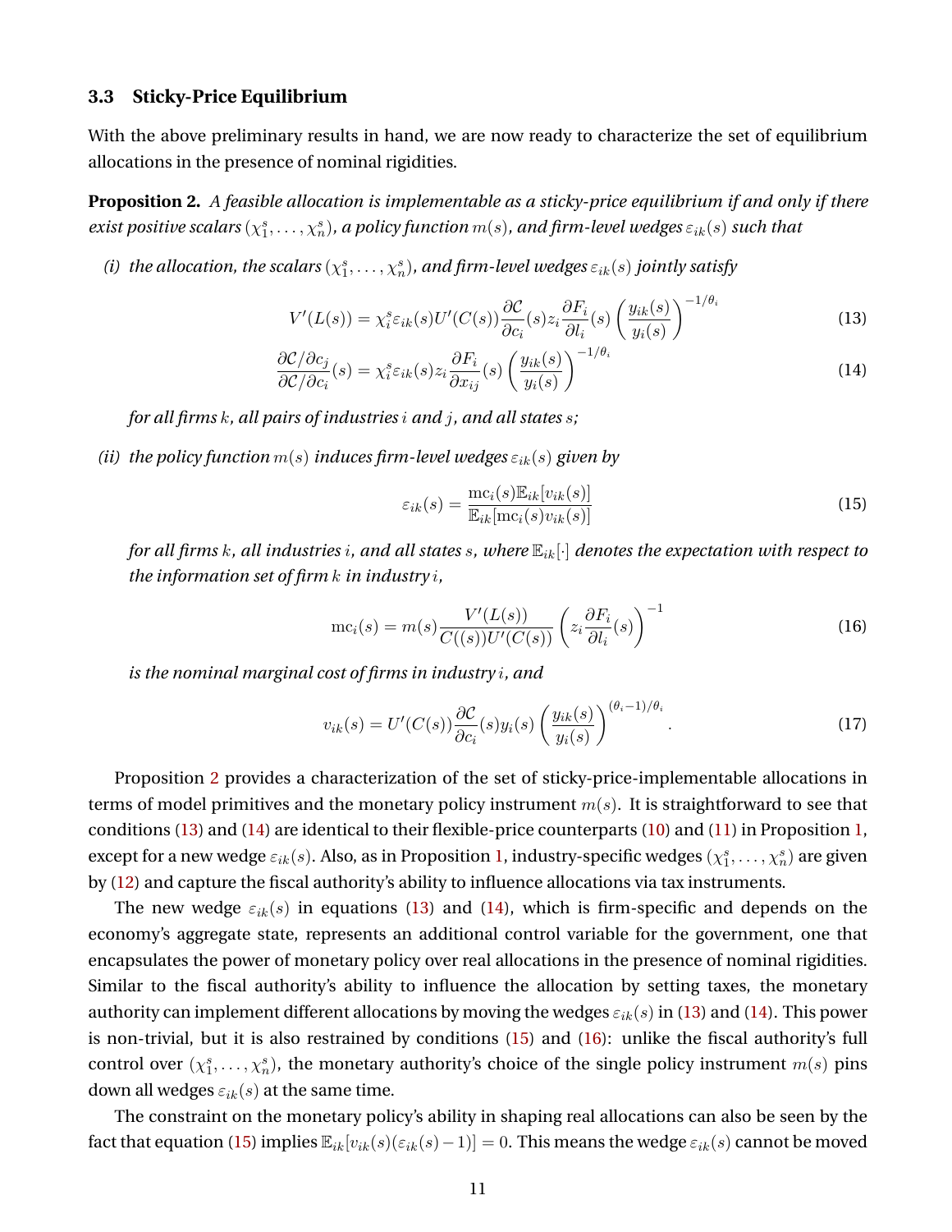### 3.3 Sticky-Price Equilibrium

With the above preliminary results in hand, we are now ready to characterize the set of equilibrium allocations in the presence of nominal rigidities.

**Proposition 2.** *A feasible allocation is implementable as a sticky-price equilibrium if and only if there exist positive scalars $(\chi_1^s, \ldots, \chi_n^s)$, a policy function $m(s)$, and firm-level wedges $\varepsilon_{ik}(s)$ such that*

*(i) the allocation, the scalars $(\chi_1^s, \ldots, \chi_n^s)$, and firm-level wedges $\varepsilon_{ik}(s)$ jointly satisfy*

$$V'(L(s)) = \chi_i^s \varepsilon_{ik}(s) U'(C(s)) \frac{\partial \mathcal{C}}{\partial c_i}(s) z_i \frac{\partial F_i}{\partial l_i}(s) \left( \frac{y_{ik}(s)}{y_i(s)} \right)^{-1/\theta_i} \tag{13}$$

$$\frac{\partial \mathcal{C}/\partial c_j}{\partial \mathcal{C}/\partial c_i}(s) = \chi_i^s \varepsilon_{ik}(s) z_i \frac{\partial F_i}{\partial x_{ij}}(s) \left( \frac{y_{ik}(s)}{y_i(s)} \right)^{-1/\theta_i} \tag{14}$$

*for all firms $k$, all pairs of industries $i$ and $j$, and all states $s$;*

*(ii) the policy function $m(s)$ induces firm-level wedges $\varepsilon_{ik}(s)$ given by*

$$\varepsilon_{ik}(s) = \frac{\mathrm{mc}_i(s) \mathbb{E}_{ik}[v_{ik}(s)]}{\mathbb{E}_{ik}[\mathrm{mc}_i(s) v_{ik}(s)]} \tag{15}$$

*for all firms $k$, all industries $i$, and all states $s$, where $\mathbb{E}_{ik}[\cdot]$ denotes the expectation with respect to the information set of firm $k$ in industry $i$,*

$$\mathrm{mc}_i(s) = m(s) \frac{V'(L(s))}{C((s)) U'(C(s))} \left( z_i \frac{\partial F_i}{\partial l_i}(s) \right)^{-1} \tag{16}$$

*is the nominal marginal cost of firms in industry $i$, and*

$$v_{ik}(s) = U'(C(s)) \frac{\partial \mathcal{C}}{\partial c_i}(s) y_i(s) \left( \frac{y_{ik}(s)}{y_i(s)} \right)^{(\theta_i - 1)/\theta_i}. \tag{17}$$

Proposition 2 provides a characterization of the set of sticky-price-implementable allocations in terms of model primitives and the monetary policy instrument $m(s)$. It is straightforward to see that conditions (13) and (14) are identical to their flexible-price counterparts (10) and (11) in Proposition 1, except for a new wedge $\varepsilon_{ik}(s)$. Also, as in Proposition 1, industry-specific wedges $(\chi_1^s, \ldots, \chi_n^s)$ are given by (12) and capture the fiscal authority's ability to influence allocations via tax instruments.

The new wedge $\varepsilon_{ik}(s)$ in equations (13) and (14), which is firm-specific and depends on the economy's aggregate state, represents an additional control variable for the government, one that encapsulates the power of monetary policy over real allocations in the presence of nominal rigidities. Similar to the fiscal authority's ability to influence the allocation by setting taxes, the monetary authority can implement different allocations by moving the wedges $\varepsilon_{ik}(s)$ in (13) and (14). This power is non-trivial, but it is also restrained by conditions (15) and (16): unlike the fiscal authority's full control over $(\chi_1^s, \ldots, \chi_n^s)$, the monetary authority's choice of the single policy instrument $m(s)$ pins down all wedges $\varepsilon_{ik}(s)$ at the same time.

The constraint on the monetary policy's ability in shaping real allocations can also be seen by the fact that equation (15) implies $\mathbb{E}_{ik}[v_{ik}(s)(\varepsilon_{ik}(s) - 1)] = 0$. This means the wedge $\varepsilon_{ik}(s)$ cannot be moved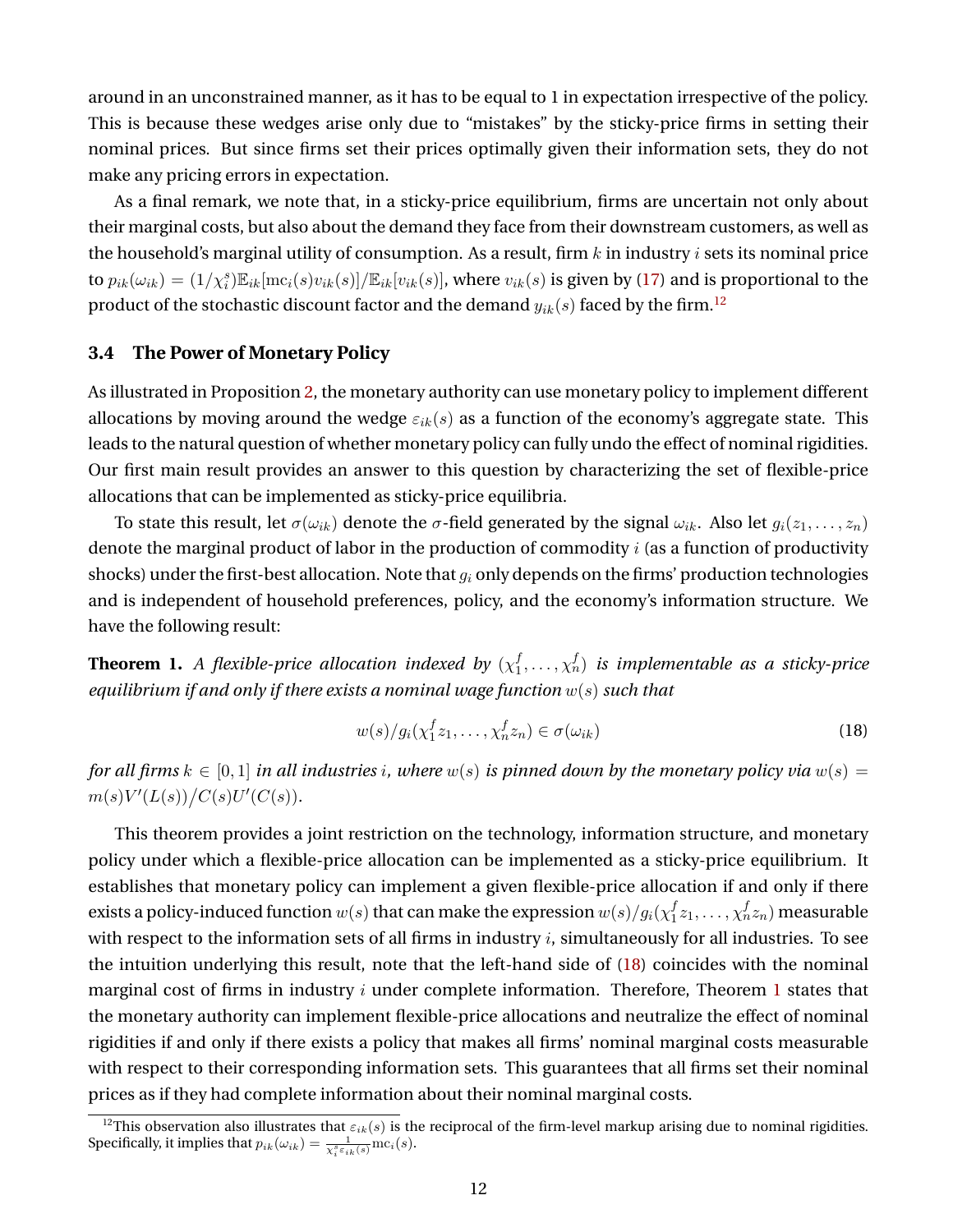around in an unconstrained manner, as it has to be equal to 1 in expectation irrespective of the policy. This is because these wedges arise only due to "mistakes" by the sticky-price firms in setting their nominal prices. But since firms set their prices optimally given their information sets, they do not make any pricing errors in expectation.

As a final remark, we note that, in a sticky-price equilibrium, firms are uncertain not only about their marginal costs, but also about the demand they face from their downstream customers, as well as the household's marginal utility of consumption. As a result, firm $k$ in industry $i$ sets its nominal price to $p_{ik}(\omega_{ik}) = (1/\chi_i^s)\mathbb{E}_{ik}[\text{mc}_i(s)v_{ik}(s)]/\mathbb{E}_{ik}[v_{ik}(s)]$, where $v_{ik}(s)$ is given by (17) and is proportional to the product of the stochastic discount factor and the demand $y_{ik}(s)$ faced by the firm.[12]

### 3.4 The Power of Monetary Policy

As illustrated in Proposition 2, the monetary authority can use monetary policy to implement different allocations by moving around the wedge $\varepsilon_{ik}(s)$ as a function of the economy's aggregate state. This leads to the natural question of whether monetary policy can fully undo the effect of nominal rigidities. Our first main result provides an answer to this question by characterizing the set of flexible-price allocations that can be implemented as sticky-price equilibria.

To state this result, let $\sigma(\omega_{ik})$ denote the $\sigma$-field generated by the signal $\omega_{ik}$. Also let $g_i(z_1, \dots, z_n)$ denote the marginal product of labor in the production of commodity $i$ (as a function of productivity shocks) under the first-best allocation. Note that $g_i$ only depends on the firms' production technologies and is independent of household preferences, policy, and the economy's information structure. We have the following result:

**Theorem 1.** *A flexible-price allocation indexed by $(\chi_1^f, \dots, \chi_n^f)$ is implementable as a sticky-price equilibrium if and only if there exists a nominal wage function $w(s)$ such that*

$$w(s)/g_i(\chi_1^f z_1, \dots, \chi_n^f z_n) \in \sigma(\omega_{ik}) \tag{18}$$

*for all firms $k \in [0, 1]$ in all industries $i$, where $w(s)$ is pinned down by the monetary policy via $w(s) = m(s)V'(L(s))/C(s)U'(C(s))$.*

This theorem provides a joint restriction on the technology, information structure, and monetary policy under which a flexible-price allocation can be implemented as a sticky-price equilibrium. It establishes that monetary policy can implement a given flexible-price allocation if and only if there exists a policy-induced function $w(s)$ that can make the expression $w(s)/g_i(\chi_1^f z_1, \dots, \chi_n^f z_n)$ measurable with respect to the information sets of all firms in industry $i$, simultaneously for all industries. To see the intuition underlying this result, note that the left-hand side of (18) coincides with the nominal marginal cost of firms in industry $i$ under complete information. Therefore, Theorem 1 states that the monetary authority can implement flexible-price allocations and neutralize the effect of nominal rigidities if and only if there exists a policy that makes all firms' nominal marginal costs measurable with respect to their corresponding information sets. This guarantees that all firms set their nominal prices as if they had complete information about their nominal marginal costs.

[12] This observation also illustrates that $\varepsilon_{ik}(s)$ is the reciprocal of the firm-level markup arising due to nominal rigidities. Specifically, it implies that $p_{ik}(\omega_{ik}) = \frac{1}{\chi_i^s \varepsilon_{ik}(s)}\text{mc}_i(s)$.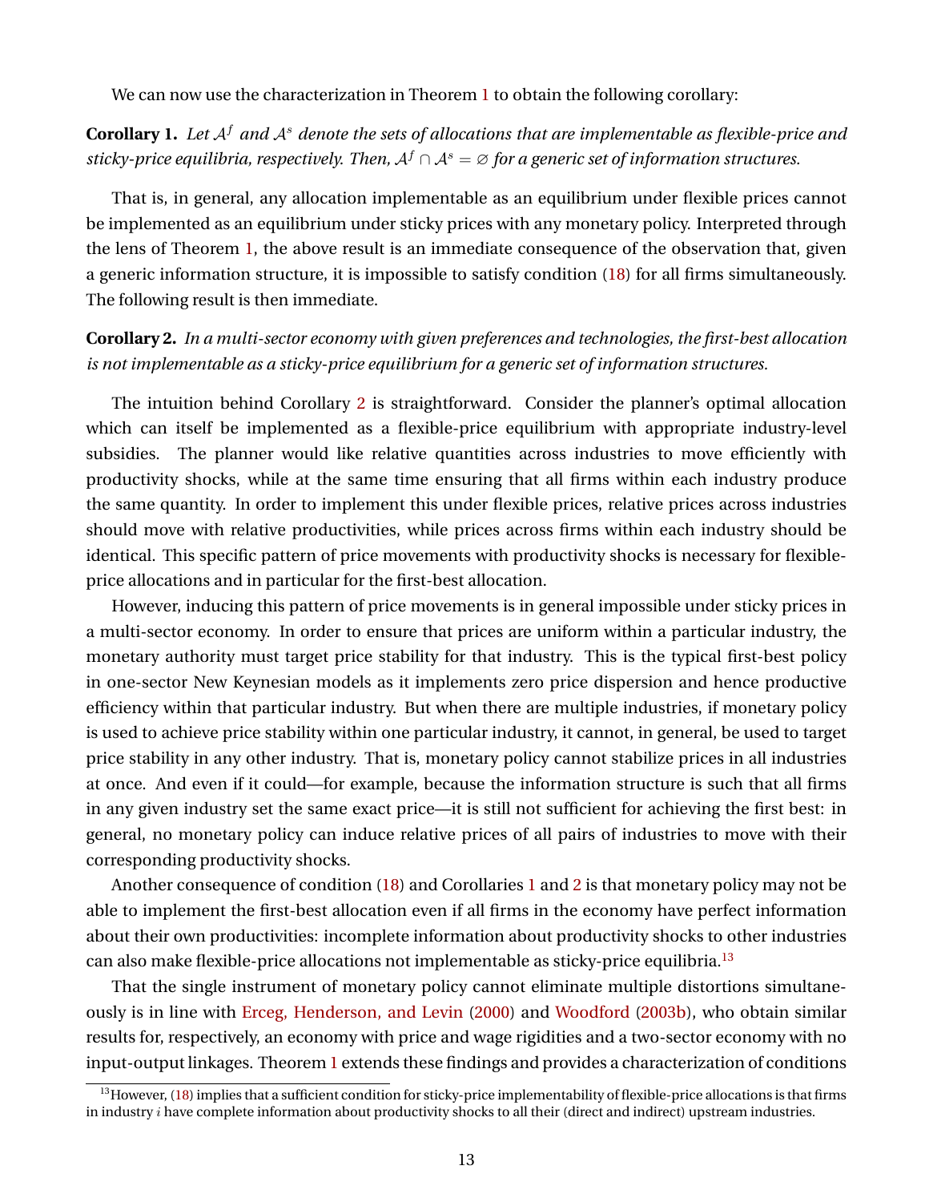We can now use the characterization in Theorem 1 to obtain the following corollary:

**Corollary 1.** *Let $\mathcal{A}^f$ and $\mathcal{A}^s$ denote the sets of allocations that are implementable as flexible-price and sticky-price equilibria, respectively. Then, $\mathcal{A}^f \cap \mathcal{A}^s = \varnothing$ for a generic set of information structures.*

That is, in general, any allocation implementable as an equilibrium under flexible prices cannot be implemented as an equilibrium under sticky prices with any monetary policy. Interpreted through the lens of Theorem 1, the above result is an immediate consequence of the observation that, given a generic information structure, it is impossible to satisfy condition (18) for all firms simultaneously. The following result is then immediate.

**Corollary 2.** *In a multi-sector economy with given preferences and technologies, the first-best allocation is not implementable as a sticky-price equilibrium for a generic set of information structures.*

The intuition behind Corollary 2 is straightforward. Consider the planner's optimal allocation which can itself be implemented as a flexible-price equilibrium with appropriate industry-level subsidies. The planner would like relative quantities across industries to move efficiently with productivity shocks, while at the same time ensuring that all firms within each industry produce the same quantity. In order to implement this under flexible prices, relative prices across industries should move with relative productivities, while prices across firms within each industry should be identical. This specific pattern of price movements with productivity shocks is necessary for flexible-price allocations and in particular for the first-best allocation.

However, inducing this pattern of price movements is in general impossible under sticky prices in a multi-sector economy. In order to ensure that prices are uniform within a particular industry, the monetary authority must target price stability for that industry. This is the typical first-best policy in one-sector New Keynesian models as it implements zero price dispersion and hence productive efficiency within that particular industry. But when there are multiple industries, if monetary policy is used to achieve price stability within one particular industry, it cannot, in general, be used to target price stability in any other industry. That is, monetary policy cannot stabilize prices in all industries at once. And even if it could—for example, because the information structure is such that all firms in any given industry set the same exact price—it is still not sufficient for achieving the first best: in general, no monetary policy can induce relative prices of all pairs of industries to move with their corresponding productivity shocks.

Another consequence of condition (18) and Corollaries 1 and 2 is that monetary policy may not be able to implement the first-best allocation even if all firms in the economy have perfect information about their own productivities: incomplete information about productivity shocks to other industries can also make flexible-price allocations not implementable as sticky-price equilibria.[13]

That the single instrument of monetary policy cannot eliminate multiple distortions simultaneously is in line with Erceg, Henderson, and Levin (2000) and Woodford (2003b), who obtain similar results for, respectively, an economy with price and wage rigidities and a two-sector economy with no input-output linkages. Theorem 1 extends these findings and provides a characterization of conditions

[13] However, (18) implies that a sufficient condition for sticky-price implementability of flexible-price allocations is that firms in industry $i$ have complete information about productivity shocks to all their (direct and indirect) upstream industries.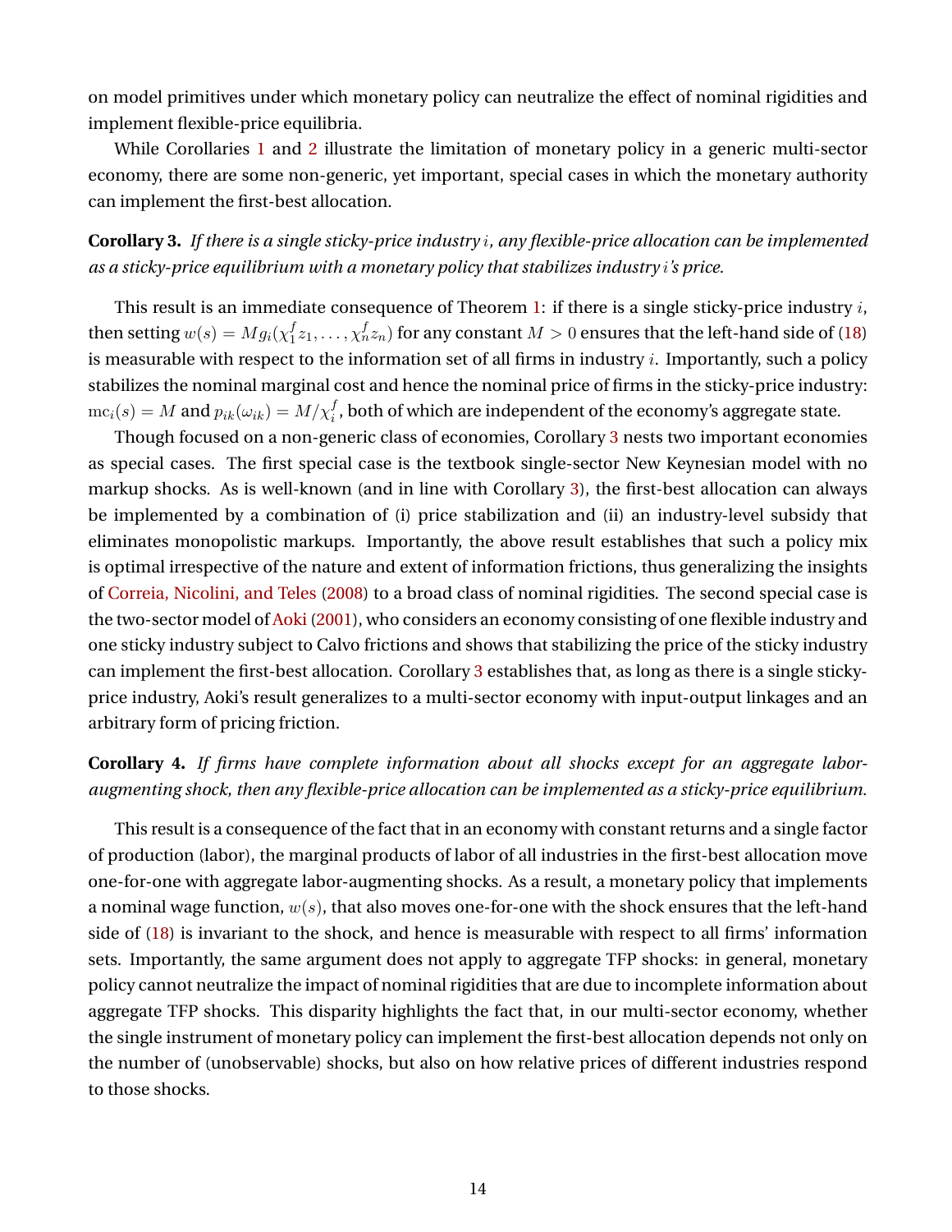on model primitives under which monetary policy can neutralize the effect of nominal rigidities and implement flexible-price equilibria.

While Corollaries 1 and 2 illustrate the limitation of monetary policy in a generic multi-sector economy, there are some non-generic, yet important, special cases in which the monetary authority can implement the first-best allocation.

**Corollary 3.** *If there is a single sticky-price industry $i$, any flexible-price allocation can be implemented as a sticky-price equilibrium with a monetary policy that stabilizes industry $i$'s price.*

This result is an immediate consequence of Theorem 1: if there is a single sticky-price industry $i$, then setting $w(s) = Mg_i(\chi_1^f z_1, \ldots, \chi_n^f z_n)$ for any constant $M > 0$ ensures that the left-hand side of (18) is measurable with respect to the information set of all firms in industry $i$. Importantly, such a policy stabilizes the nominal marginal cost and hence the nominal price of firms in the sticky-price industry: $\text{mc}_i(s) = M$ and $p_{ik}(\omega_{ik}) = M/\chi_i^f$, both of which are independent of the economy's aggregate state.

Though focused on a non-generic class of economies, Corollary 3 nests two important economies as special cases. The first special case is the textbook single-sector New Keynesian model with no markup shocks. As is well-known (and in line with Corollary 3), the first-best allocation can always be implemented by a combination of (i) price stabilization and (ii) an industry-level subsidy that eliminates monopolistic markups. Importantly, the above result establishes that such a policy mix is optimal irrespective of the nature and extent of information frictions, thus generalizing the insights of Correia, Nicolini, and Teles (2008) to a broad class of nominal rigidities. The second special case is the two-sector model of Aoki (2001), who considers an economy consisting of one flexible industry and one sticky industry subject to Calvo frictions and shows that stabilizing the price of the sticky industry can implement the first-best allocation. Corollary 3 establishes that, as long as there is a single sticky-price industry, Aoki's result generalizes to a multi-sector economy with input-output linkages and an arbitrary form of pricing friction.

**Corollary 4.** *If firms have complete information about all shocks except for an aggregate labor-augmenting shock, then any flexible-price allocation can be implemented as a sticky-price equilibrium.*

This result is a consequence of the fact that in an economy with constant returns and a single factor of production (labor), the marginal products of labor of all industries in the first-best allocation move one-for-one with aggregate labor-augmenting shocks. As a result, a monetary policy that implements a nominal wage function, $w(s)$, that also moves one-for-one with the shock ensures that the left-hand side of (18) is invariant to the shock, and hence is measurable with respect to all firms' information sets. Importantly, the same argument does not apply to aggregate TFP shocks: in general, monetary policy cannot neutralize the impact of nominal rigidities that are due to incomplete information about aggregate TFP shocks. This disparity highlights the fact that, in our multi-sector economy, whether the single instrument of monetary policy can implement the first-best allocation depends not only on the number of (unobservable) shocks, but also on how relative prices of different industries respond to those shocks.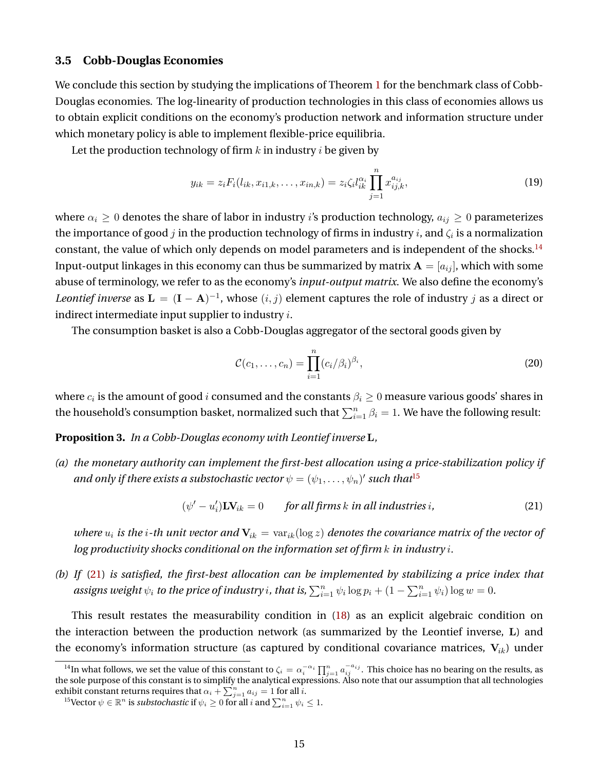### 3.5 Cobb-Douglas Economies

We conclude this section by studying the implications of Theorem 1 for the benchmark class of Cobb-Douglas economies. The log-linearity of production technologies in this class of economies allows us to obtain explicit conditions on the economy's production network and information structure under which monetary policy is able to implement flexible-price equilibria.

Let the production technology of firm $k$ in industry $i$ be given by

$$y_{ik} = z_i F_i(l_{ik}, x_{i1,k}, \ldots, x_{in,k}) = z_i \zeta_i l_{ik}^{\alpha_i} \prod_{j=1}^{n} x_{ij,k}^{a_{ij}}, \tag{19}$$

where $\alpha_i \geq 0$ denotes the share of labor in industry $i$'s production technology, $a_{ij} \geq 0$ parameterizes the importance of good $j$ in the production technology of firms in industry $i$, and $\zeta_i$ is a normalization constant, the value of which only depends on model parameters and is independent of the shocks.[14] Input-output linkages in this economy can thus be summarized by matrix $\mathbf{A} = [a_{ij}]$, which with some abuse of terminology, we refer to as the economy's *input-output matrix*. We also define the economy's *Leontief inverse* as $\mathbf{L} = (\mathbf{I} - \mathbf{A})^{-1}$, whose $(i, j)$ element captures the role of industry $j$ as a direct or indirect intermediate input supplier to industry $i$.

The consumption basket is also a Cobb-Douglas aggregator of the sectoral goods given by

$$\mathcal{C}(c_1, \ldots, c_n) = \prod_{i=1}^{n} (c_i/\beta_i)^{\beta_i}, \tag{20}$$

where $c_i$ is the amount of good $i$ consumed and the constants $\beta_i \geq 0$ measure various goods' shares in the household's consumption basket, normalized such that $\sum_{i=1}^{n} \beta_i = 1$. We have the following result:

**Proposition 3.** *In a Cobb-Douglas economy with Leontief inverse* $\mathbf{L}$,

*(a) the monetary authority can implement the first-best allocation using a price-stabilization policy if and only if there exists a substochastic vector* $\psi = (\psi_1, \ldots, \psi_n)'$ *such that*[15]

$$(\psi' - u_i')\mathbf{L}\mathbf{V}_{ik} = 0 \qquad \text{for all firms } k \text{ in all industries } i, \tag{21}$$

*where* $u_i$ *is the* $i$*-th unit vector and* $\mathbf{V}_{ik} = \text{var}_{ik}(\log z)$ *denotes the covariance matrix of the vector of log productivity shocks conditional on the information set of firm* $k$ *in industry* $i$*.*

*(b) If* (21) *is satisfied, the first-best allocation can be implemented by stabilizing a price index that assigns weight* $\psi_i$ *to the price of industry* $i$*, that is,* $\sum_{i=1}^{n} \psi_i \log p_i + (1 - \sum_{i=1}^{n} \psi_i) \log w = 0$*.*

This result restates the measurability condition in (18) as an explicit algebraic condition on the interaction between the production network (as summarized by the Leontief inverse, $\mathbf{L}$) and the economy's information structure (as captured by conditional covariance matrices, $\mathbf{V}_{ik}$) under

[14] In what follows, we set the value of this constant to $\zeta_i = \alpha_i^{-\alpha_i} \prod_{j=1}^{n} a_{ij}^{-a_{ij}}$. This choice has no bearing on the results, as the sole purpose of this constant is to simplify the analytical expressions. Also note that our assumption that all technologies exhibit constant returns requires that $\alpha_i + \sum_{j=1}^{n} a_{ij} = 1$ for all $i$.

[15] Vector $\psi \in \mathbb{R}^n$ is *substochastic* if $\psi_i \geq 0$ for all $i$ and $\sum_{i=1}^{n} \psi_i \leq 1$.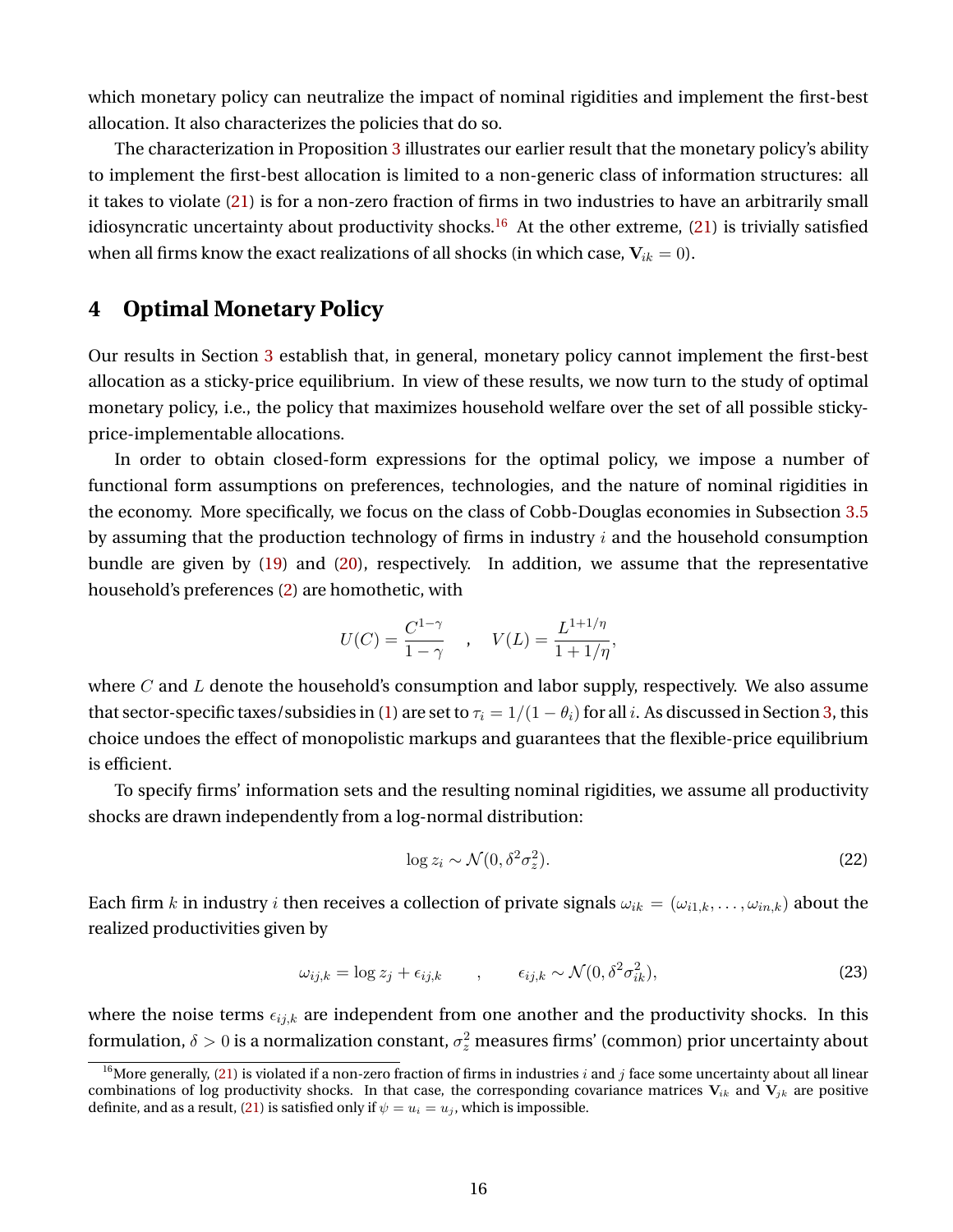which monetary policy can neutralize the impact of nominal rigidities and implement the first-best allocation. It also characterizes the policies that do so.

The characterization in Proposition 3 illustrates our earlier result that the monetary policy's ability to implement the first-best allocation is limited to a non-generic class of information structures: all it takes to violate (21) is for a non-zero fraction of firms in two industries to have an arbitrarily small idiosyncratic uncertainty about productivity shocks.[16] At the other extreme, (21) is trivially satisfied when all firms know the exact realizations of all shocks (in which case, $\mathbf{V}_{ik} = 0$).

# 4 Optimal Monetary Policy

Our results in Section 3 establish that, in general, monetary policy cannot implement the first-best allocation as a sticky-price equilibrium. In view of these results, we now turn to the study of optimal monetary policy, i.e., the policy that maximizes household welfare over the set of all possible sticky-price-implementable allocations.

In order to obtain closed-form expressions for the optimal policy, we impose a number of functional form assumptions on preferences, technologies, and the nature of nominal rigidities in the economy. More specifically, we focus on the class of Cobb-Douglas economies in Subsection 3.5 by assuming that the production technology of firms in industry $i$ and the household consumption bundle are given by (19) and (20), respectively. In addition, we assume that the representative household's preferences (2) are homothetic, with

$$U(C) = \frac{C^{1-\gamma}}{1-\gamma} \quad , \quad V(L) = \frac{L^{1+1/\eta}}{1+1/\eta},$$

where $C$ and $L$ denote the household's consumption and labor supply, respectively. We also assume that sector-specific taxes/subsidies in (1) are set to $\tau_i = 1/(1-\theta_i)$ for all $i$. As discussed in Section 3, this choice undoes the effect of monopolistic markups and guarantees that the flexible-price equilibrium is efficient.

To specify firms' information sets and the resulting nominal rigidities, we assume all productivity shocks are drawn independently from a log-normal distribution:

$$\log z_i \sim \mathcal{N}(0, \delta^2 \sigma_z^2). \tag{22}$$

Each firm $k$ in industry $i$ then receives a collection of private signals $\omega_{ik} = (\omega_{i1,k}, \ldots, \omega_{in,k})$ about the realized productivities given by

$$\omega_{ij,k} = \log z_j + \epsilon_{ij,k} \qquad , \qquad \epsilon_{ij,k} \sim \mathcal{N}(0, \delta^2 \sigma_{ik}^2), \tag{23}$$

where the noise terms $\epsilon_{ij,k}$ are independent from one another and the productivity shocks. In this formulation, $\delta > 0$ is a normalization constant, $\sigma_z^2$ measures firms' (common) prior uncertainty about

[16] More generally, (21) is violated if a non-zero fraction of firms in industries $i$ and $j$ face some uncertainty about all linear combinations of log productivity shocks. In that case, the corresponding covariance matrices $\mathbf{V}_{ik}$ and $\mathbf{V}_{jk}$ are positive definite, and as a result, (21) is satisfied only if $\psi = u_i = u_j$, which is impossible.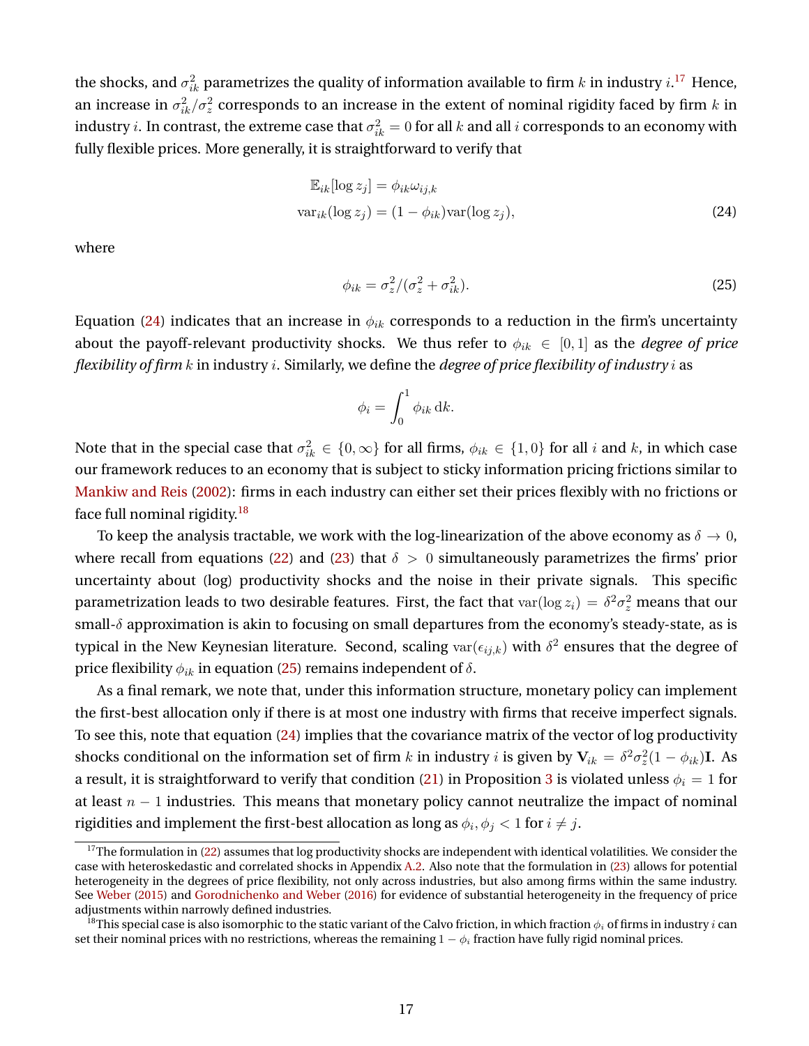the shocks, and $\sigma^2_{ik}$ parametrizes the quality of information available to firm $k$ in industry $i$.[17] Hence, an increase in $\sigma^2_{ik}/\sigma^2_z$ corresponds to an increase in the extent of nominal rigidity faced by firm $k$ in industry $i$. In contrast, the extreme case that $\sigma^2_{ik} = 0$ for all $k$ and all $i$ corresponds to an economy with fully flexible prices. More generally, it is straightforward to verify that

$$\begin{aligned}
\mathbb{E}_{ik}[\log z_j] &= \phi_{ik}\omega_{ij,k} \\
\text{var}_{ik}(\log z_j) &= (1-\phi_{ik})\text{var}(\log z_j),
\end{aligned} \tag{24}$$

where

$$\phi_{ik} = \sigma^2_z/(\sigma^2_z + \sigma^2_{ik}). \tag{25}$$

Equation (24) indicates that an increase in $\phi_{ik}$ corresponds to a reduction in the firm's uncertainty about the payoff-relevant productivity shocks. We thus refer to $\phi_{ik} \in [0,1]$ as the *degree of price flexibility of firm* $k$ in industry $i$. Similarly, we define the *degree of price flexibility of industry* $i$ as

$$\phi_i = \int_0^1 \phi_{ik}\, \mathrm{d}k.$$

Note that in the special case that $\sigma^2_{ik} \in \{0, \infty\}$ for all firms, $\phi_{ik} \in \{1, 0\}$ for all $i$ and $k$, in which case our framework reduces to an economy that is subject to sticky information pricing frictions similar to Mankiw and Reis (2002): firms in each industry can either set their prices flexibly with no frictions or face full nominal rigidity.[18]

To keep the analysis tractable, we work with the log-linearization of the above economy as $\delta \to 0$, where recall from equations (22) and (23) that $\delta > 0$ simultaneously parametrizes the firms' prior uncertainty about (log) productivity shocks and the noise in their private signals. This specific parametrization leads to two desirable features. First, the fact that $\text{var}(\log z_i) = \delta^2\sigma^2_z$ means that our small-$\delta$ approximation is akin to focusing on small departures from the economy's steady-state, as is typical in the New Keynesian literature. Second, scaling $\text{var}(\epsilon_{ij,k})$ with $\delta^2$ ensures that the degree of price flexibility $\phi_{ik}$ in equation (25) remains independent of $\delta$.

As a final remark, we note that, under this information structure, monetary policy can implement the first-best allocation only if there is at most one industry with firms that receive imperfect signals. To see this, note that equation (24) implies that the covariance matrix of the vector of log productivity shocks conditional on the information set of firm $k$ in industry $i$ is given by $\mathbf{V}_{ik} = \delta^2\sigma^2_z(1-\phi_{ik})\mathbf{I}$. As a result, it is straightforward to verify that condition (21) in Proposition 3 is violated unless $\phi_i = 1$ for at least $n-1$ industries. This means that monetary policy cannot neutralize the impact of nominal rigidities and implement the first-best allocation as long as $\phi_i, \phi_j < 1$ for $i \neq j$.

---

[17] The formulation in (22) assumes that log productivity shocks are independent with identical volatilities. We consider the case with heteroskedastic and correlated shocks in Appendix A.2. Also note that the formulation in (23) allows for potential heterogeneity in the degrees of price flexibility, not only across industries, but also among firms within the same industry. See Weber (2015) and Gorodnichenko and Weber (2016) for evidence of substantial heterogeneity in the frequency of price adjustments within narrowly defined industries.

[18] This special case is also isomorphic to the static variant of the Calvo friction, in which fraction $\phi_i$ of firms in industry $i$ can set their nominal prices with no restrictions, whereas the remaining $1-\phi_i$ fraction have fully rigid nominal prices.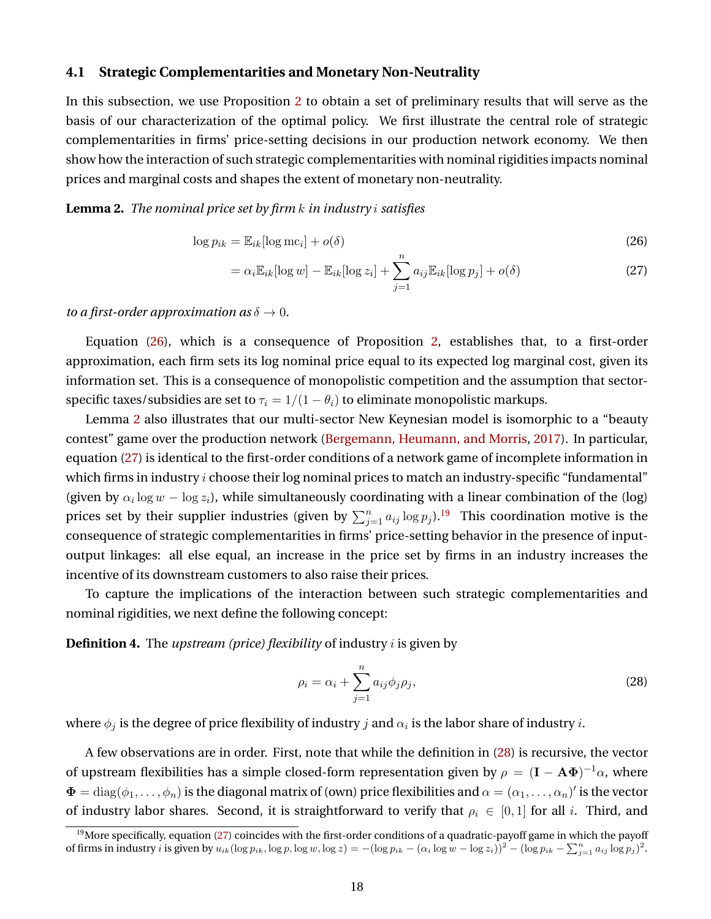### 4.1 Strategic Complementarities and Monetary Non-Neutrality

In this subsection, we use Proposition 2 to obtain a set of preliminary results that will serve as the basis of our characterization of the optimal policy. We first illustrate the central role of strategic complementarities in firms' price-setting decisions in our production network economy. We then show how the interaction of such strategic complementarities with nominal rigidities impacts nominal prices and marginal costs and shapes the extent of monetary non-neutrality.

**Lemma 2.** *The nominal price set by firm $k$ in industry $i$ satisfies*

$$\log p_{ik} = \mathbb{E}_{ik}[\log \text{mc}_i] + o(\delta) \tag{26}$$

$$= \alpha_i \mathbb{E}_{ik}[\log w] - \mathbb{E}_{ik}[\log z_i] + \sum_{j=1}^{n} a_{ij} \mathbb{E}_{ik}[\log p_j] + o(\delta) \tag{27}$$

*to a first-order approximation as $\delta \to 0$.*

Equation (26), which is a consequence of Proposition 2, establishes that, to a first-order approximation, each firm sets its log nominal price equal to its expected log marginal cost, given its information set. This is a consequence of monopolistic competition and the assumption that sector-specific taxes/subsidies are set to $\tau_i = 1/(1-\theta_i)$ to eliminate monopolistic markups.

Lemma 2 also illustrates that our multi-sector New Keynesian model is isomorphic to a "beauty contest" game over the production network (Bergemann, Heumann, and Morris, 2017). In particular, equation (27) is identical to the first-order conditions of a network game of incomplete information in which firms in industry $i$ choose their log nominal prices to match an industry-specific "fundamental" (given by $\alpha_i \log w - \log z_i$), while simultaneously coordinating with a linear combination of the (log) prices set by their supplier industries (given by $\sum_{j=1}^{n} a_{ij} \log p_j$).[19] This coordination motive is the consequence of strategic complementarities in firms' price-setting behavior in the presence of input-output linkages: all else equal, an increase in the price set by firms in an industry increases the incentive of its downstream customers to also raise their prices.

To capture the implications of the interaction between such strategic complementarities and nominal rigidities, we next define the following concept:

**Definition 4.** The *upstream (price) flexibility* of industry $i$ is given by

$$\rho_i = \alpha_i + \sum_{j=1}^{n} a_{ij} \phi_j \rho_j, \tag{28}$$

where $\phi_j$ is the degree of price flexibility of industry $j$ and $\alpha_i$ is the labor share of industry $i$.

A few observations are in order. First, note that while the definition in (28) is recursive, the vector of upstream flexibilities has a simple closed-form representation given by $\rho = (\mathbf{I} - \mathbf{A}\mathbf{\Phi})^{-1}\alpha$, where $\mathbf{\Phi} = \text{diag}(\phi_1, \ldots, \phi_n)$ is the diagonal matrix of (own) price flexibilities and $\alpha = (\alpha_1, \ldots, \alpha_n)'$ is the vector of industry labor shares. Second, it is straightforward to verify that $\rho_i \in [0, 1]$ for all $i$. Third, and

[19] More specifically, equation (27) coincides with the first-order conditions of a quadratic-payoff game in which the payoff of firms in industry $i$ is given by $u_{ik}(\log p_{ik}, \log p, \log w, \log z) = -(\log p_{ik} - (\alpha_i \log w - \log z_i))^2 - (\log p_{ik} - \sum_{j=1}^{n} a_{ij} \log p_j)^2$.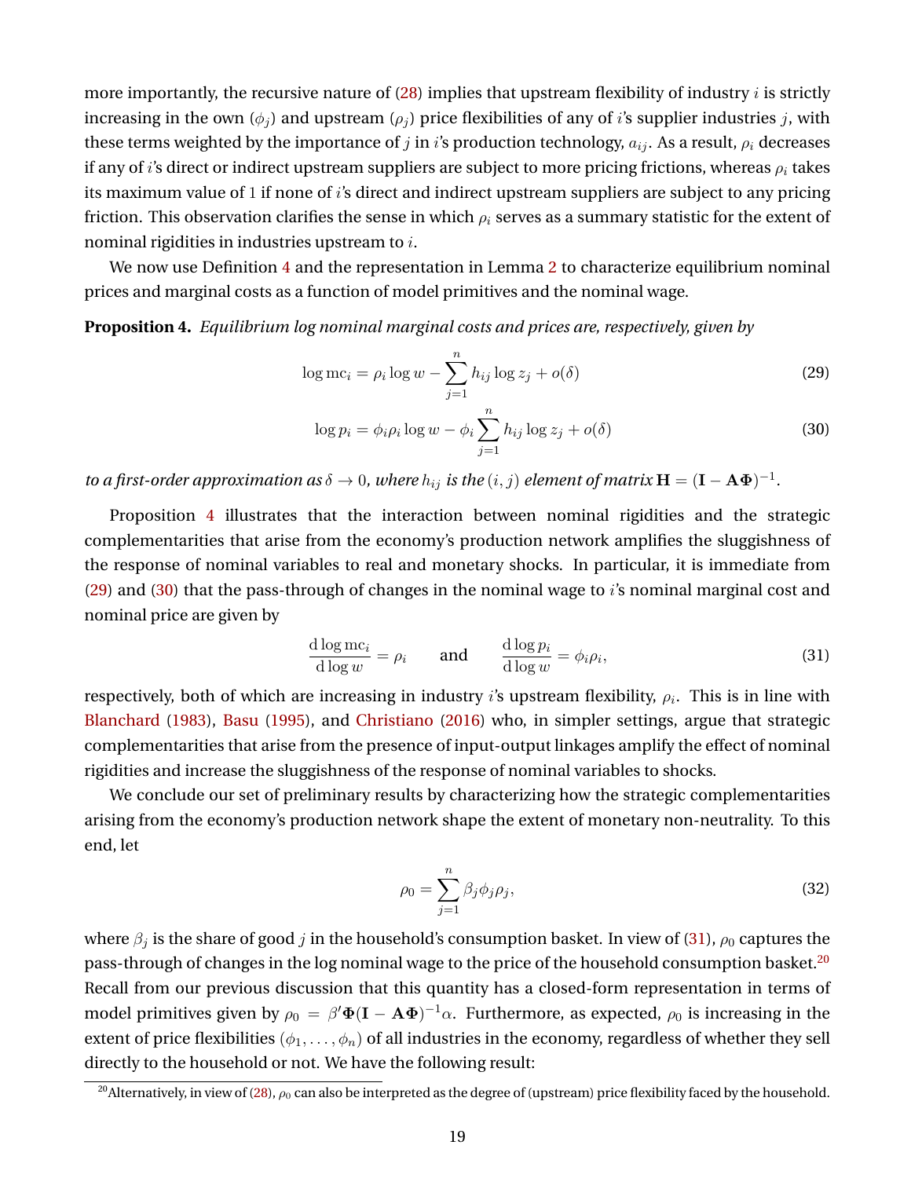more importantly, the recursive nature of (28) implies that upstream flexibility of industry $i$ is strictly increasing in the own ($\phi_j$) and upstream ($\rho_j$) price flexibilities of any of $i$'s supplier industries $j$, with these terms weighted by the importance of $j$ in $i$'s production technology, $a_{ij}$. As a result, $\rho_i$ decreases if any of $i$'s direct or indirect upstream suppliers are subject to more pricing frictions, whereas $\rho_i$ takes its maximum value of 1 if none of $i$'s direct and indirect upstream suppliers are subject to any pricing friction. This observation clarifies the sense in which $\rho_i$ serves as a summary statistic for the extent of nominal rigidities in industries upstream to $i$.

We now use Definition 4 and the representation in Lemma 2 to characterize equilibrium nominal prices and marginal costs as a function of model primitives and the nominal wage.

**Proposition 4.** *Equilibrium log nominal marginal costs and prices are, respectively, given by*

$$\log \text{mc}_i = \rho_i \log w - \sum_{j=1}^{n} h_{ij} \log z_j + o(\delta) \tag{29}$$

$$\log p_i = \phi_i \rho_i \log w - \phi_i \sum_{j=1}^{n} h_{ij} \log z_j + o(\delta) \tag{30}$$

*to a first-order approximation as $\delta \to 0$, where $h_{ij}$ is the $(i, j)$ element of matrix $\mathbf{H} = (\mathbf{I} - \mathbf{A}\mathbf{\Phi})^{-1}$.*

Proposition 4 illustrates that the interaction between nominal rigidities and the strategic complementarities that arise from the economy's production network amplifies the sluggishness of the response of nominal variables to real and monetary shocks. In particular, it is immediate from (29) and (30) that the pass-through of changes in the nominal wage to $i$'s nominal marginal cost and nominal price are given by

$$\frac{\mathrm{d} \log \text{mc}_i}{\mathrm{d} \log w} = \rho_i \qquad \text{and} \qquad \frac{\mathrm{d} \log p_i}{\mathrm{d} \log w} = \phi_i \rho_i, \tag{31}$$

respectively, both of which are increasing in industry $i$'s upstream flexibility, $\rho_i$. This is in line with Blanchard (1983), Basu (1995), and Christiano (2016) who, in simpler settings, argue that strategic complementarities that arise from the presence of input-output linkages amplify the effect of nominal rigidities and increase the sluggishness of the response of nominal variables to shocks.

We conclude our set of preliminary results by characterizing how the strategic complementarities arising from the economy's production network shape the extent of monetary non-neutrality. To this end, let

$$\rho_0 = \sum_{j=1}^{n} \beta_j \phi_j \rho_j, \tag{32}$$

where $\beta_j$ is the share of good $j$ in the household's consumption basket. In view of (31), $\rho_0$ captures the pass-through of changes in the log nominal wage to the price of the household consumption basket.[20] Recall from our previous discussion that this quantity has a closed-form representation in terms of model primitives given by $\rho_0 = \beta' \mathbf{\Phi} (\mathbf{I} - \mathbf{A}\mathbf{\Phi})^{-1} \alpha$. Furthermore, as expected, $\rho_0$ is increasing in the extent of price flexibilities $(\phi_1, \ldots, \phi_n)$ of all industries in the economy, regardless of whether they sell directly to the household or not. We have the following result:

[20] Alternatively, in view of (28), $\rho_0$ can also be interpreted as the degree of (upstream) price flexibility faced by the household.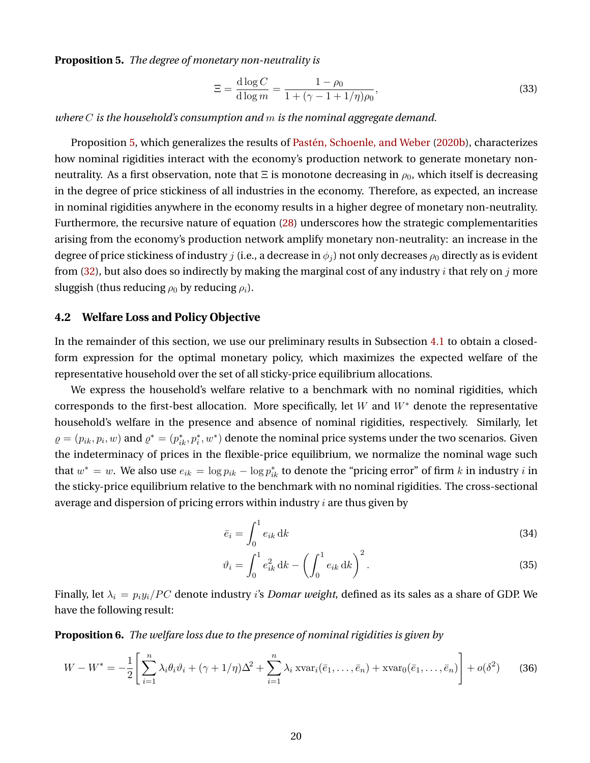**Proposition 5.** *The degree of monetary non-neutrality is*

$$\Xi = \frac{\mathrm{d}\log C}{\mathrm{d}\log m} = \frac{1-\rho_0}{1+(\gamma-1+1/\eta)\rho_0}, \tag{33}$$

*where $C$ is the household's consumption and $m$ is the nominal aggregate demand.*

Proposition 5, which generalizes the results of Pastén, Schoenle, and Weber (2020b), characterizes how nominal rigidities interact with the economy's production network to generate monetary non-neutrality. As a first observation, note that $\Xi$ is monotone decreasing in $\rho_0$, which itself is decreasing in the degree of price stickiness of all industries in the economy. Therefore, as expected, an increase in nominal rigidities anywhere in the economy results in a higher degree of monetary non-neutrality. Furthermore, the recursive nature of equation (28) underscores how the strategic complementarities arising from the economy's production network amplify monetary non-neutrality: an increase in the degree of price stickiness of industry $j$ (i.e., a decrease in $\phi_j$) not only decreases $\rho_0$ directly as is evident from (32), but also does so indirectly by making the marginal cost of any industry $i$ that rely on $j$ more sluggish (thus reducing $\rho_0$ by reducing $\rho_i$).

## 4.2 Welfare Loss and Policy Objective

In the remainder of this section, we use our preliminary results in Subsection 4.1 to obtain a closed-form expression for the optimal monetary policy, which maximizes the expected welfare of the representative household over the set of all sticky-price equilibrium allocations.

We express the household's welfare relative to a benchmark with no nominal rigidities, which corresponds to the first-best allocation. More specifically, let $W$ and $W^*$ denote the representative household's welfare in the presence and absence of nominal rigidities, respectively. Similarly, let $\varrho = (p_{ik}, p_i, w)$ and $\varrho^* = (p^*_{ik}, p^*_i, w^*)$ denote the nominal price systems under the two scenarios. Given the indeterminacy of prices in the flexible-price equilibrium, we normalize the nominal wage such that $w^* = w$. We also use $e_{ik} = \log p_{ik} - \log p^*_{ik}$ to denote the "pricing error" of firm $k$ in industry $i$ in the sticky-price equilibrium relative to the benchmark with no nominal rigidities. The cross-sectional average and dispersion of pricing errors within industry $i$ are thus given by

$$\bar{e}_i = \int_0^1 e_{ik}\,\mathrm{d}k \tag{34}$$

$$\vartheta_i = \int_0^1 e_{ik}^2\,\mathrm{d}k - \left(\int_0^1 e_{ik}\,\mathrm{d}k\right)^2. \tag{35}$$

Finally, let $\lambda_i = p_i y_i / PC$ denote industry $i$'s *Domar weight*, defined as its sales as a share of GDP. We have the following result:

**Proposition 6.** *The welfare loss due to the presence of nominal rigidities is given by*

$$W - W^* = -\frac{1}{2}\left[\sum_{i=1}^{n}\lambda_i\theta_i\vartheta_i + (\gamma+1/\eta)\Delta^2 + \sum_{i=1}^{n}\lambda_i \operatorname{xvar}_i(\bar{e}_1,\ldots,\bar{e}_n) + \operatorname{xvar}_0(\bar{e}_1,\ldots,\bar{e}_n)\right] + o(\delta^2) \tag{36}$$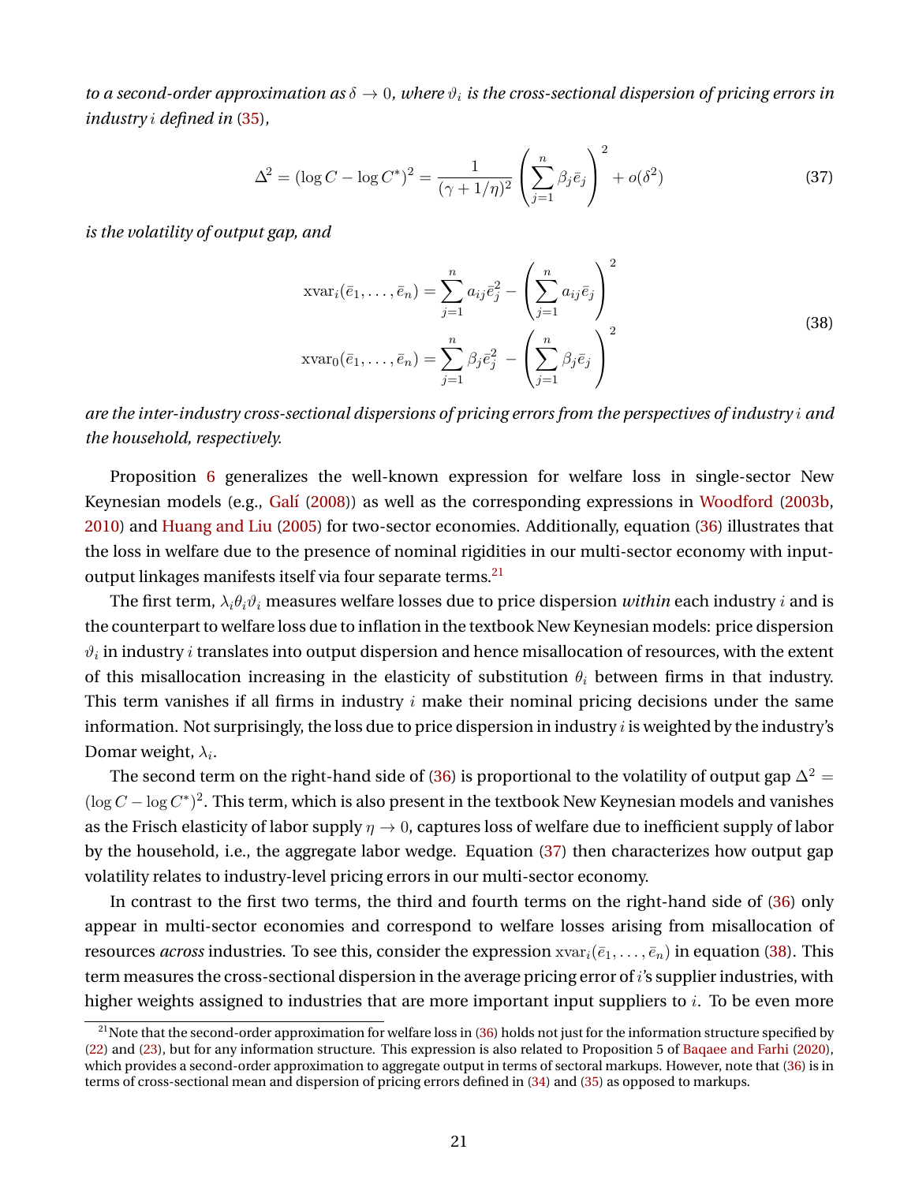*to a second-order approximation as $\delta \to 0$, where $\vartheta_i$ is the cross-sectional dispersion of pricing errors in industry $i$ defined in (35),*

$$\Delta^2 = (\log C - \log C^*)^2 = \frac{1}{(\gamma + 1/\eta)^2} \left( \sum_{j=1}^{n} \beta_j \bar{e}_j \right)^2 + o(\delta^2) \tag{37}$$

*is the volatility of output gap, and*

$$\begin{aligned} \text{xvar}_i(\bar{e}_1, \ldots, \bar{e}_n) &= \sum_{j=1}^{n} a_{ij} \bar{e}_j^2 - \left( \sum_{j=1}^{n} a_{ij} \bar{e}_j \right)^2 \\ \text{xvar}_0(\bar{e}_1, \ldots, \bar{e}_n) &= \sum_{j=1}^{n} \beta_j \bar{e}_j^2 - \left( \sum_{j=1}^{n} \beta_j \bar{e}_j \right)^2 \end{aligned} \tag{38}$$

*are the inter-industry cross-sectional dispersions of pricing errors from the perspectives of industry $i$ and the household, respectively.*

Proposition 6 generalizes the well-known expression for welfare loss in single-sector New Keynesian models (e.g., Galí (2008)) as well as the corresponding expressions in Woodford (2003b, 2010) and Huang and Liu (2005) for two-sector economies. Additionally, equation (36) illustrates that the loss in welfare due to the presence of nominal rigidities in our multi-sector economy with input-output linkages manifests itself via four separate terms.[21]

The first term, $\lambda_i \theta_i \vartheta_i$ measures welfare losses due to price dispersion *within* each industry $i$ and is the counterpart to welfare loss due to inflation in the textbook New Keynesian models: price dispersion $\vartheta_i$ in industry $i$ translates into output dispersion and hence misallocation of resources, with the extent of this misallocation increasing in the elasticity of substitution $\theta_i$ between firms in that industry. This term vanishes if all firms in industry $i$ make their nominal pricing decisions under the same information. Not surprisingly, the loss due to price dispersion in industry $i$ is weighted by the industry's Domar weight, $\lambda_i$.

The second term on the right-hand side of (36) is proportional to the volatility of output gap $\Delta^2 = (\log C - \log C^*)^2$. This term, which is also present in the textbook New Keynesian models and vanishes as the Frisch elasticity of labor supply $\eta \to 0$, captures loss of welfare due to inefficient supply of labor by the household, i.e., the aggregate labor wedge. Equation (37) then characterizes how output gap volatility relates to industry-level pricing errors in our multi-sector economy.

In contrast to the first two terms, the third and fourth terms on the right-hand side of (36) only appear in multi-sector economies and correspond to welfare losses arising from misallocation of resources *across* industries. To see this, consider the expression $\text{xvar}_i(\bar{e}_1, \ldots, \bar{e}_n)$ in equation (38). This term measures the cross-sectional dispersion in the average pricing error of $i$'s supplier industries, with higher weights assigned to industries that are more important input suppliers to $i$. To be even more

[21] Note that the second-order approximation for welfare loss in (36) holds not just for the information structure specified by (22) and (23), but for any information structure. This expression is also related to Proposition 5 of Baqaee and Farhi (2020), which provides a second-order approximation to aggregate output in terms of sectoral markups. However, note that (36) is in terms of cross-sectional mean and dispersion of pricing errors defined in (34) and (35) as opposed to markups.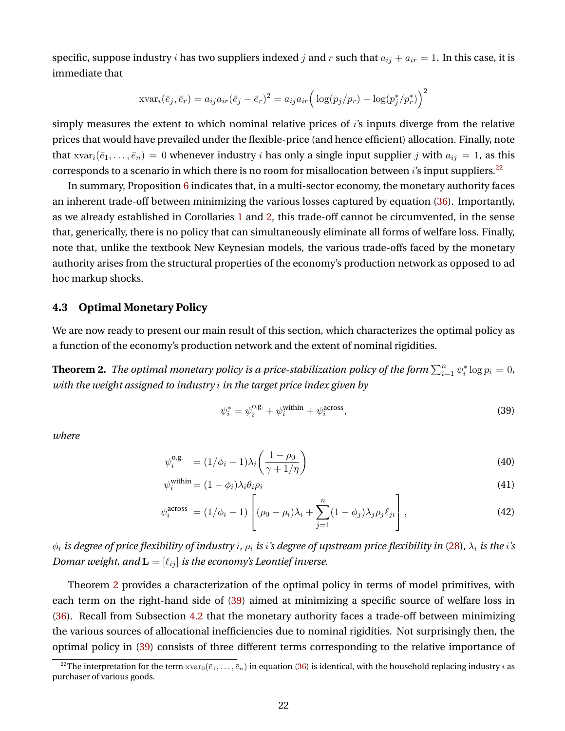specific, suppose industry $i$ has two suppliers indexed $j$ and $r$ such that $a_{ij} + a_{ir} = 1$. In this case, it is immediate that

$$\mathrm{xvar}_i(\bar{e}_j, \bar{e}_r) = a_{ij} a_{ir} (\bar{e}_j - \bar{e}_r)^2 = a_{ij} a_{ir} \Big( \log(p_j/p_r) - \log(p_j^*/p_r^*) \Big)^2$$

simply measures the extent to which nominal relative prices of $i$'s inputs diverge from the relative prices that would have prevailed under the flexible-price (and hence efficient) allocation. Finally, note that $\mathrm{xvar}_i(\bar{e}_1, \dots, \bar{e}_n) = 0$ whenever industry $i$ has only a single input supplier $j$ with $a_{ij} = 1$, as this corresponds to a scenario in which there is no room for misallocation between $i$'s input suppliers.[22]

In summary, Proposition 6 indicates that, in a multi-sector economy, the monetary authority faces an inherent trade-off between minimizing the various losses captured by equation (36). Importantly, as we already established in Corollaries 1 and 2, this trade-off cannot be circumvented, in the sense that, generically, there is no policy that can simultaneously eliminate all forms of welfare loss. Finally, note that, unlike the textbook New Keynesian models, the various trade-offs faced by the monetary authority arises from the structural properties of the economy's production network as opposed to ad hoc markup shocks.

### 4.3 Optimal Monetary Policy

We are now ready to present our main result of this section, which characterizes the optimal policy as a function of the economy's production network and the extent of nominal rigidities.

**Theorem 2.** *The optimal monetary policy is a price-stabilization policy of the form $\sum_{i=1}^n \psi_i^* \log p_i = 0$, with the weight assigned to industry $i$ in the target price index given by*

$$\psi_i^* = \psi_i^{\text{o.g.}} + \psi_i^{\text{within}} + \psi_i^{\text{across}}, \tag{39}$$

*where*

$$\psi_i^{\text{o.g.}} = (1/\phi_i - 1)\lambda_i \left( \frac{1 - \rho_0}{\gamma + 1/\eta} \right) \tag{40}$$

$$\psi_i^{\text{within}} = (1 - \phi_i)\lambda_i \theta_i \rho_i \tag{41}$$

$$\psi_i^{\text{across}} = (1/\phi_i - 1) \left[ (\rho_0 - \rho_i)\lambda_i + \sum_{j=1}^n (1 - \phi_j)\lambda_j \rho_j \ell_{ji} \right], \tag{42}$$

*$\phi_i$ is degree of price flexibility of industry $i$, $\rho_i$ is $i$'s degree of upstream price flexibility in (28), $\lambda_i$ is the $i$'s Domar weight, and $\mathbf{L} = [\ell_{ij}]$ is the economy's Leontief inverse.*

Theorem 2 provides a characterization of the optimal policy in terms of model primitives, with each term on the right-hand side of (39) aimed at minimizing a specific source of welfare loss in (36). Recall from Subsection 4.2 that the monetary authority faces a trade-off between minimizing the various sources of allocational inefficiencies due to nominal rigidities. Not surprisingly then, the optimal policy in (39) consists of three different terms corresponding to the relative importance of

[22] The interpretation for the term $\mathrm{xvar}_0(\bar{e}_1, \dots, \bar{e}_n)$ in equation (36) is identical, with the household replacing industry $i$ as purchaser of various goods.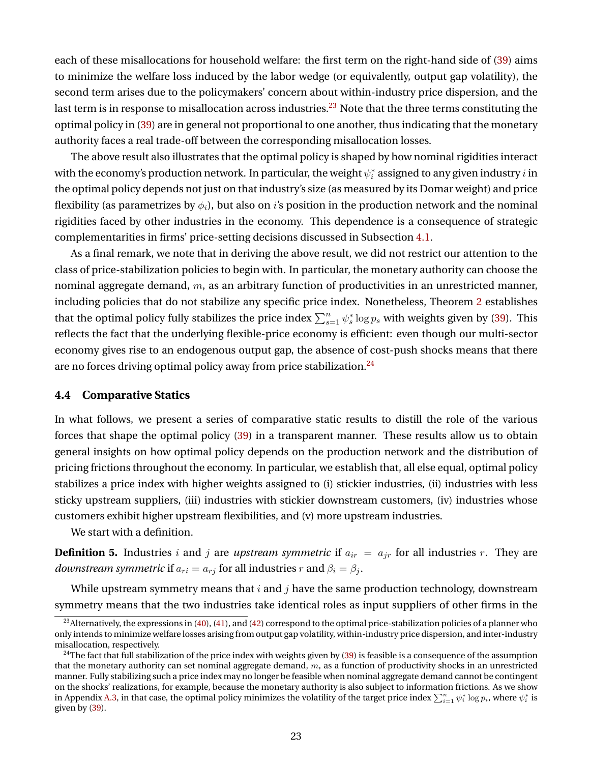each of these misallocations for household welfare: the first term on the right-hand side of (39) aims to minimize the welfare loss induced by the labor wedge (or equivalently, output gap volatility), the second term arises due to the policymakers' concern about within-industry price dispersion, and the last term is in response to misallocation across industries.[23] Note that the three terms constituting the optimal policy in (39) are in general not proportional to one another, thus indicating that the monetary authority faces a real trade-off between the corresponding misallocation losses.

The above result also illustrates that the optimal policy is shaped by how nominal rigidities interact with the economy's production network. In particular, the weight $\psi_i^*$ assigned to any given industry $i$ in the optimal policy depends not just on that industry's size (as measured by its Domar weight) and price flexibility (as parametrizes by $\phi_i$), but also on $i$'s position in the production network and the nominal rigidities faced by other industries in the economy. This dependence is a consequence of strategic complementarities in firms' price-setting decisions discussed in Subsection 4.1.

As a final remark, we note that in deriving the above result, we did not restrict our attention to the class of price-stabilization policies to begin with. In particular, the monetary authority can choose the nominal aggregate demand, $m$, as an arbitrary function of productivities in an unrestricted manner, including policies that do not stabilize any specific price index. Nonetheless, Theorem 2 establishes that the optimal policy fully stabilizes the price index $\sum_{s=1}^{n} \psi_s^* \log p_s$ with weights given by (39). This reflects the fact that the underlying flexible-price economy is efficient: even though our multi-sector economy gives rise to an endogenous output gap, the absence of cost-push shocks means that there are no forces driving optimal policy away from price stabilization.[24]

### 4.4 Comparative Statics

In what follows, we present a series of comparative static results to distill the role of the various forces that shape the optimal policy (39) in a transparent manner. These results allow us to obtain general insights on how optimal policy depends on the production network and the distribution of pricing frictions throughout the economy. In particular, we establish that, all else equal, optimal policy stabilizes a price index with higher weights assigned to (i) stickier industries, (ii) industries with less sticky upstream suppliers, (iii) industries with stickier downstream customers, (iv) industries whose customers exhibit higher upstream flexibilities, and (v) more upstream industries.

We start with a definition.

**Definition 5.** Industries $i$ and $j$ are *upstream symmetric* if $a_{ir} = a_{jr}$ for all industries $r$. They are *downstream symmetric* if $a_{ri} = a_{rj}$ for all industries $r$ and $\beta_i = \beta_j$.

While upstream symmetry means that $i$ and $j$ have the same production technology, downstream symmetry means that the two industries take identical roles as input suppliers of other firms in the

[23] Alternatively, the expressions in (40), (41), and (42) correspond to the optimal price-stabilization policies of a planner who only intends to minimize welfare losses arising from output gap volatility, within-industry price dispersion, and inter-industry misallocation, respectively.

[24] The fact that full stabilization of the price index with weights given by (39) is feasible is a consequence of the assumption that the monetary authority can set nominal aggregate demand, $m$, as a function of productivity shocks in an unrestricted manner. Fully stabilizing such a price index may no longer be feasible when nominal aggregate demand cannot be contingent on the shocks' realizations, for example, because the monetary authority is also subject to information frictions. As we show in Appendix A.3, in that case, the optimal policy minimizes the volatility of the target price index $\sum_{i=1}^{n} \psi_i^* \log p_i$, where $\psi_i^*$ is given by (39).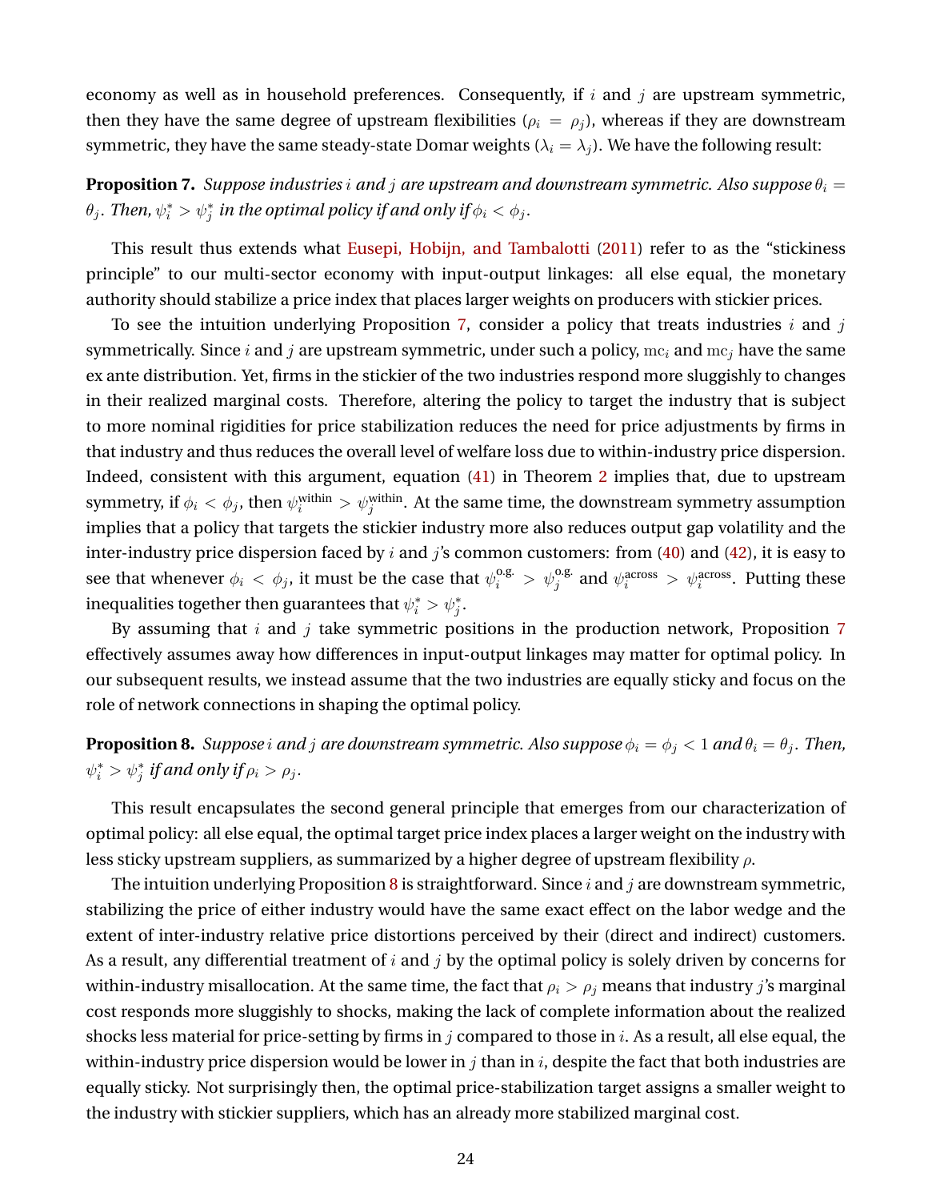economy as well as in household preferences. Consequently, if $i$ and $j$ are upstream symmetric, then they have the same degree of upstream flexibilities ($\rho_i = \rho_j$), whereas if they are downstream symmetric, they have the same steady-state Domar weights ($\lambda_i = \lambda_j$). We have the following result:

**Proposition 7.** *Suppose industries $i$ and $j$ are upstream and downstream symmetric. Also suppose $\theta_i = \theta_j$. Then, $\psi_i^* > \psi_j^*$ in the optimal policy if and only if $\phi_i < \phi_j$.*

This result thus extends what Eusepi, Hobijn, and Tambalotti (2011) refer to as the "stickiness principle" to our multi-sector economy with input-output linkages: all else equal, the monetary authority should stabilize a price index that places larger weights on producers with stickier prices.

To see the intuition underlying Proposition 7, consider a policy that treats industries $i$ and $j$ symmetrically. Since $i$ and $j$ are upstream symmetric, under such a policy, $\mathrm{mc}_i$ and $\mathrm{mc}_j$ have the same ex ante distribution. Yet, firms in the stickier of the two industries respond more sluggishly to changes in their realized marginal costs. Therefore, altering the policy to target the industry that is subject to more nominal rigidities for price stabilization reduces the need for price adjustments by firms in that industry and thus reduces the overall level of welfare loss due to within-industry price dispersion. Indeed, consistent with this argument, equation (41) in Theorem 2 implies that, due to upstream symmetry, if $\phi_i < \phi_j$, then $\psi_i^{\text{within}} > \psi_j^{\text{within}}$. At the same time, the downstream symmetry assumption implies that a policy that targets the stickier industry more also reduces output gap volatility and the inter-industry price dispersion faced by $i$ and $j$'s common customers: from (40) and (42), it is easy to see that whenever $\phi_i < \phi_j$, it must be the case that $\psi_i^{\text{o.g.}} > \psi_j^{\text{o.g.}}$ and $\psi_i^{\text{across}} > \psi_i^{\text{across}}$. Putting these inequalities together then guarantees that $\psi_i^* > \psi_j^*$.

By assuming that $i$ and $j$ take symmetric positions in the production network, Proposition 7 effectively assumes away how differences in input-output linkages may matter for optimal policy. In our subsequent results, we instead assume that the two industries are equally sticky and focus on the role of network connections in shaping the optimal policy.

**Proposition 8.** *Suppose $i$ and $j$ are downstream symmetric. Also suppose $\phi_i = \phi_j < 1$ and $\theta_i = \theta_j$. Then, $\psi_i^* > \psi_j^*$ if and only if $\rho_i > \rho_j$.*

This result encapsulates the second general principle that emerges from our characterization of optimal policy: all else equal, the optimal target price index places a larger weight on the industry with less sticky upstream suppliers, as summarized by a higher degree of upstream flexibility $\rho$.

The intuition underlying Proposition 8 is straightforward. Since $i$ and $j$ are downstream symmetric, stabilizing the price of either industry would have the same exact effect on the labor wedge and the extent of inter-industry relative price distortions perceived by their (direct and indirect) customers. As a result, any differential treatment of $i$ and $j$ by the optimal policy is solely driven by concerns for within-industry misallocation. At the same time, the fact that $\rho_i > \rho_j$ means that industry $j$'s marginal cost responds more sluggishly to shocks, making the lack of complete information about the realized shocks less material for price-setting by firms in $j$ compared to those in $i$. As a result, all else equal, the within-industry price dispersion would be lower in $j$ than in $i$, despite the fact that both industries are equally sticky. Not surprisingly then, the optimal price-stabilization target assigns a smaller weight to the industry with stickier suppliers, which has an already more stabilized marginal cost.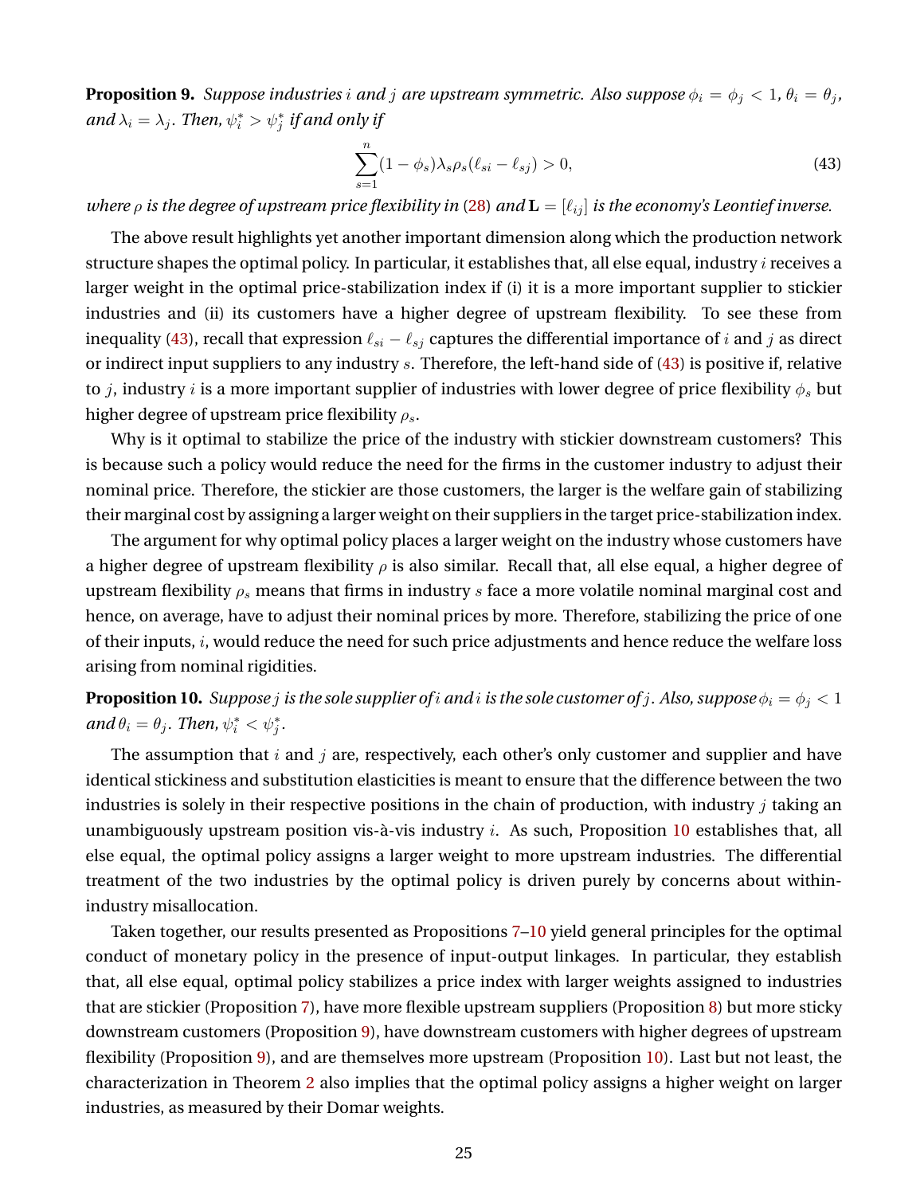**Proposition 9.** *Suppose industries $i$ and $j$ are upstream symmetric. Also suppose $\phi_i = \phi_j < 1$, $\theta_i = \theta_j$, and $\lambda_i = \lambda_j$. Then, $\psi_i^* > \psi_j^*$ if and only if*

$$\sum_{s=1}^{n}(1-\phi_s)\lambda_s\rho_s(\ell_{si}-\ell_{sj}) > 0, \tag{43}$$

*where $\rho$ is the degree of upstream price flexibility in (28) and $\mathbf{L} = [\ell_{ij}]$ is the economy's Leontief inverse.*

The above result highlights yet another important dimension along which the production network structure shapes the optimal policy. In particular, it establishes that, all else equal, industry $i$ receives a larger weight in the optimal price-stabilization index if (i) it is a more important supplier to stickier industries and (ii) its customers have a higher degree of upstream flexibility. To see these from inequality (43), recall that expression $\ell_{si} - \ell_{sj}$ captures the differential importance of $i$ and $j$ as direct or indirect input suppliers to any industry $s$. Therefore, the left-hand side of (43) is positive if, relative to $j$, industry $i$ is a more important supplier of industries with lower degree of price flexibility $\phi_s$ but higher degree of upstream price flexibility $\rho_s$.

Why is it optimal to stabilize the price of the industry with stickier downstream customers? This is because such a policy would reduce the need for the firms in the customer industry to adjust their nominal price. Therefore, the stickier are those customers, the larger is the welfare gain of stabilizing their marginal cost by assigning a larger weight on their suppliers in the target price-stabilization index.

The argument for why optimal policy places a larger weight on the industry whose customers have a higher degree of upstream flexibility $\rho$ is also similar. Recall that, all else equal, a higher degree of upstream flexibility $\rho_s$ means that firms in industry $s$ face a more volatile nominal marginal cost and hence, on average, have to adjust their nominal prices by more. Therefore, stabilizing the price of one of their inputs, $i$, would reduce the need for such price adjustments and hence reduce the welfare loss arising from nominal rigidities.

**Proposition 10.** *Suppose $j$ is the sole supplier of $i$ and $i$ is the sole customer of $j$. Also, suppose $\phi_i = \phi_j < 1$ and $\theta_i = \theta_j$. Then, $\psi_i^* < \psi_j^*$.*

The assumption that $i$ and $j$ are, respectively, each other's only customer and supplier and have identical stickiness and substitution elasticities is meant to ensure that the difference between the two industries is solely in their respective positions in the chain of production, with industry $j$ taking an unambiguously upstream position vis-à-vis industry $i$. As such, Proposition 10 establishes that, all else equal, the optimal policy assigns a larger weight to more upstream industries. The differential treatment of the two industries by the optimal policy is driven purely by concerns about within-industry misallocation.

Taken together, our results presented as Propositions 7–10 yield general principles for the optimal conduct of monetary policy in the presence of input-output linkages. In particular, they establish that, all else equal, optimal policy stabilizes a price index with larger weights assigned to industries that are stickier (Proposition 7), have more flexible upstream suppliers (Proposition 8) but more sticky downstream customers (Proposition 9), have downstream customers with higher degrees of upstream flexibility (Proposition 9), and are themselves more upstream (Proposition 10). Last but not least, the characterization in Theorem 2 also implies that the optimal policy assigns a higher weight on larger industries, as measured by their Domar weights.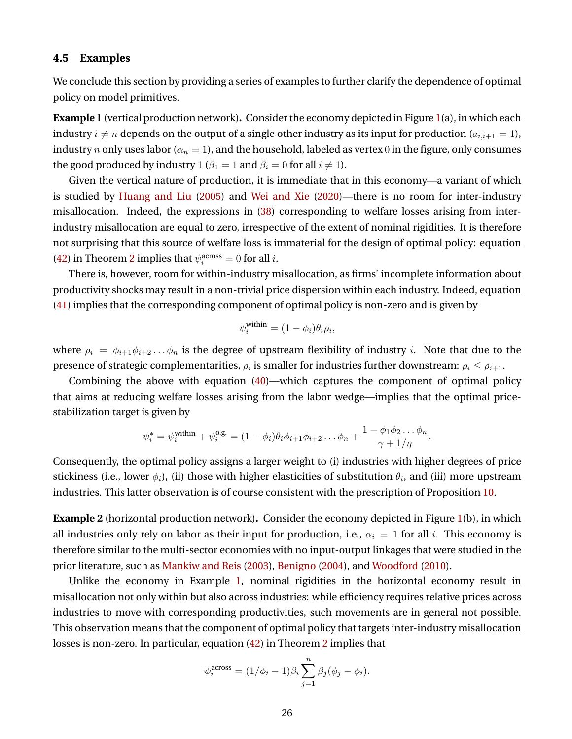### 4.5 Examples

We conclude this section by providing a series of examples to further clarify the dependence of optimal policy on model primitives.

**Example 1** (vertical production network)**.** Consider the economy depicted in Figure 1(a), in which each industry $i \neq n$ depends on the output of a single other industry as its input for production ($a_{i,i+1} = 1$), industry $n$ only uses labor ($\alpha_n = 1$), and the household, labeled as vertex 0 in the figure, only consumes the good produced by industry 1 ($\beta_1 = 1$ and $\beta_i = 0$ for all $i \neq 1$).

Given the vertical nature of production, it is immediate that in this economy—a variant of which is studied by Huang and Liu (2005) and Wei and Xie (2020)—there is no room for inter-industry misallocation. Indeed, the expressions in (38) corresponding to welfare losses arising from inter-industry misallocation are equal to zero, irrespective of the extent of nominal rigidities. It is therefore not surprising that this source of welfare loss is immaterial for the design of optimal policy: equation (42) in Theorem 2 implies that $\psi_i^{\text{across}} = 0$ for all $i$.

There is, however, room for within-industry misallocation, as firms' incomplete information about productivity shocks may result in a non-trivial price dispersion within each industry. Indeed, equation (41) implies that the corresponding component of optimal policy is non-zero and is given by

$$\psi_i^{\text{within}} = (1 - \phi_i)\theta_i \rho_i,$$

where $\rho_i = \phi_{i+1}\phi_{i+2} \dots \phi_n$ is the degree of upstream flexibility of industry $i$. Note that due to the presence of strategic complementarities, $\rho_i$ is smaller for industries further downstream: $\rho_i \leq \rho_{i+1}$.

Combining the above with equation (40)—which captures the component of optimal policy that aims at reducing welfare losses arising from the labor wedge—implies that the optimal price-stabilization target is given by

$$\psi_i^* = \psi_i^{\text{within}} + \psi_i^{\text{o.g.}} = (1 - \phi_i)\theta_i \phi_{i+1}\phi_{i+2} \dots \phi_n + \frac{1 - \phi_1\phi_2 \dots \phi_n}{\gamma + 1/\eta}.$$

Consequently, the optimal policy assigns a larger weight to (i) industries with higher degrees of price stickiness (i.e., lower $\phi_i$), (ii) those with higher elasticities of substitution $\theta_i$, and (iii) more upstream industries. This latter observation is of course consistent with the prescription of Proposition 10.

**Example 2** (horizontal production network)**.** Consider the economy depicted in Figure 1(b), in which all industries only rely on labor as their input for production, i.e., $\alpha_i = 1$ for all $i$. This economy is therefore similar to the multi-sector economies with no input-output linkages that were studied in the prior literature, such as Mankiw and Reis (2003), Benigno (2004), and Woodford (2010).

Unlike the economy in Example 1, nominal rigidities in the horizontal economy result in misallocation not only within but also across industries: while efficiency requires relative prices across industries to move with corresponding productivities, such movements are in general not possible. This observation means that the component of optimal policy that targets inter-industry misallocation losses is non-zero. In particular, equation (42) in Theorem 2 implies that

$$\psi_i^{\text{across}} = (1/\phi_i - 1)\beta_i \sum_{j=1}^{n} \beta_j(\phi_j - \phi_i).$$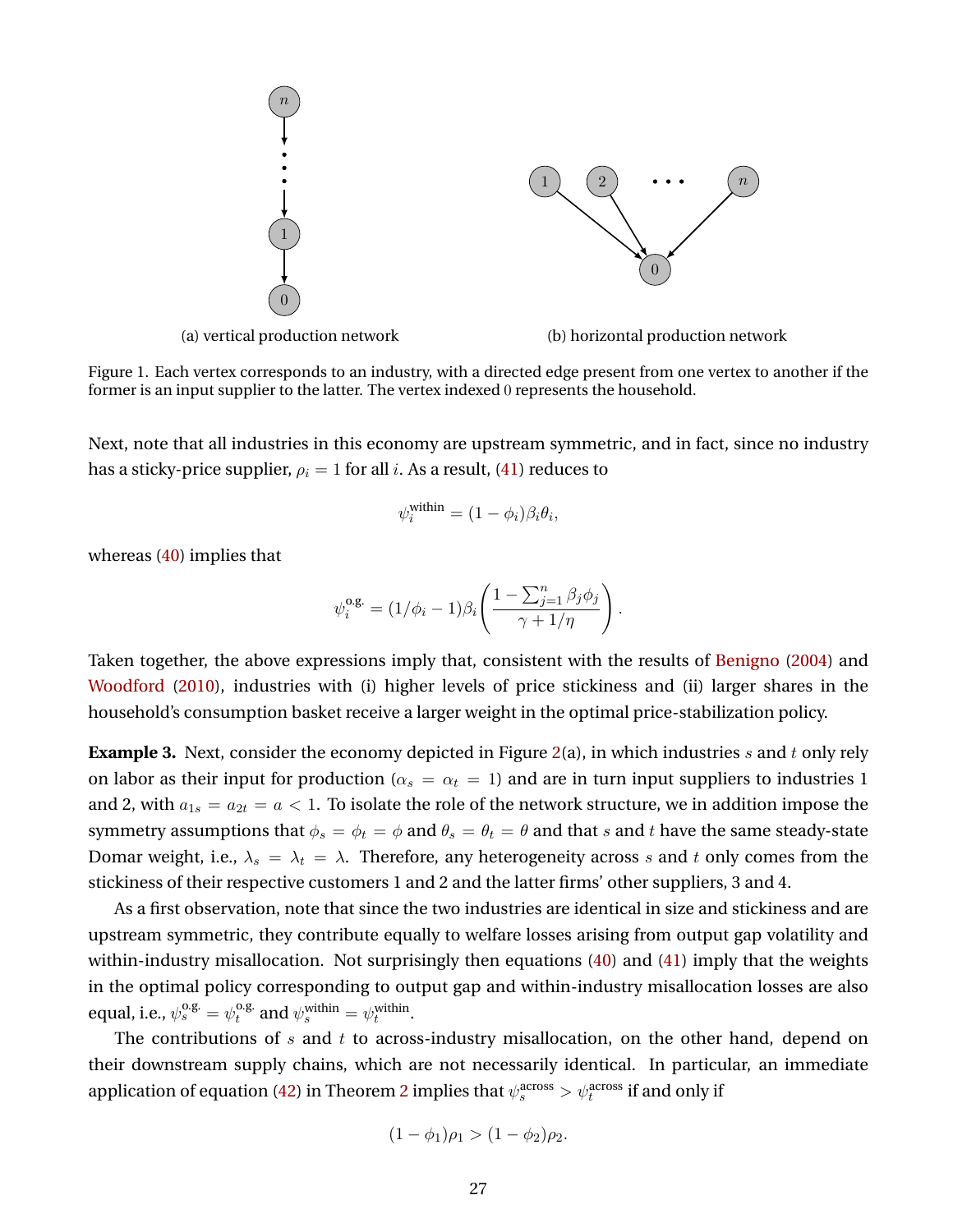(a) vertical production network

(b) horizontal production network

Figure 1. Each vertex corresponds to an industry, with a directed edge present from one vertex to another if the former is an input supplier to the latter. The vertex indexed 0 represents the household.

Next, note that all industries in this economy are upstream symmetric, and in fact, since no industry has a sticky-price supplier, $\rho_i = 1$ for all $i$. As a result, (41) reduces to

$$\psi_i^{\text{within}} = (1 - \phi_i)\beta_i\theta_i,$$

whereas (40) implies that

$$\psi_i^{\text{o.g.}} = (1/\phi_i - 1)\beta_i\left(\frac{1 - \sum_{j=1}^{n}\beta_j\phi_j}{\gamma + 1/\eta}\right).$$

Taken together, the above expressions imply that, consistent with the results of Benigno (2004) and Woodford (2010), industries with (i) higher levels of price stickiness and (ii) larger shares in the household's consumption basket receive a larger weight in the optimal price-stabilization policy.

**Example 3.** Next, consider the economy depicted in Figure 2(a), in which industries $s$ and $t$ only rely on labor as their input for production ($\alpha_s = \alpha_t = 1$) and are in turn input suppliers to industries 1 and 2, with $a_{1s} = a_{2t} = a < 1$. To isolate the role of the network structure, we in addition impose the symmetry assumptions that $\phi_s = \phi_t = \phi$ and $\theta_s = \theta_t = \theta$ and that $s$ and $t$ have the same steady-state Domar weight, i.e., $\lambda_s = \lambda_t = \lambda$. Therefore, any heterogeneity across $s$ and $t$ only comes from the stickiness of their respective customers 1 and 2 and the latter firms' other suppliers, 3 and 4.

As a first observation, note that since the two industries are identical in size and stickiness and are upstream symmetric, they contribute equally to welfare losses arising from output gap volatility and within-industry misallocation. Not surprisingly then equations (40) and (41) imply that the weights in the optimal policy corresponding to output gap and within-industry misallocation losses are also equal, i.e., $\psi_s^{\text{o.g.}} = \psi_t^{\text{o.g.}}$ and $\psi_s^{\text{within}} = \psi_t^{\text{within}}$.

The contributions of $s$ and $t$ to across-industry misallocation, on the other hand, depend on their downstream supply chains, which are not necessarily identical. In particular, an immediate application of equation (42) in Theorem 2 implies that $\psi_s^{\text{across}} > \psi_t^{\text{across}}$ if and only if

$$(1 - \phi_1)\rho_1 > (1 - \phi_2)\rho_2.$$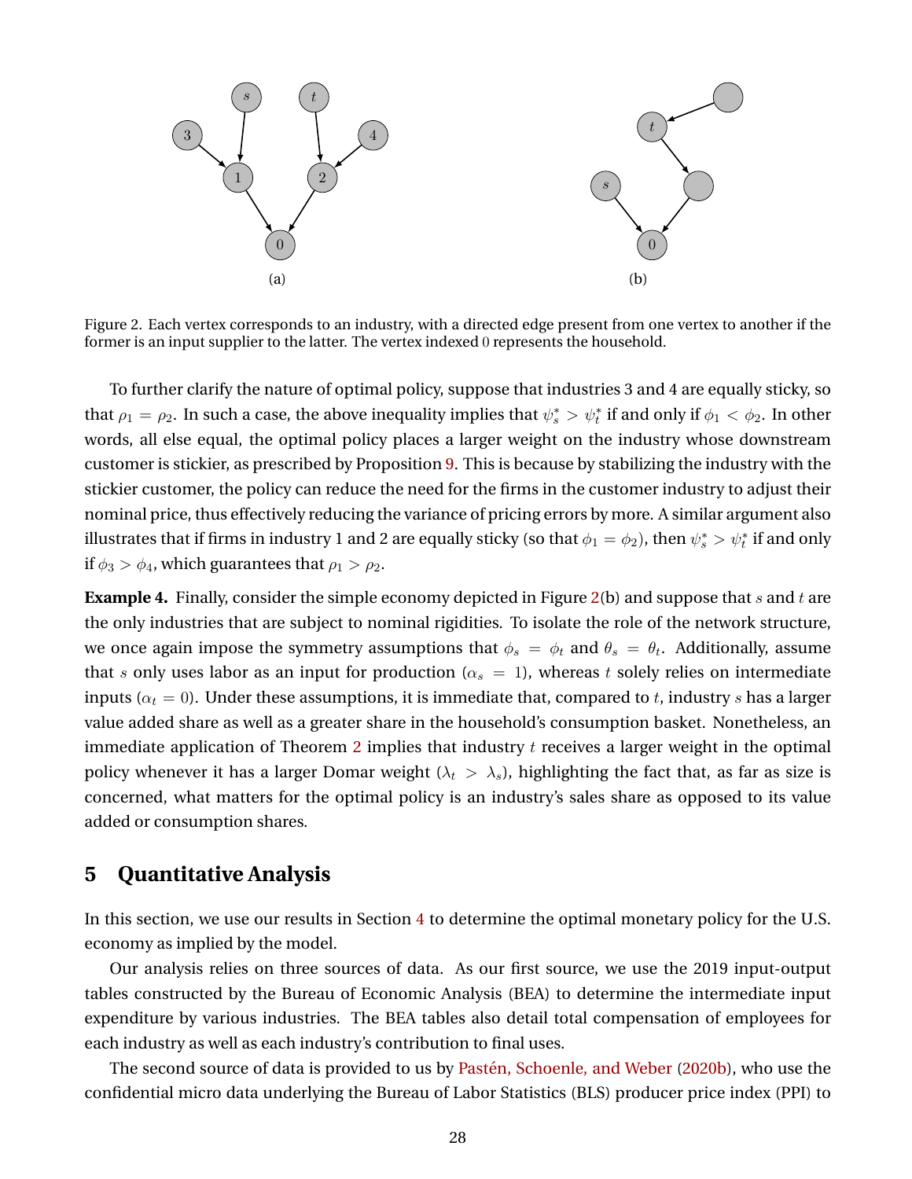Figure 2. Each vertex corresponds to an industry, with a directed edge present from one vertex to another if the former is an input supplier to the latter. The vertex indexed 0 represents the household.

To further clarify the nature of optimal policy, suppose that industries 3 and 4 are equally sticky, so that $\rho_1 = \rho_2$. In such a case, the above inequality implies that $\psi^*_s > \psi^*_t$ if and only if $\phi_1 < \phi_2$. In other words, all else equal, the optimal policy places a larger weight on the industry whose downstream customer is stickier, as prescribed by Proposition 9. This is because by stabilizing the industry with the stickier customer, the policy can reduce the need for the firms in the customer industry to adjust their nominal price, thus effectively reducing the variance of pricing errors by more. A similar argument also illustrates that if firms in industry 1 and 2 are equally sticky (so that $\phi_1 = \phi_2$), then $\psi^*_s > \psi^*_t$ if and only if $\phi_3 > \phi_4$, which guarantees that $\rho_1 > \rho_2$.

**Example 4.** Finally, consider the simple economy depicted in Figure 2(b) and suppose that $s$ and $t$ are the only industries that are subject to nominal rigidities. To isolate the role of the network structure, we once again impose the symmetry assumptions that $\phi_s = \phi_t$ and $\theta_s = \theta_t$. Additionally, assume that $s$ only uses labor as an input for production ($\alpha_s = 1$), whereas $t$ solely relies on intermediate inputs ($\alpha_t = 0$). Under these assumptions, it is immediate that, compared to $t$, industry $s$ has a larger value added share as well as a greater share in the household's consumption basket. Nonetheless, an immediate application of Theorem 2 implies that industry $t$ receives a larger weight in the optimal policy whenever it has a larger Domar weight ($\lambda_t > \lambda_s$), highlighting the fact that, as far as size is concerned, what matters for the optimal policy is an industry's sales share as opposed to its value added or consumption shares.

## 5 Quantitative Analysis

In this section, we use our results in Section 4 to determine the optimal monetary policy for the U.S. economy as implied by the model.

Our analysis relies on three sources of data. As our first source, we use the 2019 input-output tables constructed by the Bureau of Economic Analysis (BEA) to determine the intermediate input expenditure by various industries. The BEA tables also detail total compensation of employees for each industry as well as each industry's contribution to final uses.

The second source of data is provided to us by Pastén, Schoenle, and Weber (2020b), who use the confidential micro data underlying the Bureau of Labor Statistics (BLS) producer price index (PPI) to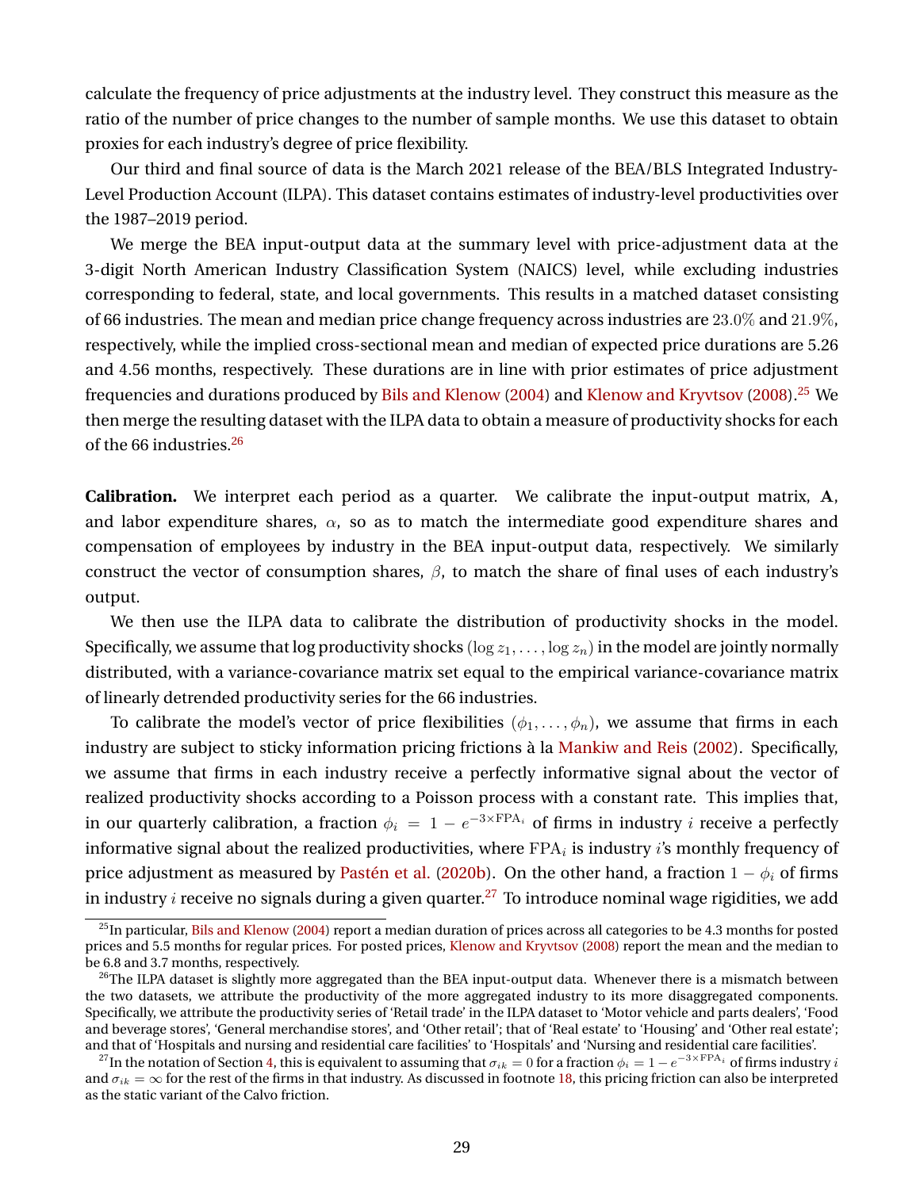calculate the frequency of price adjustments at the industry level. They construct this measure as the ratio of the number of price changes to the number of sample months. We use this dataset to obtain proxies for each industry's degree of price flexibility.

Our third and final source of data is the March 2021 release of the BEA/BLS Integrated Industry-Level Production Account (ILPA). This dataset contains estimates of industry-level productivities over the 1987–2019 period.

We merge the BEA input-output data at the summary level with price-adjustment data at the 3-digit North American Industry Classification System (NAICS) level, while excluding industries corresponding to federal, state, and local governments. This results in a matched dataset consisting of 66 industries. The mean and median price change frequency across industries are $23.0\%$ and $21.9\%$, respectively, while the implied cross-sectional mean and median of expected price durations are 5.26 and 4.56 months, respectively. These durations are in line with prior estimates of price adjustment frequencies and durations produced by Bils and Klenow (2004) and Klenow and Kryvtsov (2008).[25] We then merge the resulting dataset with the ILPA data to obtain a measure of productivity shocks for each of the 66 industries.[26]

**Calibration.** We interpret each period as a quarter. We calibrate the input-output matrix, $\mathbf{A}$, and labor expenditure shares, $\alpha$, so as to match the intermediate good expenditure shares and compensation of employees by industry in the BEA input-output data, respectively. We similarly construct the vector of consumption shares, $\beta$, to match the share of final uses of each industry's output.

We then use the ILPA data to calibrate the distribution of productivity shocks in the model. Specifically, we assume that log productivity shocks $(\log z_1, \ldots, \log z_n)$ in the model are jointly normally distributed, with a variance-covariance matrix set equal to the empirical variance-covariance matrix of linearly detrended productivity series for the 66 industries.

To calibrate the model's vector of price flexibilities $(\phi_1, \ldots, \phi_n)$, we assume that firms in each industry are subject to sticky information pricing frictions à la Mankiw and Reis (2002). Specifically, we assume that firms in each industry receive a perfectly informative signal about the vector of realized productivity shocks according to a Poisson process with a constant rate. This implies that, in our quarterly calibration, a fraction $\phi_i = 1 - e^{-3\times\text{FPA}_i}$ of firms in industry $i$ receive a perfectly informative signal about the realized productivities, where $\text{FPA}_i$ is industry $i$'s monthly frequency of price adjustment as measured by Pastén et al. (2020b). On the other hand, a fraction $1 - \phi_i$ of firms in industry $i$ receive no signals during a given quarter.[27] To introduce nominal wage rigidities, we add

[25] In particular, Bils and Klenow (2004) report a median duration of prices across all categories to be 4.3 months for posted prices and 5.5 months for regular prices. For posted prices, Klenow and Kryvtsov (2008) report the mean and the median to be 6.8 and 3.7 months, respectively.

[26] The ILPA dataset is slightly more aggregated than the BEA input-output data. Whenever there is a mismatch between the two datasets, we attribute the productivity of the more aggregated industry to its more disaggregated components. Specifically, we attribute the productivity series of 'Retail trade' in the ILPA dataset to 'Motor vehicle and parts dealers', 'Food and beverage stores', 'General merchandise stores', and 'Other retail'; that of 'Real estate' to 'Housing' and 'Other real estate'; and that of 'Hospitals and nursing and residential care facilities' to 'Hospitals' and 'Nursing and residential care facilities'.

[27] In the notation of Section 4, this is equivalent to assuming that $\sigma_{ik} = 0$ for a fraction $\phi_i = 1 - e^{-3\times\text{FPA}_i}$ of firms industry $i$ and $\sigma_{ik} = \infty$ for the rest of the firms in that industry. As discussed in footnote 18, this pricing friction can also be interpreted as the static variant of the Calvo friction.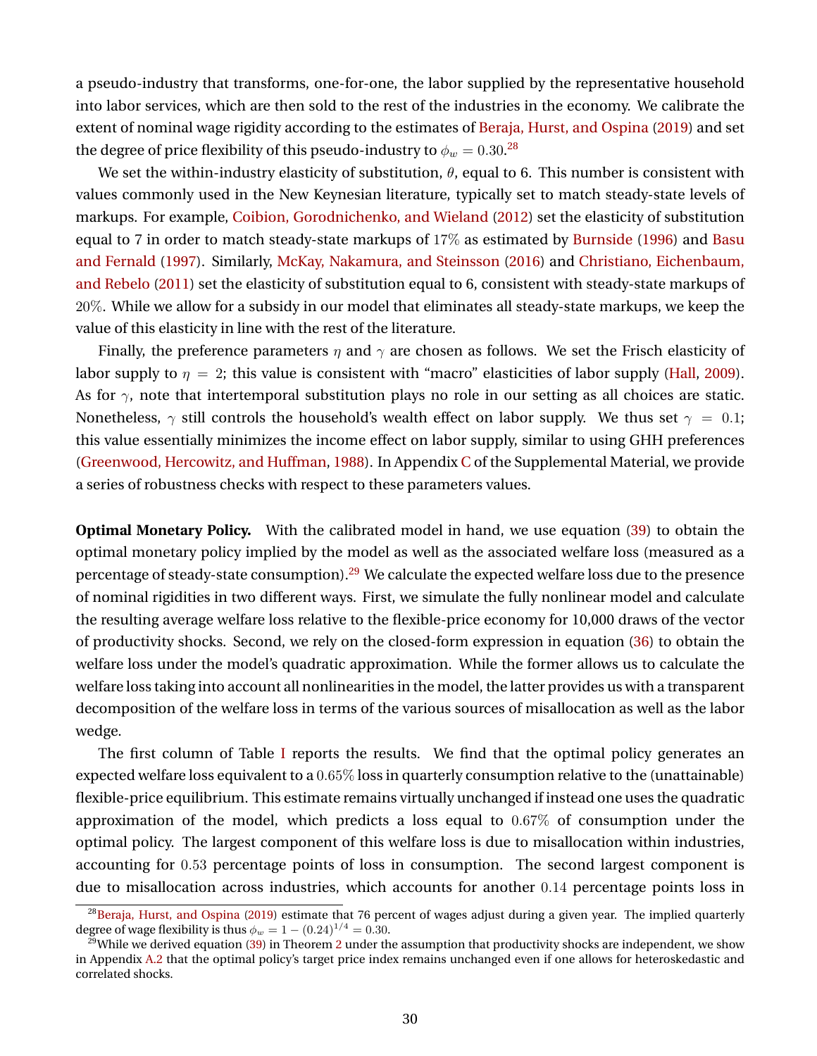a pseudo-industry that transforms, one-for-one, the labor supplied by the representative household into labor services, which are then sold to the rest of the industries in the economy. We calibrate the extent of nominal wage rigidity according to the estimates of Beraja, Hurst, and Ospina (2019) and set the degree of price flexibility of this pseudo-industry to $\phi_w = 0.30$.[28]

We set the within-industry elasticity of substitution, $\theta$, equal to 6. This number is consistent with values commonly used in the New Keynesian literature, typically set to match steady-state levels of markups. For example, Coibion, Gorodnichenko, and Wieland (2012) set the elasticity of substitution equal to 7 in order to match steady-state markups of $17\%$ as estimated by Burnside (1996) and Basu and Fernald (1997). Similarly, McKay, Nakamura, and Steinsson (2016) and Christiano, Eichenbaum, and Rebelo (2011) set the elasticity of substitution equal to 6, consistent with steady-state markups of $20\%$. While we allow for a subsidy in our model that eliminates all steady-state markups, we keep the value of this elasticity in line with the rest of the literature.

Finally, the preference parameters $\eta$ and $\gamma$ are chosen as follows. We set the Frisch elasticity of labor supply to $\eta = 2$; this value is consistent with "macro" elasticities of labor supply (Hall, 2009). As for $\gamma$, note that intertemporal substitution plays no role in our setting as all choices are static. Nonetheless, $\gamma$ still controls the household's wealth effect on labor supply. We thus set $\gamma = 0.1$; this value essentially minimizes the income effect on labor supply, similar to using GHH preferences (Greenwood, Hercowitz, and Huffman, 1988). In Appendix C of the Supplemental Material, we provide a series of robustness checks with respect to these parameters values.

**Optimal Monetary Policy.** With the calibrated model in hand, we use equation (39) to obtain the optimal monetary policy implied by the model as well as the associated welfare loss (measured as a percentage of steady-state consumption).[29] We calculate the expected welfare loss due to the presence of nominal rigidities in two different ways. First, we simulate the fully nonlinear model and calculate the resulting average welfare loss relative to the flexible-price economy for 10,000 draws of the vector of productivity shocks. Second, we rely on the closed-form expression in equation (36) to obtain the welfare loss under the model's quadratic approximation. While the former allows us to calculate the welfare loss taking into account all nonlinearities in the model, the latter provides us with a transparent decomposition of the welfare loss in terms of the various sources of misallocation as well as the labor wedge.

The first column of Table I reports the results. We find that the optimal policy generates an expected welfare loss equivalent to a $0.65\%$ loss in quarterly consumption relative to the (unattainable) flexible-price equilibrium. This estimate remains virtually unchanged if instead one uses the quadratic approximation of the model, which predicts a loss equal to $0.67\%$ of consumption under the optimal policy. The largest component of this welfare loss is due to misallocation within industries, accounting for $0.53$ percentage points of loss in consumption. The second largest component is due to misallocation across industries, which accounts for another $0.14$ percentage points loss in

[28] Beraja, Hurst, and Ospina (2019) estimate that 76 percent of wages adjust during a given year. The implied quarterly degree of wage flexibility is thus $\phi_w = 1 - (0.24)^{1/4} = 0.30$.

[29] While we derived equation (39) in Theorem 2 under the assumption that productivity shocks are independent, we show in Appendix A.2 that the optimal policy's target price index remains unchanged even if one allows for heteroskedastic and correlated shocks.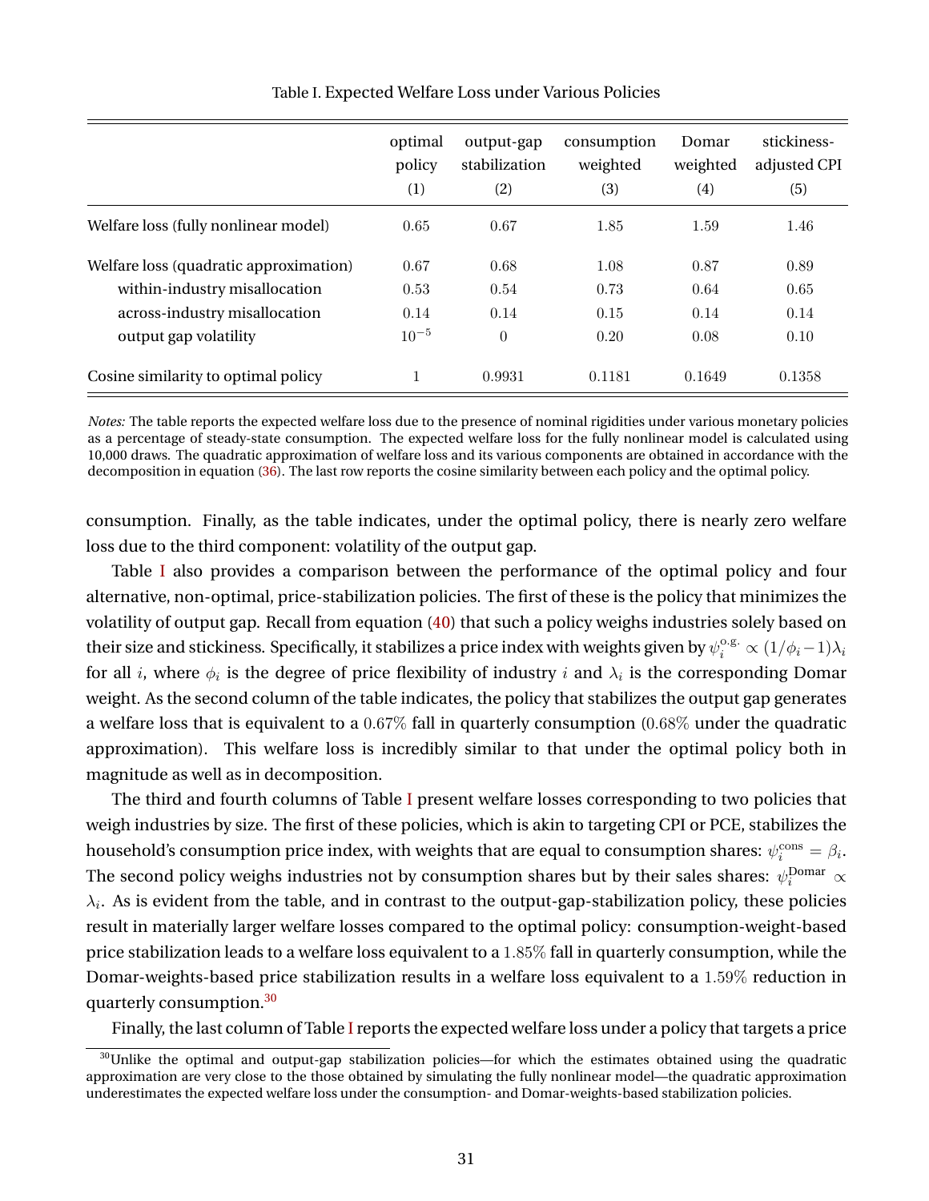Table I. Expected Welfare Loss under Various Policies

| | optimal policy (1) | output-gap stabilization (2) | consumption weighted (3) | Domar weighted (4) | stickiness-adjusted CPI (5) |
|---|---|---|---|---|---|
| Welfare loss (fully nonlinear model) | 0.65 | 0.67 | 1.85 | 1.59 | 1.46 |
| Welfare loss (quadratic approximation) | 0.67 | 0.68 | 1.08 | 0.87 | 0.89 |
| within-industry misallocation | 0.53 | 0.54 | 0.73 | 0.64 | 0.65 |
| across-industry misallocation | 0.14 | 0.14 | 0.15 | 0.14 | 0.14 |
| output gap volatility | $10^{-5}$ | 0 | 0.20 | 0.08 | 0.10 |
| Cosine similarity to optimal policy | 1 | 0.9931 | 0.1181 | 0.1649 | 0.1358 |

*Notes:* The table reports the expected welfare loss due to the presence of nominal rigidities under various monetary policies as a percentage of steady-state consumption. The expected welfare loss for the fully nonlinear model is calculated using 10,000 draws. The quadratic approximation of welfare loss and its various components are obtained in accordance with the decomposition in equation (36). The last row reports the cosine similarity between each policy and the optimal policy.

consumption. Finally, as the table indicates, under the optimal policy, there is nearly zero welfare loss due to the third component: volatility of the output gap.

Table I also provides a comparison between the performance of the optimal policy and four alternative, non-optimal, price-stabilization policies. The first of these is the policy that minimizes the volatility of output gap. Recall from equation (40) that such a policy weighs industries solely based on their size and stickiness. Specifically, it stabilizes a price index with weights given by $\psi_i^{\text{o.g.}} \propto (1/\phi_i - 1)\lambda_i$ for all $i$, where $\phi_i$ is the degree of price flexibility of industry $i$ and $\lambda_i$ is the corresponding Domar weight. As the second column of the table indicates, the policy that stabilizes the output gap generates a welfare loss that is equivalent to a $0.67\%$ fall in quarterly consumption ($0.68\%$ under the quadratic approximation). This welfare loss is incredibly similar to that under the optimal policy both in magnitude as well as in decomposition.

The third and fourth columns of Table I present welfare losses corresponding to two policies that weigh industries by size. The first of these policies, which is akin to targeting CPI or PCE, stabilizes the household's consumption price index, with weights that are equal to consumption shares: $\psi_i^{\text{cons}} = \beta_i$. The second policy weighs industries not by consumption shares but by their sales shares: $\psi_i^{\text{Domar}} \propto \lambda_i$. As is evident from the table, and in contrast to the output-gap-stabilization policy, these policies result in materially larger welfare losses compared to the optimal policy: consumption-weight-based price stabilization leads to a welfare loss equivalent to a $1.85\%$ fall in quarterly consumption, while the Domar-weights-based price stabilization results in a welfare loss equivalent to a $1.59\%$ reduction in quarterly consumption.[30]

Finally, the last column of Table I reports the expected welfare loss under a policy that targets a price

[30] Unlike the optimal and output-gap stabilization policies—for which the estimates obtained using the quadratic approximation are very close to the those obtained by simulating the fully nonlinear model—the quadratic approximation underestimates the expected welfare loss under the consumption- and Domar-weights-based stabilization policies.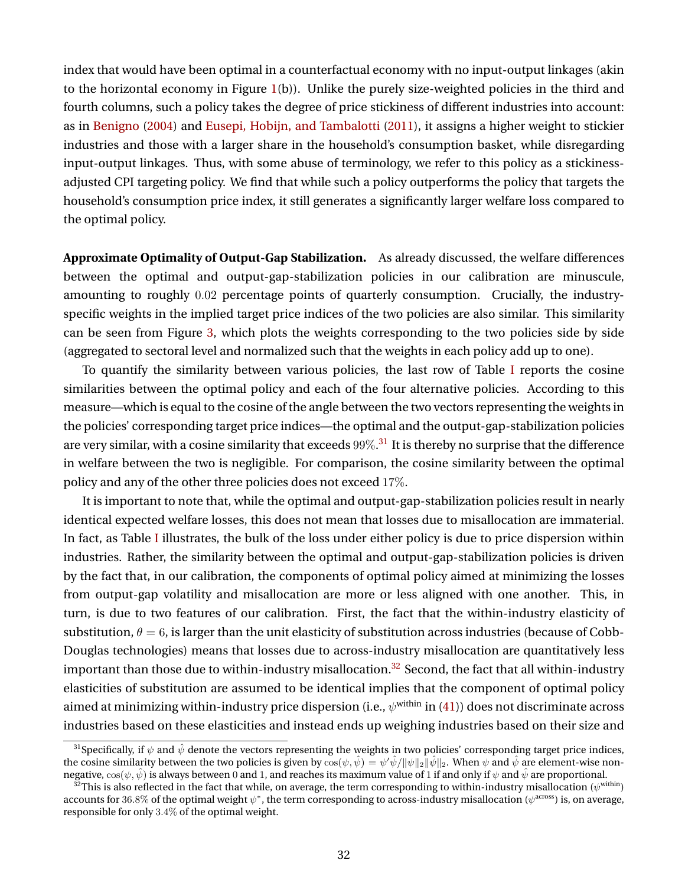index that would have been optimal in a counterfactual economy with no input-output linkages (akin to the horizontal economy in Figure 1(b)). Unlike the purely size-weighted policies in the third and fourth columns, such a policy takes the degree of price stickiness of different industries into account: as in Benigno (2004) and Eusepi, Hobijn, and Tambalotti (2011), it assigns a higher weight to stickier industries and those with a larger share in the household's consumption basket, while disregarding input-output linkages. Thus, with some abuse of terminology, we refer to this policy as a stickiness-adjusted CPI targeting policy. We find that while such a policy outperforms the policy that targets the household's consumption price index, it still generates a significantly larger welfare loss compared to the optimal policy.

**Approximate Optimality of Output-Gap Stabilization.** As already discussed, the welfare differences between the optimal and output-gap-stabilization policies in our calibration are minuscule, amounting to roughly $0.02$ percentage points of quarterly consumption. Crucially, the industry-specific weights in the implied target price indices of the two policies are also similar. This similarity can be seen from Figure 3, which plots the weights corresponding to the two policies side by side (aggregated to sectoral level and normalized such that the weights in each policy add up to one).

To quantify the similarity between various policies, the last row of Table I reports the cosine similarities between the optimal policy and each of the four alternative policies. According to this measure—which is equal to the cosine of the angle between the two vectors representing the weights in the policies' corresponding target price indices—the optimal and the output-gap-stabilization policies are very similar, with a cosine similarity that exceeds $99\%$.[31] It is thereby no surprise that the difference in welfare between the two is negligible. For comparison, the cosine similarity between the optimal policy and any of the other three policies does not exceed $17\%$.

It is important to note that, while the optimal and output-gap-stabilization policies result in nearly identical expected welfare losses, this does not mean that losses due to misallocation are immaterial. In fact, as Table I illustrates, the bulk of the loss under either policy is due to price dispersion within industries. Rather, the similarity between the optimal and output-gap-stabilization policies is driven by the fact that, in our calibration, the components of optimal policy aimed at minimizing the losses from output-gap volatility and misallocation are more or less aligned with one another. This, in turn, is due to two features of our calibration. First, the fact that the within-industry elasticity of substitution, $\theta = 6$, is larger than the unit elasticity of substitution across industries (because of Cobb-Douglas technologies) means that losses due to across-industry misallocation are quantitatively less important than those due to within-industry misallocation.[32] Second, the fact that all within-industry elasticities of substitution are assumed to be identical implies that the component of optimal policy aimed at minimizing within-industry price dispersion (i.e., $\psi^{\text{within}}$ in (41)) does not discriminate across industries based on these elasticities and instead ends up weighing industries based on their size and

[31] Specifically, if $\psi$ and $\hat{\psi}$ denote the vectors representing the weights in two policies' corresponding target price indices, the cosine similarity between the two policies is given by $\cos(\psi, \hat{\psi}) = \psi'\hat{\psi}/\|\psi\|_2\|\hat{\psi}\|_2$. When $\psi$ and $\hat{\psi}$ are element-wise non-negative, $\cos(\psi, \hat{\psi})$ is always between $0$ and $1$, and reaches its maximum value of $1$ if and only if $\psi$ and $\hat{\psi}$ are proportional.

[32] This is also reflected in the fact that while, on average, the term corresponding to within-industry misallocation ($\psi^{\text{within}}$) accounts for $36.8\%$ of the optimal weight $\psi^*$, the term corresponding to across-industry misallocation ($\psi^{\text{across}}$) is, on average, responsible for only $3.4\%$ of the optimal weight.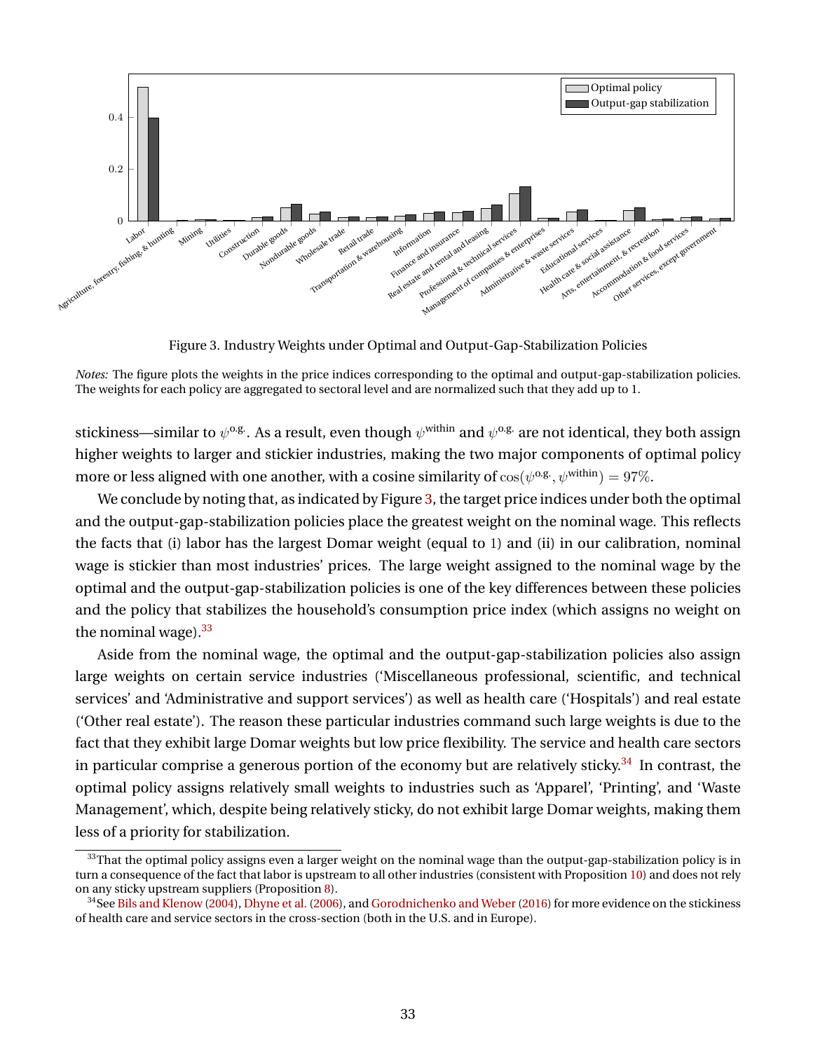Figure 3. Industry Weights under Optimal and Output-Gap-Stabilization Policies

*Notes:* The figure plots the weights in the price indices corresponding to the optimal and output-gap-stabilization policies. The weights for each policy are aggregated to sectoral level and are normalized such that they add up to 1.

stickiness—similar to $\psi^{\text{o.g.}}$. As a result, even though $\psi^{\text{within}}$ and $\psi^{\text{o.g.}}$ are not identical, they both assign higher weights to larger and stickier industries, making the two major components of optimal policy more or less aligned with one another, with a cosine similarity of $\cos(\psi^{\text{o.g.}}, \psi^{\text{within}}) = 97\%$.

We conclude by noting that, as indicated by Figure 3, the target price indices under both the optimal and the output-gap-stabilization policies place the greatest weight on the nominal wage. This reflects the facts that (i) labor has the largest Domar weight (equal to 1) and (ii) in our calibration, nominal wage is stickier than most industries' prices. The large weight assigned to the nominal wage by the optimal and the output-gap-stabilization policies is one of the key differences between these policies and the policy that stabilizes the household's consumption price index (which assigns no weight on the nominal wage).[33]

Aside from the nominal wage, the optimal and the output-gap-stabilization policies also assign large weights on certain service industries ('Miscellaneous professional, scientific, and technical services' and 'Administrative and support services') as well as health care ('Hospitals') and real estate ('Other real estate'). The reason these particular industries command such large weights is due to the fact that they exhibit large Domar weights but low price flexibility. The service and health care sectors in particular comprise a generous portion of the economy but are relatively sticky.[34] In contrast, the optimal policy assigns relatively small weights to industries such as 'Apparel', 'Printing', and 'Waste Management', which, despite being relatively sticky, do not exhibit large Domar weights, making them less of a priority for stabilization.

[33] That the optimal policy assigns even a larger weight on the nominal wage than the output-gap-stabilization policy is in turn a consequence of the fact that labor is upstream to all other industries (consistent with Proposition 10) and does not rely on any sticky upstream suppliers (Proposition 8).

[34] See Bils and Klenow (2004), Dhyne et al. (2006), and Gorodnichenko and Weber (2016) for more evidence on the stickiness of health care and service sectors in the cross-section (both in the U.S. and in Europe).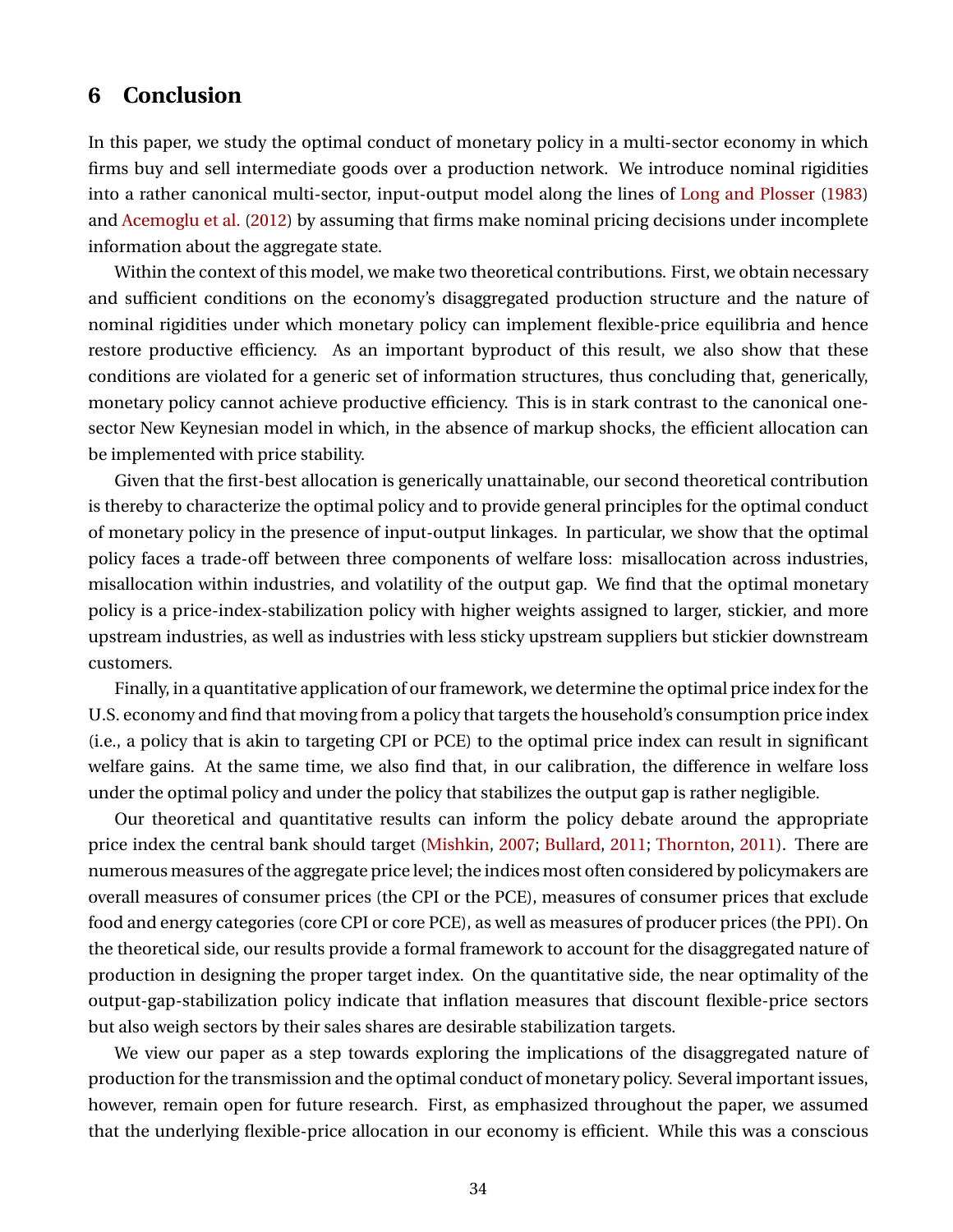# 6 Conclusion

In this paper, we study the optimal conduct of monetary policy in a multi-sector economy in which firms buy and sell intermediate goods over a production network. We introduce nominal rigidities into a rather canonical multi-sector, input-output model along the lines of Long and Plosser (1983) and Acemoglu et al. (2012) by assuming that firms make nominal pricing decisions under incomplete information about the aggregate state.

Within the context of this model, we make two theoretical contributions. First, we obtain necessary and sufficient conditions on the economy's disaggregated production structure and the nature of nominal rigidities under which monetary policy can implement flexible-price equilibria and hence restore productive efficiency. As an important byproduct of this result, we also show that these conditions are violated for a generic set of information structures, thus concluding that, generically, monetary policy cannot achieve productive efficiency. This is in stark contrast to the canonical one-sector New Keynesian model in which, in the absence of markup shocks, the efficient allocation can be implemented with price stability.

Given that the first-best allocation is generically unattainable, our second theoretical contribution is thereby to characterize the optimal policy and to provide general principles for the optimal conduct of monetary policy in the presence of input-output linkages. In particular, we show that the optimal policy faces a trade-off between three components of welfare loss: misallocation across industries, misallocation within industries, and volatility of the output gap. We find that the optimal monetary policy is a price-index-stabilization policy with higher weights assigned to larger, stickier, and more upstream industries, as well as industries with less sticky upstream suppliers but stickier downstream customers.

Finally, in a quantitative application of our framework, we determine the optimal price index for the U.S. economy and find that moving from a policy that targets the household's consumption price index (i.e., a policy that is akin to targeting CPI or PCE) to the optimal price index can result in significant welfare gains. At the same time, we also find that, in our calibration, the difference in welfare loss under the optimal policy and under the policy that stabilizes the output gap is rather negligible.

Our theoretical and quantitative results can inform the policy debate around the appropriate price index the central bank should target (Mishkin, 2007; Bullard, 2011; Thornton, 2011). There are numerous measures of the aggregate price level; the indices most often considered by policymakers are overall measures of consumer prices (the CPI or the PCE), measures of consumer prices that exclude food and energy categories (core CPI or core PCE), as well as measures of producer prices (the PPI). On the theoretical side, our results provide a formal framework to account for the disaggregated nature of production in designing the proper target index. On the quantitative side, the near optimality of the output-gap-stabilization policy indicate that inflation measures that discount flexible-price sectors but also weigh sectors by their sales shares are desirable stabilization targets.

We view our paper as a step towards exploring the implications of the disaggregated nature of production for the transmission and the optimal conduct of monetary policy. Several important issues, however, remain open for future research. First, as emphasized throughout the paper, we assumed that the underlying flexible-price allocation in our economy is efficient. While this was a conscious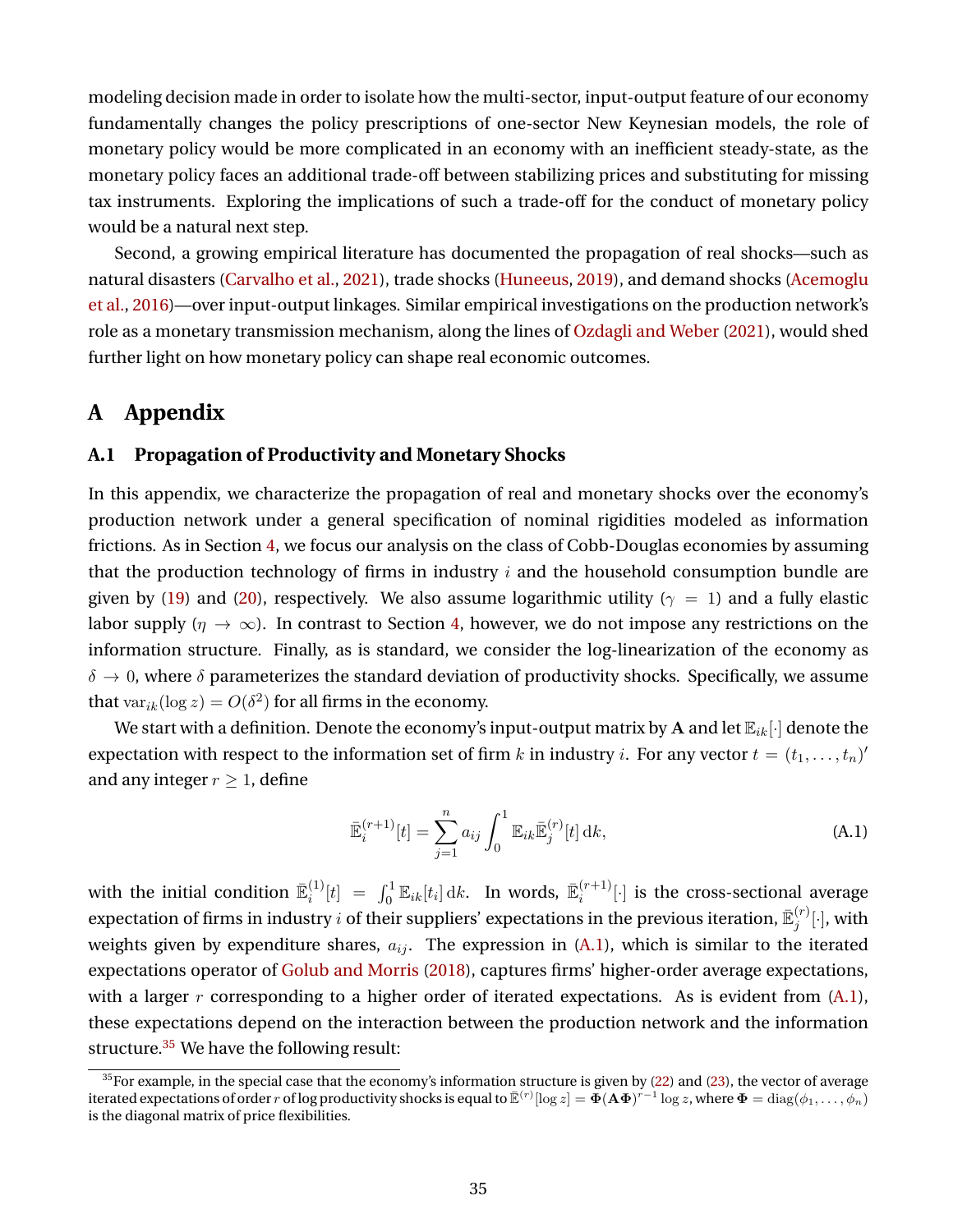modeling decision made in order to isolate how the multi-sector, input-output feature of our economy fundamentally changes the policy prescriptions of one-sector New Keynesian models, the role of monetary policy would be more complicated in an economy with an inefficient steady-state, as the monetary policy faces an additional trade-off between stabilizing prices and substituting for missing tax instruments. Exploring the implications of such a trade-off for the conduct of monetary policy would be a natural next step.

Second, a growing empirical literature has documented the propagation of real shocks—such as natural disasters (Carvalho et al., 2021), trade shocks (Huneeus, 2019), and demand shocks (Acemoglu et al., 2016)—over input-output linkages. Similar empirical investigations on the production network's role as a monetary transmission mechanism, along the lines of Ozdagli and Weber (2021), would shed further light on how monetary policy can shape real economic outcomes.

# A Appendix

## A.1 Propagation of Productivity and Monetary Shocks

In this appendix, we characterize the propagation of real and monetary shocks over the economy's production network under a general specification of nominal rigidities modeled as information frictions. As in Section 4, we focus our analysis on the class of Cobb-Douglas economies by assuming that the production technology of firms in industry $i$ and the household consumption bundle are given by (19) and (20), respectively. We also assume logarithmic utility ($\gamma = 1$) and a fully elastic labor supply ($\eta \to \infty$). In contrast to Section 4, however, we do not impose any restrictions on the information structure. Finally, as is standard, we consider the log-linearization of the economy as $\delta \to 0$, where $\delta$ parameterizes the standard deviation of productivity shocks. Specifically, we assume that $\mathrm{var}_{ik}(\log z) = O(\delta^2)$ for all firms in the economy.

We start with a definition. Denote the economy's input-output matrix by $\mathbf{A}$ and let $\mathbb{E}_{ik}[\cdot]$ denote the expectation with respect to the information set of firm $k$ in industry $i$. For any vector $t = (t_1, \dots, t_n)'$ and any integer $r \geq 1$, define

$$\bar{\mathbb{E}}_i^{(r+1)}[t] = \sum_{j=1}^{n} a_{ij} \int_0^1 \mathbb{E}_{ik} \bar{\mathbb{E}}_j^{(r)}[t] \, \mathrm{d}k, \tag{A.1}$$

with the initial condition $\bar{\mathbb{E}}_i^{(1)}[t] = \int_0^1 \mathbb{E}_{ik}[t_i] \, \mathrm{d}k$. In words, $\bar{\mathbb{E}}_i^{(r+1)}[\cdot]$ is the cross-sectional average expectation of firms in industry $i$ of their suppliers' expectations in the previous iteration, $\bar{\mathbb{E}}_j^{(r)}[\cdot]$, with weights given by expenditure shares, $a_{ij}$. The expression in (A.1), which is similar to the iterated expectations operator of Golub and Morris (2018), captures firms' higher-order average expectations, with a larger $r$ corresponding to a higher order of iterated expectations. As is evident from (A.1), these expectations depend on the interaction between the production network and the information structure.[35] We have the following result:

[35] For example, in the special case that the economy's information structure is given by (22) and (23), the vector of average iterated expectations of order $r$ of log productivity shocks is equal to $\bar{\mathbb{E}}^{(r)}[\log z] = \mathbf{\Phi}(\mathbf{A}\mathbf{\Phi})^{r-1} \log z$, where $\mathbf{\Phi} = \mathrm{diag}(\phi_1, \dots, \phi_n)$ is the diagonal matrix of price flexibilities.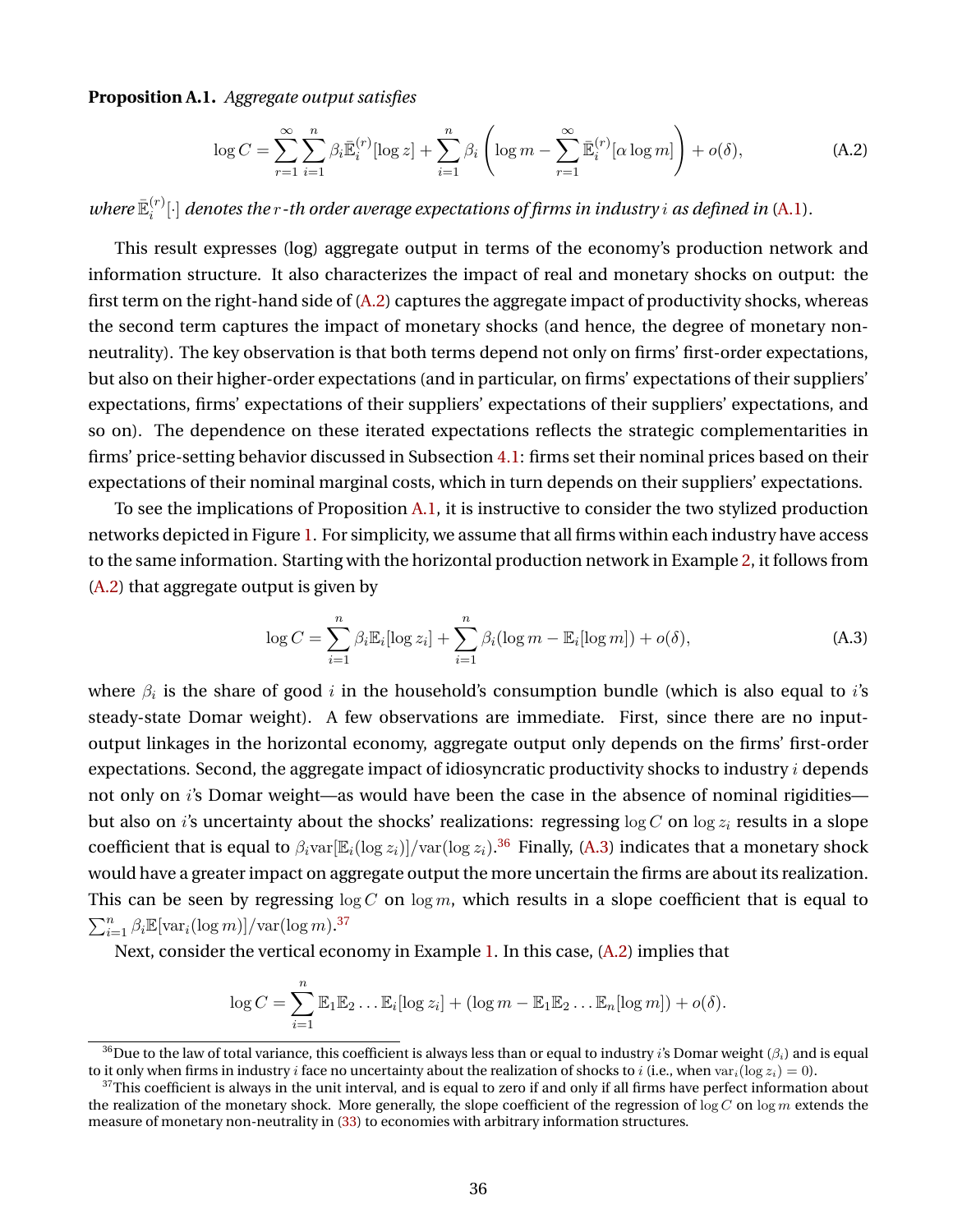**Proposition A.1.** *Aggregate output satisfies*

$$\log C = \sum_{r=1}^{\infty} \sum_{i=1}^{n} \beta_i \bar{\mathbb{E}}_i^{(r)}[\log z] + \sum_{i=1}^{n} \beta_i \left( \log m - \sum_{r=1}^{\infty} \bar{\mathbb{E}}_i^{(r)}[\alpha \log m] \right) + o(\delta), \tag{A.2}$$

*where $\bar{\mathbb{E}}_i^{(r)}[\cdot]$ denotes the $r$-th order average expectations of firms in industry $i$ as defined in (A.1).*

This result expresses (log) aggregate output in terms of the economy's production network and information structure. It also characterizes the impact of real and monetary shocks on output: the first term on the right-hand side of (A.2) captures the aggregate impact of productivity shocks, whereas the second term captures the impact of monetary shocks (and hence, the degree of monetary non-neutrality). The key observation is that both terms depend not only on firms' first-order expectations, but also on their higher-order expectations (and in particular, on firms' expectations of their suppliers' expectations, firms' expectations of their suppliers' expectations of their suppliers' expectations, and so on). The dependence on these iterated expectations reflects the strategic complementarities in firms' price-setting behavior discussed in Subsection 4.1: firms set their nominal prices based on their expectations of their nominal marginal costs, which in turn depends on their suppliers' expectations.

To see the implications of Proposition A.1, it is instructive to consider the two stylized production networks depicted in Figure 1. For simplicity, we assume that all firms within each industry have access to the same information. Starting with the horizontal production network in Example 2, it follows from (A.2) that aggregate output is given by

$$\log C = \sum_{i=1}^{n} \beta_i \mathbb{E}_i[\log z_i] + \sum_{i=1}^{n} \beta_i (\log m - \mathbb{E}_i[\log m]) + o(\delta), \tag{A.3}$$

where $\beta_i$ is the share of good $i$ in the household's consumption bundle (which is also equal to $i$'s steady-state Domar weight). A few observations are immediate. First, since there are no input-output linkages in the horizontal economy, aggregate output only depends on the firms' first-order expectations. Second, the aggregate impact of idiosyncratic productivity shocks to industry $i$ depends not only on $i$'s Domar weight—as would have been the case in the absence of nominal rigidities—but also on $i$'s uncertainty about the shocks' realizations: regressing $\log C$ on $\log z_i$ results in a slope coefficient that is equal to $\beta_i \text{var}[\mathbb{E}_i(\log z_i)]/\text{var}(\log z_i)$.[36] Finally, (A.3) indicates that a monetary shock would have a greater impact on aggregate output the more uncertain the firms are about its realization. This can be seen by regressing $\log C$ on $\log m$, which results in a slope coefficient that is equal to $\sum_{i=1}^{n} \beta_i \mathbb{E}[\text{var}_i(\log m)]/\text{var}(\log m)$.[37]

Next, consider the vertical economy in Example 1. In this case, (A.2) implies that

$$\log C = \sum_{i=1}^{n} \mathbb{E}_1 \mathbb{E}_2 \ldots \mathbb{E}_i[\log z_i] + (\log m - \mathbb{E}_1 \mathbb{E}_2 \ldots \mathbb{E}_n[\log m]) + o(\delta).$$

[36] Due to the law of total variance, this coefficient is always less than or equal to industry $i$'s Domar weight ($\beta_i$) and is equal to it only when firms in industry $i$ face no uncertainty about the realization of shocks to $i$ (i.e., when $\text{var}_i(\log z_i) = 0$).

[37] This coefficient is always in the unit interval, and is equal to zero if and only if all firms have perfect information about the realization of the monetary shock. More generally, the slope coefficient of the regression of $\log C$ on $\log m$ extends the measure of monetary non-neutrality in (33) to economies with arbitrary information structures.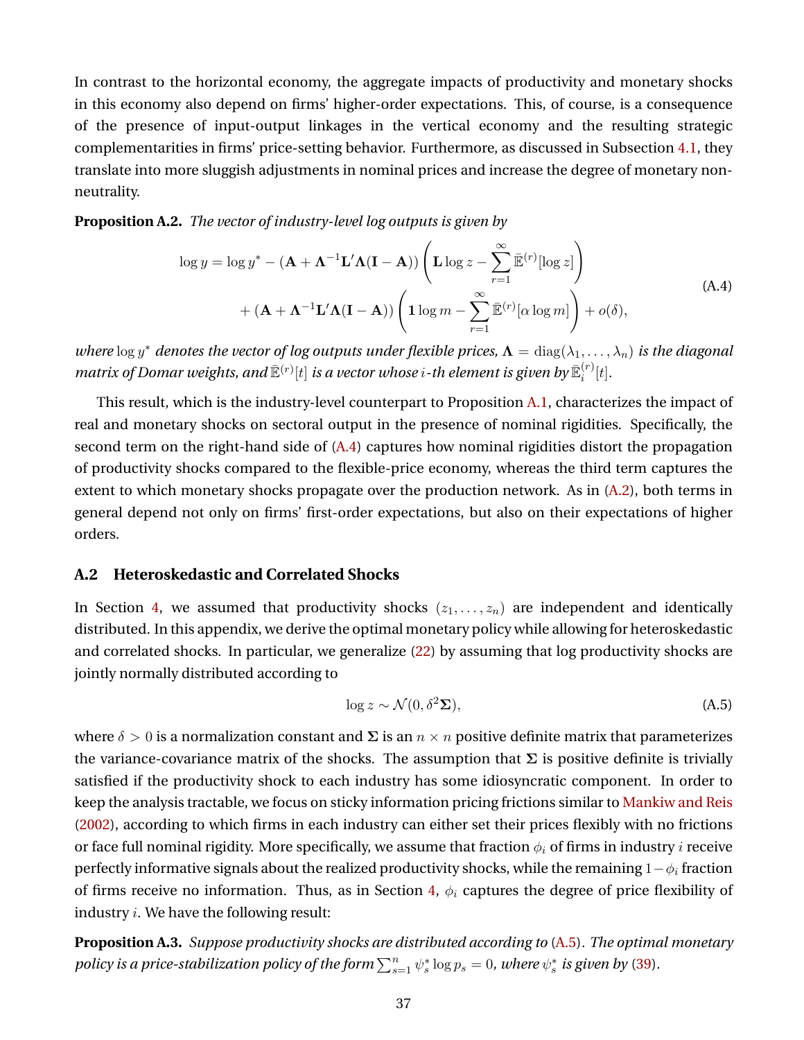In contrast to the horizontal economy, the aggregate impacts of productivity and monetary shocks in this economy also depend on firms' higher-order expectations. This, of course, is a consequence of the presence of input-output linkages in the vertical economy and the resulting strategic complementarities in firms' price-setting behavior. Furthermore, as discussed in Subsection 4.1, they translate into more sluggish adjustments in nominal prices and increase the degree of monetary non-neutrality.

**Proposition A.2.** *The vector of industry-level log outputs is given by*

$$
\begin{aligned}
\log y = \log y^* &- (\mathbf{A} + \mathbf{\Lambda}^{-1}\mathbf{L}'\mathbf{\Lambda}(\mathbf{I} - \mathbf{A}))\left(\mathbf{L}\log z - \sum_{r=1}^{\infty}\bar{\mathbb{E}}^{(r)}[\log z]\right) \\
&+ (\mathbf{A} + \mathbf{\Lambda}^{-1}\mathbf{L}'\mathbf{\Lambda}(\mathbf{I} - \mathbf{A}))\left(\mathbf{1}\log m - \sum_{r=1}^{\infty}\bar{\mathbb{E}}^{(r)}[\alpha\log m]\right) + o(\delta),
\end{aligned} \tag{A.4}
$$

*where $\log y^*$ denotes the vector of log outputs under flexible prices, $\mathbf{\Lambda} = \mathrm{diag}(\lambda_1, \dots, \lambda_n)$ is the diagonal matrix of Domar weights, and $\bar{\mathbb{E}}^{(r)}[t]$ is a vector whose $i$-th element is given by $\bar{\mathbb{E}}_i^{(r)}[t]$.*

This result, which is the industry-level counterpart to Proposition A.1, characterizes the impact of real and monetary shocks on sectoral output in the presence of nominal rigidities. Specifically, the second term on the right-hand side of (A.4) captures how nominal rigidities distort the propagation of productivity shocks compared to the flexible-price economy, whereas the third term captures the extent to which monetary shocks propagate over the production network. As in (A.2), both terms in general depend not only on firms' first-order expectations, but also on their expectations of higher orders.

## A.2 Heteroskedastic and Correlated Shocks

In Section 4, we assumed that productivity shocks $(z_1, \dots, z_n)$ are independent and identically distributed. In this appendix, we derive the optimal monetary policy while allowing for heteroskedastic and correlated shocks. In particular, we generalize (22) by assuming that log productivity shocks are jointly normally distributed according to

$$
\log z \sim \mathcal{N}(0, \delta^2\mathbf{\Sigma}), \tag{A.5}
$$

where $\delta > 0$ is a normalization constant and $\mathbf{\Sigma}$ is an $n \times n$ positive definite matrix that parameterizes the variance-covariance matrix of the shocks. The assumption that $\mathbf{\Sigma}$ is positive definite is trivially satisfied if the productivity shock to each industry has some idiosyncratic component. In order to keep the analysis tractable, we focus on sticky information pricing frictions similar to Mankiw and Reis (2002), according to which firms in each industry can either set their prices flexibly with no frictions or face full nominal rigidity. More specifically, we assume that fraction $\phi_i$ of firms in industry $i$ receive perfectly informative signals about the realized productivity shocks, while the remaining $1 - \phi_i$ fraction of firms receive no information. Thus, as in Section 4, $\phi_i$ captures the degree of price flexibility of industry $i$. We have the following result:

**Proposition A.3.** *Suppose productivity shocks are distributed according to (A.5). The optimal monetary policy is a price-stabilization policy of the form $\sum_{s=1}^{n}\psi_s^*\log p_s = 0$, where $\psi_s^*$ is given by (39).*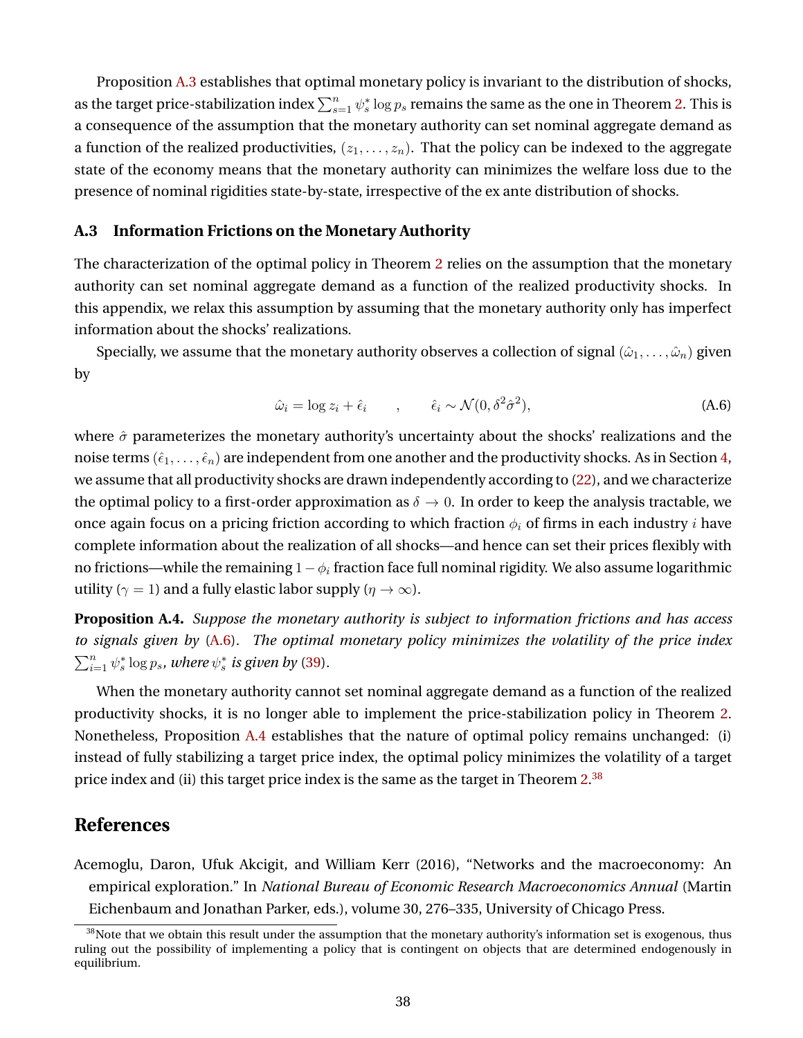Proposition A.3 establishes that optimal monetary policy is invariant to the distribution of shocks, as the target price-stabilization index $\sum_{s=1}^{n} \psi_s^* \log p_s$ remains the same as the one in Theorem 2. This is a consequence of the assumption that the monetary authority can set nominal aggregate demand as a function of the realized productivities, $(z_1, \dots, z_n)$. That the policy can be indexed to the aggregate state of the economy means that the monetary authority can minimizes the welfare loss due to the presence of nominal rigidities state-by-state, irrespective of the ex ante distribution of shocks.

### A.3 Information Frictions on the Monetary Authority

The characterization of the optimal policy in Theorem 2 relies on the assumption that the monetary authority can set nominal aggregate demand as a function of the realized productivity shocks. In this appendix, we relax this assumption by assuming that the monetary authority only has imperfect information about the shocks' realizations.

Specially, we assume that the monetary authority observes a collection of signal $(\hat{\omega}_1, \dots, \hat{\omega}_n)$ given by

$$\hat{\omega}_i = \log z_i + \hat{\epsilon}_i \qquad , \qquad \hat{\epsilon}_i \sim \mathcal{N}(0, \delta^2 \hat{\sigma}^2), \tag{A.6}$$

where $\hat{\sigma}$ parameterizes the monetary authority's uncertainty about the shocks' realizations and the noise terms $(\hat{\epsilon}_1, \dots, \hat{\epsilon}_n)$ are independent from one another and the productivity shocks. As in Section 4, we assume that all productivity shocks are drawn independently according to (22), and we characterize the optimal policy to a first-order approximation as $\delta \to 0$. In order to keep the analysis tractable, we once again focus on a pricing friction according to which fraction $\phi_i$ of firms in each industry $i$ have complete information about the realization of all shocks—and hence can set their prices flexibly with no frictions—while the remaining $1 - \phi_i$ fraction face full nominal rigidity. We also assume logarithmic utility ($\gamma = 1$) and a fully elastic labor supply ($\eta \to \infty$).

**Proposition A.4.** *Suppose the monetary authority is subject to information frictions and has access to signals given by* (A.6)*. The optimal monetary policy minimizes the volatility of the price index* $\sum_{i=1}^{n} \psi_s^* \log p_s$*, where* $\psi_s^*$ *is given by* (39)*.*

When the monetary authority cannot set nominal aggregate demand as a function of the realized productivity shocks, it is no longer able to implement the price-stabilization policy in Theorem 2. Nonetheless, Proposition A.4 establishes that the nature of optimal policy remains unchanged: (i) instead of fully stabilizing a target price index, the optimal policy minimizes the volatility of a target price index and (ii) this target price index is the same as the target in Theorem 2.[38]

## References

Acemoglu, Daron, Ufuk Akcigit, and William Kerr (2016), "Networks and the macroeconomy: An empirical exploration." In *National Bureau of Economic Research Macroeconomics Annual* (Martin Eichenbaum and Jonathan Parker, eds.), volume 30, 276–335, University of Chicago Press.

[38] Note that we obtain this result under the assumption that the monetary authority's information set is exogenous, thus ruling out the possibility of implementing a policy that is contingent on objects that are determined endogenously in equilibrium.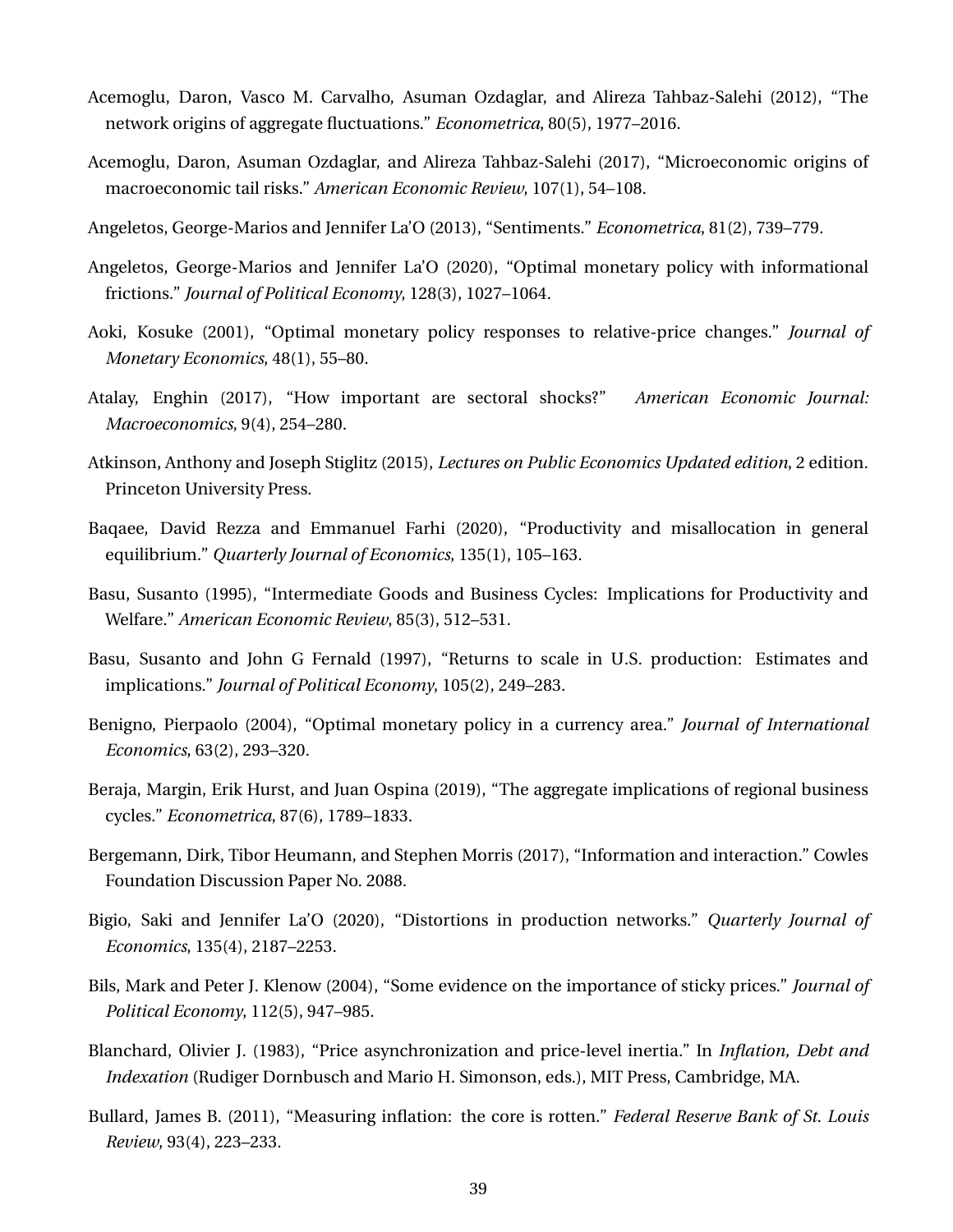Acemoglu, Daron, Vasco M. Carvalho, Asuman Ozdaglar, and Alireza Tahbaz-Salehi (2012), "The network origins of aggregate fluctuations." *Econometrica*, 80(5), 1977–2016.

Acemoglu, Daron, Asuman Ozdaglar, and Alireza Tahbaz-Salehi (2017), "Microeconomic origins of macroeconomic tail risks." *American Economic Review*, 107(1), 54–108.

Angeletos, George-Marios and Jennifer La'O (2013), "Sentiments." *Econometrica*, 81(2), 739–779.

Angeletos, George-Marios and Jennifer La'O (2020), "Optimal monetary policy with informational frictions." *Journal of Political Economy*, 128(3), 1027–1064.

Aoki, Kosuke (2001), "Optimal monetary policy responses to relative-price changes." *Journal of Monetary Economics*, 48(1), 55–80.

Atalay, Enghin (2017), "How important are sectoral shocks?" *American Economic Journal: Macroeconomics*, 9(4), 254–280.

Atkinson, Anthony and Joseph Stiglitz (2015), *Lectures on Public Economics Updated edition*, 2 edition. Princeton University Press.

Baqaee, David Rezza and Emmanuel Farhi (2020), "Productivity and misallocation in general equilibrium." *Quarterly Journal of Economics*, 135(1), 105–163.

Basu, Susanto (1995), "Intermediate Goods and Business Cycles: Implications for Productivity and Welfare." *American Economic Review*, 85(3), 512–531.

Basu, Susanto and John G Fernald (1997), "Returns to scale in U.S. production: Estimates and implications." *Journal of Political Economy*, 105(2), 249–283.

Benigno, Pierpaolo (2004), "Optimal monetary policy in a currency area." *Journal of International Economics*, 63(2), 293–320.

Beraja, Margin, Erik Hurst, and Juan Ospina (2019), "The aggregate implications of regional business cycles." *Econometrica*, 87(6), 1789–1833.

Bergemann, Dirk, Tibor Heumann, and Stephen Morris (2017), "Information and interaction." Cowles Foundation Discussion Paper No. 2088.

Bigio, Saki and Jennifer La'O (2020), "Distortions in production networks." *Quarterly Journal of Economics*, 135(4), 2187–2253.

Bils, Mark and Peter J. Klenow (2004), "Some evidence on the importance of sticky prices." *Journal of Political Economy*, 112(5), 947–985.

Blanchard, Olivier J. (1983), "Price asynchronization and price-level inertia." In *Inflation, Debt and Indexation* (Rudiger Dornbusch and Mario H. Simonson, eds.), MIT Press, Cambridge, MA.

Bullard, James B. (2011), "Measuring inflation: the core is rotten." *Federal Reserve Bank of St. Louis Review*, 93(4), 223–233.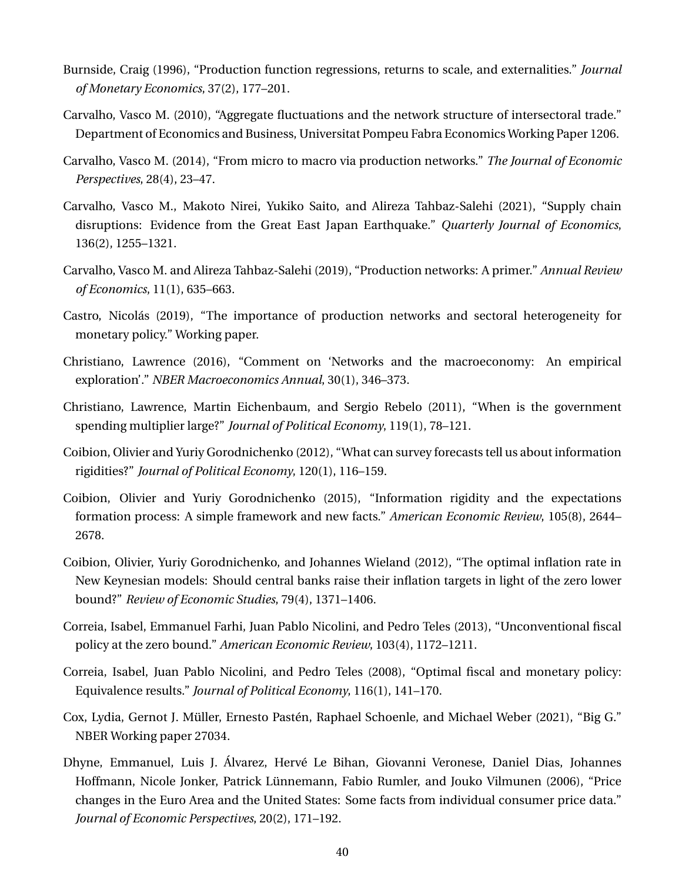Burnside, Craig (1996), "Production function regressions, returns to scale, and externalities." *Journal of Monetary Economics*, 37(2), 177–201.

Carvalho, Vasco M. (2010), "Aggregate fluctuations and the network structure of intersectoral trade." Department of Economics and Business, Universitat Pompeu Fabra Economics Working Paper 1206.

Carvalho, Vasco M. (2014), "From micro to macro via production networks." *The Journal of Economic Perspectives*, 28(4), 23–47.

Carvalho, Vasco M., Makoto Nirei, Yukiko Saito, and Alireza Tahbaz-Salehi (2021), "Supply chain disruptions: Evidence from the Great East Japan Earthquake." *Quarterly Journal of Economics*, 136(2), 1255–1321.

Carvalho, Vasco M. and Alireza Tahbaz-Salehi (2019), "Production networks: A primer." *Annual Review of Economics*, 11(1), 635–663.

Castro, Nicolás (2019), "The importance of production networks and sectoral heterogeneity for monetary policy." Working paper.

Christiano, Lawrence (2016), "Comment on 'Networks and the macroeconomy: An empirical exploration'." *NBER Macroeconomics Annual*, 30(1), 346–373.

Christiano, Lawrence, Martin Eichenbaum, and Sergio Rebelo (2011), "When is the government spending multiplier large?" *Journal of Political Economy*, 119(1), 78–121.

Coibion, Olivier and Yuriy Gorodnichenko (2012), "What can survey forecasts tell us about information rigidities?" *Journal of Political Economy*, 120(1), 116–159.

Coibion, Olivier and Yuriy Gorodnichenko (2015), "Information rigidity and the expectations formation process: A simple framework and new facts." *American Economic Review*, 105(8), 2644–2678.

Coibion, Olivier, Yuriy Gorodnichenko, and Johannes Wieland (2012), "The optimal inflation rate in New Keynesian models: Should central banks raise their inflation targets in light of the zero lower bound?" *Review of Economic Studies*, 79(4), 1371–1406.

Correia, Isabel, Emmanuel Farhi, Juan Pablo Nicolini, and Pedro Teles (2013), "Unconventional fiscal policy at the zero bound." *American Economic Review*, 103(4), 1172–1211.

Correia, Isabel, Juan Pablo Nicolini, and Pedro Teles (2008), "Optimal fiscal and monetary policy: Equivalence results." *Journal of Political Economy*, 116(1), 141–170.

Cox, Lydia, Gernot J. Müller, Ernesto Pastén, Raphael Schoenle, and Michael Weber (2021), "Big G." NBER Working paper 27034.

Dhyne, Emmanuel, Luis J. Álvarez, Hervé Le Bihan, Giovanni Veronese, Daniel Dias, Johannes Hoffmann, Nicole Jonker, Patrick Lünnemann, Fabio Rumler, and Jouko Vilmunen (2006), "Price changes in the Euro Area and the United States: Some facts from individual consumer price data." *Journal of Economic Perspectives*, 20(2), 171–192.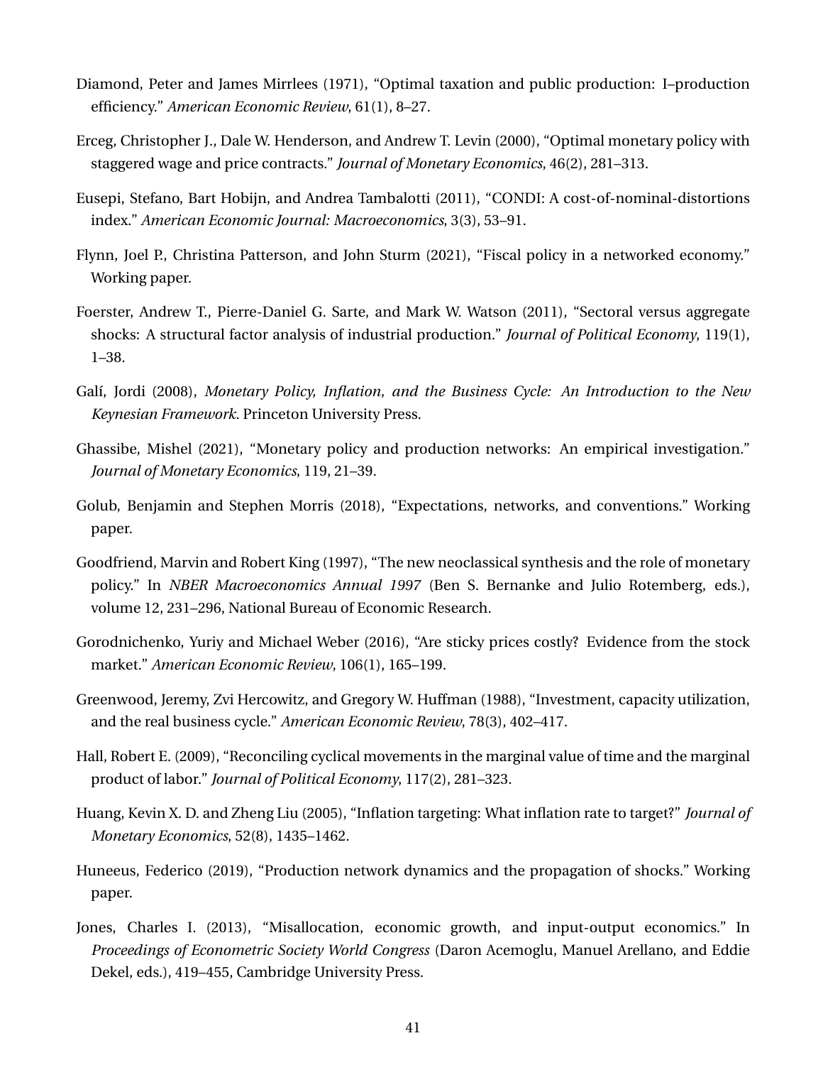Diamond, Peter and James Mirrlees (1971), "Optimal taxation and public production: I–production efficiency." *American Economic Review*, 61(1), 8–27.

Erceg, Christopher J., Dale W. Henderson, and Andrew T. Levin (2000), "Optimal monetary policy with staggered wage and price contracts." *Journal of Monetary Economics*, 46(2), 281–313.

Eusepi, Stefano, Bart Hobijn, and Andrea Tambalotti (2011), "CONDI: A cost-of-nominal-distortions index." *American Economic Journal: Macroeconomics*, 3(3), 53–91.

Flynn, Joel P., Christina Patterson, and John Sturm (2021), "Fiscal policy in a networked economy." Working paper.

Foerster, Andrew T., Pierre-Daniel G. Sarte, and Mark W. Watson (2011), "Sectoral versus aggregate shocks: A structural factor analysis of industrial production." *Journal of Political Economy*, 119(1), 1–38.

Galí, Jordi (2008), *Monetary Policy, Inflation, and the Business Cycle: An Introduction to the New Keynesian Framework*. Princeton University Press.

Ghassibe, Mishel (2021), "Monetary policy and production networks: An empirical investigation." *Journal of Monetary Economics*, 119, 21–39.

Golub, Benjamin and Stephen Morris (2018), "Expectations, networks, and conventions." Working paper.

Goodfriend, Marvin and Robert King (1997), "The new neoclassical synthesis and the role of monetary policy." In *NBER Macroeconomics Annual 1997* (Ben S. Bernanke and Julio Rotemberg, eds.), volume 12, 231–296, National Bureau of Economic Research.

Gorodnichenko, Yuriy and Michael Weber (2016), "Are sticky prices costly? Evidence from the stock market." *American Economic Review*, 106(1), 165–199.

Greenwood, Jeremy, Zvi Hercowitz, and Gregory W. Huffman (1988), "Investment, capacity utilization, and the real business cycle." *American Economic Review*, 78(3), 402–417.

Hall, Robert E. (2009), "Reconciling cyclical movements in the marginal value of time and the marginal product of labor." *Journal of Political Economy*, 117(2), 281–323.

Huang, Kevin X. D. and Zheng Liu (2005), "Inflation targeting: What inflation rate to target?" *Journal of Monetary Economics*, 52(8), 1435–1462.

Huneeus, Federico (2019), "Production network dynamics and the propagation of shocks." Working paper.

Jones, Charles I. (2013), "Misallocation, economic growth, and input-output economics." In *Proceedings of Econometric Society World Congress* (Daron Acemoglu, Manuel Arellano, and Eddie Dekel, eds.), 419–455, Cambridge University Press.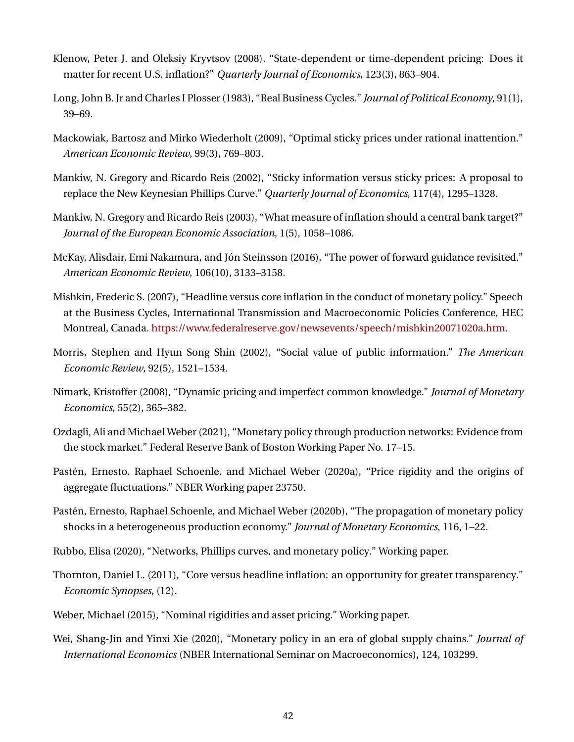Klenow, Peter J. and Oleksiy Kryvtsov (2008), "State-dependent or time-dependent pricing: Does it matter for recent U.S. inflation?" *Quarterly Journal of Economics*, 123(3), 863–904.

Long, John B. Jr and Charles I Plosser (1983), "Real Business Cycles." *Journal of Political Economy*, 91(1), 39–69.

Mackowiak, Bartosz and Mirko Wiederholt (2009), "Optimal sticky prices under rational inattention." *American Economic Review*, 99(3), 769–803.

Mankiw, N. Gregory and Ricardo Reis (2002), "Sticky information versus sticky prices: A proposal to replace the New Keynesian Phillips Curve." *Quarterly Journal of Economics*, 117(4), 1295–1328.

Mankiw, N. Gregory and Ricardo Reis (2003), "What measure of inflation should a central bank target?" *Journal of the European Economic Association*, 1(5), 1058–1086.

McKay, Alisdair, Emi Nakamura, and Jón Steinsson (2016), "The power of forward guidance revisited." *American Economic Review*, 106(10), 3133–3158.

Mishkin, Frederic S. (2007), "Headline versus core inflation in the conduct of monetary policy." Speech at the Business Cycles, International Transmission and Macroeconomic Policies Conference, HEC Montreal, Canada. https://www.federalreserve.gov/newsevents/speech/mishkin20071020a.htm.

Morris, Stephen and Hyun Song Shin (2002), "Social value of public information." *The American Economic Review*, 92(5), 1521–1534.

Nimark, Kristoffer (2008), "Dynamic pricing and imperfect common knowledge." *Journal of Monetary Economics*, 55(2), 365–382.

Ozdagli, Ali and Michael Weber (2021), "Monetary policy through production networks: Evidence from the stock market." Federal Reserve Bank of Boston Working Paper No. 17–15.

Pastén, Ernesto, Raphael Schoenle, and Michael Weber (2020a), "Price rigidity and the origins of aggregate fluctuations." NBER Working paper 23750.

Pastén, Ernesto, Raphael Schoenle, and Michael Weber (2020b), "The propagation of monetary policy shocks in a heterogeneous production economy." *Journal of Monetary Economics*, 116, 1–22.

Rubbo, Elisa (2020), "Networks, Phillips curves, and monetary policy." Working paper.

Thornton, Daniel L. (2011), "Core versus headline inflation: an opportunity for greater transparency." *Economic Synopses*, (12).

Weber, Michael (2015), "Nominal rigidities and asset pricing." Working paper.

Wei, Shang-Jin and Yinxi Xie (2020), "Monetary policy in an era of global supply chains." *Journal of International Economics* (NBER International Seminar on Macroeconomics), 124, 103299.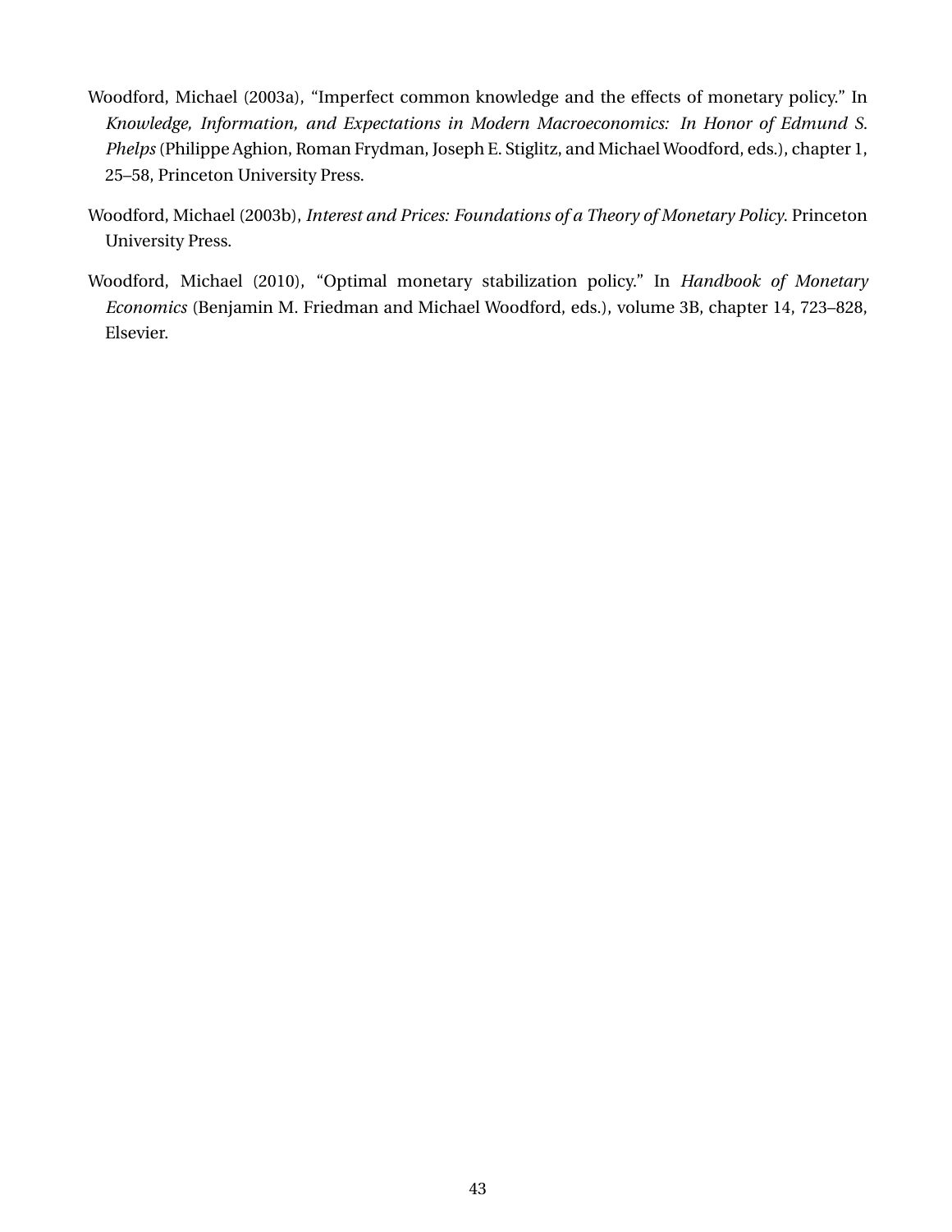Woodford, Michael (2003a), "Imperfect common knowledge and the effects of monetary policy." In *Knowledge, Information, and Expectations in Modern Macroeconomics: In Honor of Edmund S. Phelps* (Philippe Aghion, Roman Frydman, Joseph E. Stiglitz, and Michael Woodford, eds.), chapter 1, 25–58, Princeton University Press.

Woodford, Michael (2003b), *Interest and Prices: Foundations of a Theory of Monetary Policy*. Princeton University Press.

Woodford, Michael (2010), "Optimal monetary stabilization policy." In *Handbook of Monetary Economics* (Benjamin M. Friedman and Michael Woodford, eds.), volume 3B, chapter 14, 723–828, Elsevier.